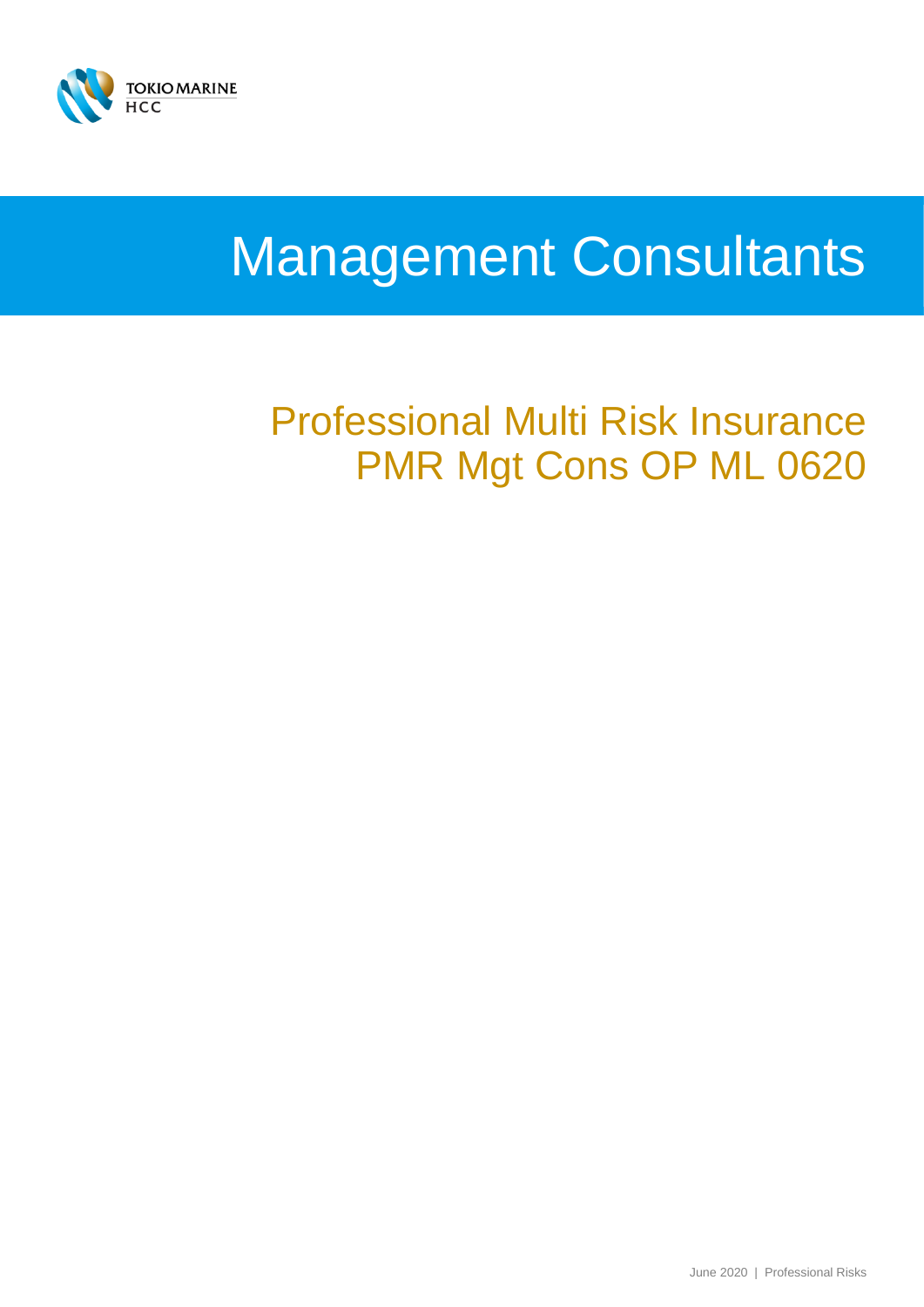# Management Consultants

## Professional Multi Risk Insurance
## PMR Mgt Cons OP ML 0620

June 2020 | Professional Risks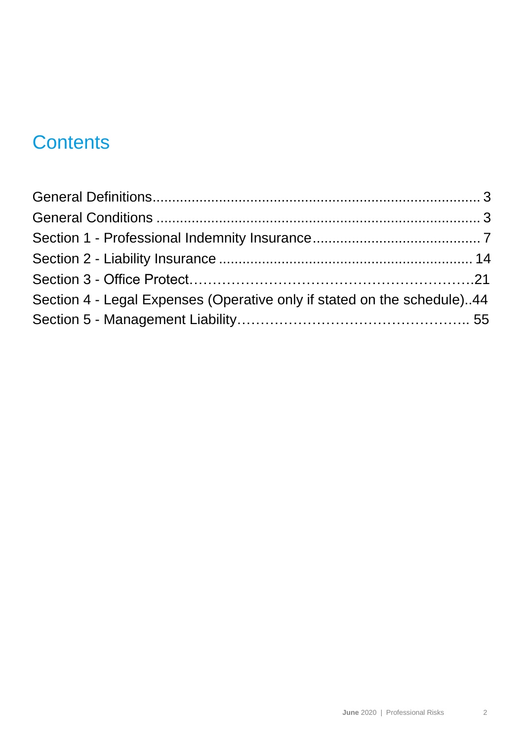# Contents

General Definitions........................................................................... 3
General Conditions ........................................................................... 3
Section 1 - Professional Indemnity Insurance.......................................... 7
Section 2 - Liability Insurance ............................................................... 14
Section 3 - Office Protect…………………………………………………….21
Section 4 - Legal Expenses (Operative only if stated on the schedule)..44
Section 5 - Management Liability………………………………………….. 55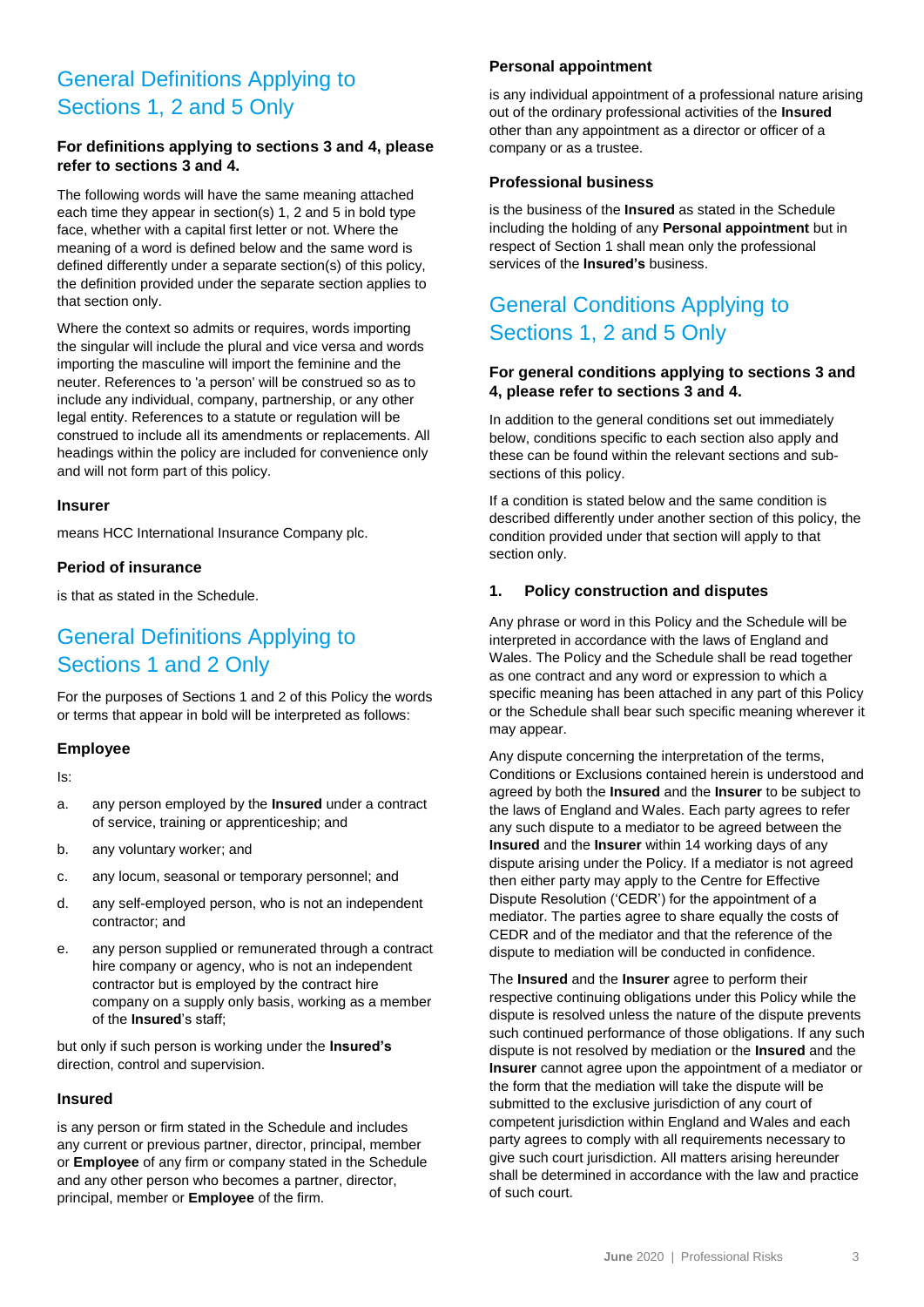## General Definitions Applying to Sections 1, 2 and 5 Only

**For definitions applying to sections 3 and 4, please refer to sections 3 and 4.**

The following words will have the same meaning attached each time they appear in section(s) 1, 2 and 5 in bold type face, whether with a capital first letter or not. Where the meaning of a word is defined below and the same word is defined differently under a separate section(s) of this policy, the definition provided under the separate section applies to that section only.

Where the context so admits or requires, words importing the singular will include the plural and vice versa and words importing the masculine will import the feminine and the neuter. References to 'a person' will be construed so as to include any individual, company, partnership, or any other legal entity. References to a statute or regulation will be construed to include all its amendments or replacements. All headings within the policy are included for convenience only and will not form part of this policy.

### Insurer

means HCC International Insurance Company plc.

### Period of insurance

is that as stated in the Schedule.

## General Definitions Applying to Sections 1 and 2 Only

For the purposes of Sections 1 and 2 of this Policy the words or terms that appear in bold will be interpreted as follows:

### Employee

Is:

a. any person employed by the **Insured** under a contract of service, training or apprenticeship; and

b. any voluntary worker; and

c. any locum, seasonal or temporary personnel; and

d. any self-employed person, who is not an independent contractor; and

e. any person supplied or remunerated through a contract hire company or agency, who is not an independent contractor but is employed by the contract hire company on a supply only basis, working as a member of the **Insured**'s staff;

but only if such person is working under the **Insured's** direction, control and supervision.

### Insured

is any person or firm stated in the Schedule and includes any current or previous partner, director, principal, member or **Employee** of any firm or company stated in the Schedule and any other person who becomes a partner, director, principal, member or **Employee** of the firm.

### Personal appointment

is any individual appointment of a professional nature arising out of the ordinary professional activities of the **Insured** other than any appointment as a director or officer of a company or as a trustee.

### Professional business

is the business of the **Insured** as stated in the Schedule including the holding of any **Personal appointment** but in respect of Section 1 shall mean only the professional services of the **Insured's** business.

## General Conditions Applying to Sections 1, 2 and 5 Only

**For general conditions applying to sections 3 and 4, please refer to sections 3 and 4.**

In addition to the general conditions set out immediately below, conditions specific to each section also apply and these can be found within the relevant sections and sub-sections of this policy.

If a condition is stated below and the same condition is described differently under another section of this policy, the condition provided under that section will apply to that section only.

### 1. Policy construction and disputes

Any phrase or word in this Policy and the Schedule will be interpreted in accordance with the laws of England and Wales. The Policy and the Schedule shall be read together as one contract and any word or expression to which a specific meaning has been attached in any part of this Policy or the Schedule shall bear such specific meaning wherever it may appear.

Any dispute concerning the interpretation of the terms, Conditions or Exclusions contained herein is understood and agreed by both the **Insured** and the **Insurer** to be subject to the laws of England and Wales. Each party agrees to refer any such dispute to a mediator to be agreed between the **Insured** and the **Insurer** within 14 working days of any dispute arising under the Policy. If a mediator is not agreed then either party may apply to the Centre for Effective Dispute Resolution ('CEDR') for the appointment of a mediator. The parties agree to share equally the costs of CEDR and of the mediator and that the reference of the dispute to mediation will be conducted in confidence.

The **Insured** and the **Insurer** agree to perform their respective continuing obligations under this Policy while the dispute is resolved unless the nature of the dispute prevents such continued performance of those obligations. If any such dispute is not resolved by mediation or the **Insured** and the **Insurer** cannot agree upon the appointment of a mediator or the form that the mediation will take the dispute will be submitted to the exclusive jurisdiction of any court of competent jurisdiction within England and Wales and each party agrees to comply with all requirements necessary to give such court jurisdiction. All matters arising hereunder shall be determined in accordance with the law and practice of such court.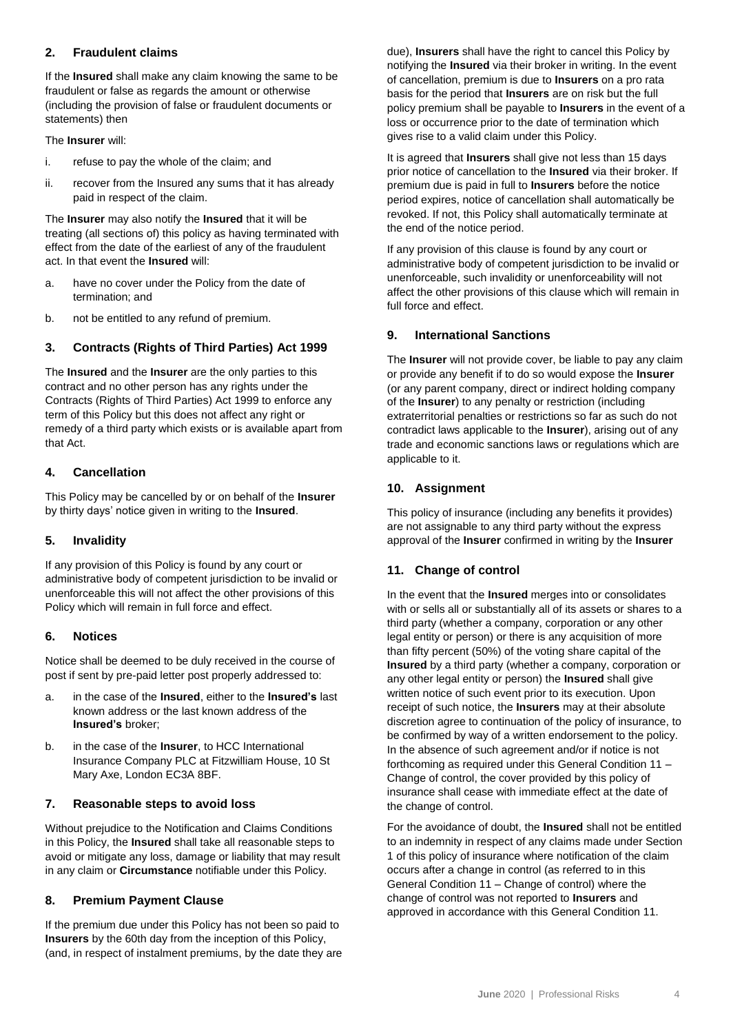## 2. Fraudulent claims

If the **Insured** shall make any claim knowing the same to be fraudulent or false as regards the amount or otherwise (including the provision of false or fraudulent documents or statements) then

The **Insurer** will:

i. refuse to pay the whole of the claim; and

ii. recover from the Insured any sums that it has already paid in respect of the claim.

The **Insurer** may also notify the **Insured** that it will be treating (all sections of) this policy as having terminated with effect from the date of the earliest of any of the fraudulent act. In that event the **Insured** will:

a. have no cover under the Policy from the date of termination; and

b. not be entitled to any refund of premium.

## 3. Contracts (Rights of Third Parties) Act 1999

The **Insured** and the **Insurer** are the only parties to this contract and no other person has any rights under the Contracts (Rights of Third Parties) Act 1999 to enforce any term of this Policy but this does not affect any right or remedy of a third party which exists or is available apart from that Act.

## 4. Cancellation

This Policy may be cancelled by or on behalf of the **Insurer** by thirty days' notice given in writing to the **Insured**.

## 5. Invalidity

If any provision of this Policy is found by any court or administrative body of competent jurisdiction to be invalid or unenforceable this will not affect the other provisions of this Policy which will remain in full force and effect.

## 6. Notices

Notice shall be deemed to be duly received in the course of post if sent by pre-paid letter post properly addressed to:

a. in the case of the **Insured**, either to the **Insured's** last known address or the last known address of the **Insured's** broker;

b. in the case of the **Insurer**, to HCC International Insurance Company PLC at Fitzwilliam House, 10 St Mary Axe, London EC3A 8BF.

## 7. Reasonable steps to avoid loss

Without prejudice to the Notification and Claims Conditions in this Policy, the **Insured** shall take all reasonable steps to avoid or mitigate any loss, damage or liability that may result in any claim or **Circumstance** notifiable under this Policy.

## 8. Premium Payment Clause

If the premium due under this Policy has not been so paid to **Insurers** by the 60th day from the inception of this Policy, (and, in respect of instalment premiums, by the date they are due), **Insurers** shall have the right to cancel this Policy by notifying the **Insured** via their broker in writing. In the event of cancellation, premium is due to **Insurers** on a pro rata basis for the period that **Insurers** are on risk but the full policy premium shall be payable to **Insurers** in the event of a loss or occurrence prior to the date of termination which gives rise to a valid claim under this Policy.

It is agreed that **Insurers** shall give not less than 15 days prior notice of cancellation to the **Insured** via their broker. If premium due is paid in full to **Insurers** before the notice period expires, notice of cancellation shall automatically be revoked. If not, this Policy shall automatically terminate at the end of the notice period.

If any provision of this clause is found by any court or administrative body of competent jurisdiction to be invalid or unenforceable, such invalidity or unenforceability will not affect the other provisions of this clause which will remain in full force and effect.

## 9. International Sanctions

The **Insurer** will not provide cover, be liable to pay any claim or provide any benefit if to do so would expose the **Insurer** (or any parent company, direct or indirect holding company of the **Insurer**) to any penalty or restriction (including extraterritorial penalties or restrictions so far as such do not contradict laws applicable to the **Insurer**), arising out of any trade and economic sanctions laws or regulations which are applicable to it.

## 10. Assignment

This policy of insurance (including any benefits it provides) are not assignable to any third party without the express approval of the **Insurer** confirmed in writing by the **Insurer**

## 11. Change of control

In the event that the **Insured** merges into or consolidates with or sells all or substantially all of its assets or shares to a third party (whether a company, corporation or any other legal entity or person) or there is any acquisition of more than fifty percent (50%) of the voting share capital of the **Insured** by a third party (whether a company, corporation or any other legal entity or person) the **Insured** shall give written notice of such event prior to its execution. Upon receipt of such notice, the **Insurers** may at their absolute discretion agree to continuation of the policy of insurance, to be confirmed by way of a written endorsement to the policy. In the absence of such agreement and/or if notice is not forthcoming as required under this General Condition 11 – Change of control, the cover provided by this policy of insurance shall cease with immediate effect at the date of the change of control.

For the avoidance of doubt, the **Insured** shall not be entitled to an indemnity in respect of any claims made under Section 1 of this policy of insurance where notification of the claim occurs after a change in control (as referred to in this General Condition 11 – Change of control) where the change of control was not reported to **Insurers** and approved in accordance with this General Condition 11.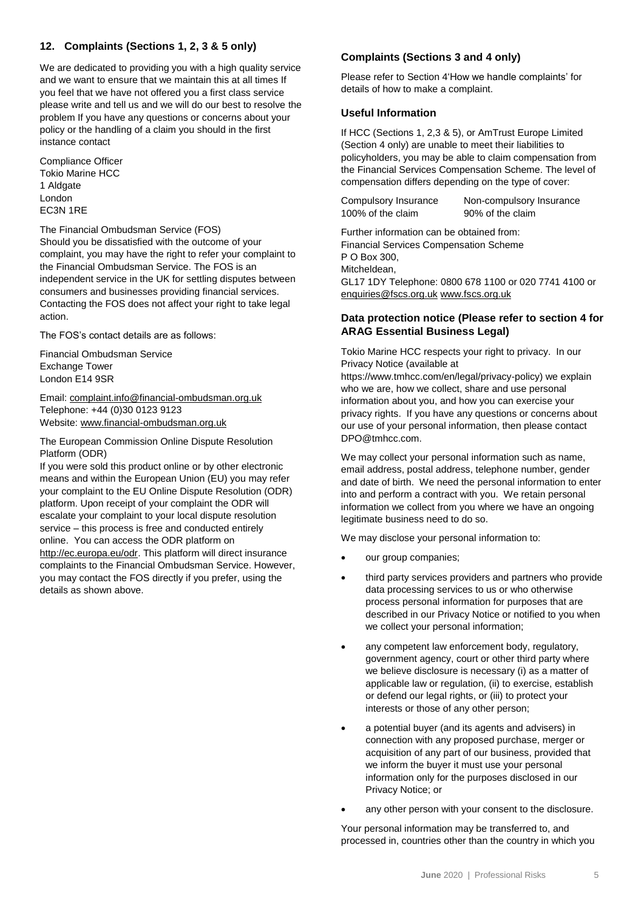## 12. Complaints (Sections 1, 2, 3 & 5 only)

We are dedicated to providing you with a high quality service and we want to ensure that we maintain this at all times If you feel that we have not offered you a first class service please write and tell us and we will do our best to resolve the problem If you have any questions or concerns about your policy or the handling of a claim you should in the first instance contact

Compliance Officer
Tokio Marine HCC
1 Aldgate
London
EC3N 1RE

The Financial Ombudsman Service (FOS)
Should you be dissatisfied with the outcome of your complaint, you may have the right to refer your complaint to the Financial Ombudsman Service. The FOS is an independent service in the UK for settling disputes between consumers and businesses providing financial services. Contacting the FOS does not affect your right to take legal action.

The FOS's contact details are as follows:

Financial Ombudsman Service
Exchange Tower
London E14 9SR

Email: complaint.info@financial-ombudsman.org.uk
Telephone: +44 (0)30 0123 9123
Website: www.financial-ombudsman.org.uk

The European Commission Online Dispute Resolution Platform (ODR)
If you were sold this product online or by other electronic means and within the European Union (EU) you may refer your complaint to the EU Online Dispute Resolution (ODR) platform. Upon receipt of your complaint the ODR will escalate your complaint to your local dispute resolution service – this process is free and conducted entirely online. You can access the ODR platform on http://ec.europa.eu/odr. This platform will direct insurance complaints to the Financial Ombudsman Service. However, you may contact the FOS directly if you prefer, using the details as shown above.

### Complaints (Sections 3 and 4 only)

Please refer to Section 4'How we handle complaints' for details of how to make a complaint.

### Useful Information

If HCC (Sections 1, 2,3 & 5), or AmTrust Europe Limited (Section 4 only) are unable to meet their liabilities to policyholders, you may be able to claim compensation from the Financial Services Compensation Scheme. The level of compensation differs depending on the type of cover:

| Compulsory Insurance | Non-compulsory Insurance |
|---|---|
| 100% of the claim | 90% of the claim |

Further information can be obtained from:
Financial Services Compensation Scheme
P O Box 300,
Mitcheldean,
GL17 1DY Telephone: 0800 678 1100 or 020 7741 4100 or enquiries@fscs.org.uk www.fscs.org.uk

### Data protection notice (Please refer to section 4 for ARAG Essential Business Legal)

Tokio Marine HCC respects your right to privacy. In our Privacy Notice (available at https://www.tmhcc.com/en/legal/privacy-policy) we explain who we are, how we collect, share and use personal information about you, and how you can exercise your privacy rights. If you have any questions or concerns about our use of your personal information, then please contact DPO@tmhcc.com.

We may collect your personal information such as name, email address, postal address, telephone number, gender and date of birth. We need the personal information to enter into and perform a contract with you. We retain personal information we collect from you where we have an ongoing legitimate business need to do so.

We may disclose your personal information to:

- our group companies;
- third party services providers and partners who provide data processing services to us or who otherwise process personal information for purposes that are described in our Privacy Notice or notified to you when we collect your personal information;
- any competent law enforcement body, regulatory, government agency, court or other third party where we believe disclosure is necessary (i) as a matter of applicable law or regulation, (ii) to exercise, establish or defend our legal rights, or (iii) to protect your interests or those of any other person;
- a potential buyer (and its agents and advisers) in connection with any proposed purchase, merger or acquisition of any part of our business, provided that we inform the buyer it must use your personal information only for the purposes disclosed in our Privacy Notice; or
- any other person with your consent to the disclosure.

Your personal information may be transferred to, and processed in, countries other than the country in which you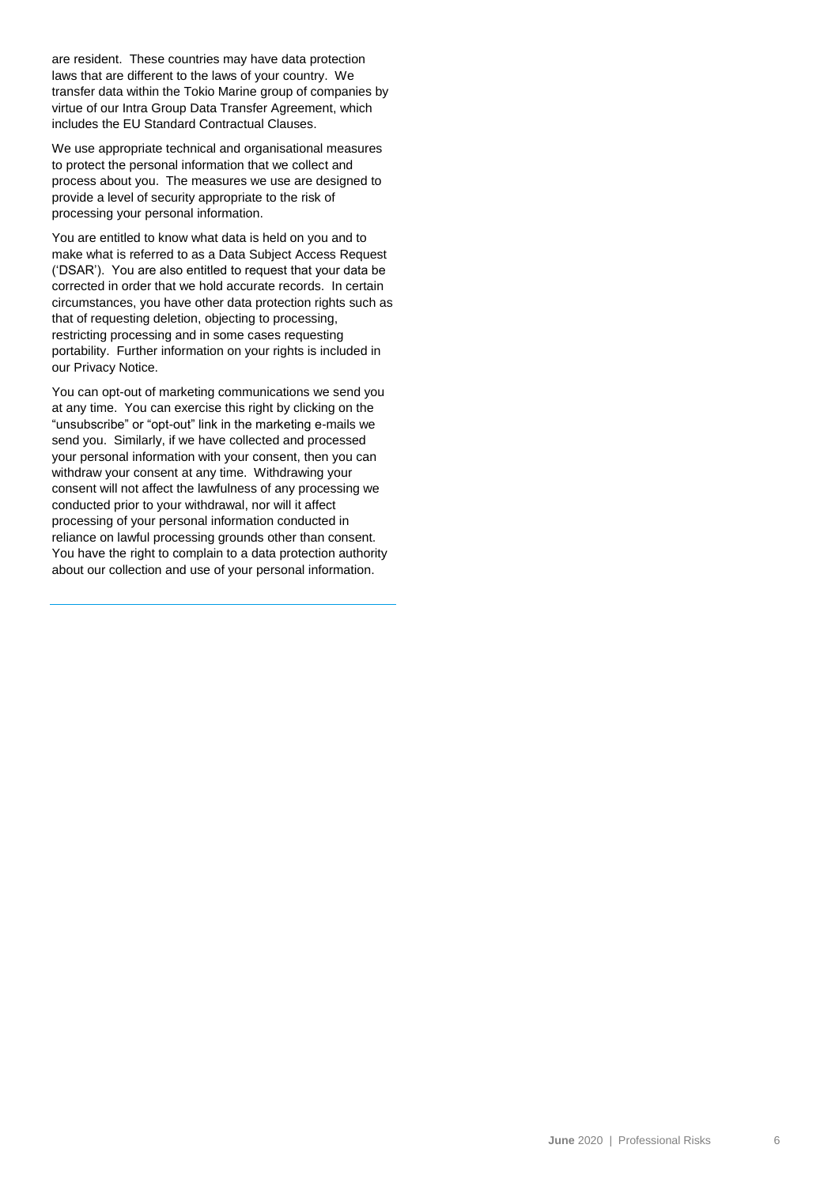are resident. These countries may have data protection laws that are different to the laws of your country. We transfer data within the Tokio Marine group of companies by virtue of our Intra Group Data Transfer Agreement, which includes the EU Standard Contractual Clauses.

We use appropriate technical and organisational measures to protect the personal information that we collect and process about you. The measures we use are designed to provide a level of security appropriate to the risk of processing your personal information.

You are entitled to know what data is held on you and to make what is referred to as a Data Subject Access Request ('DSAR'). You are also entitled to request that your data be corrected in order that we hold accurate records. In certain circumstances, you have other data protection rights such as that of requesting deletion, objecting to processing, restricting processing and in some cases requesting portability. Further information on your rights is included in our Privacy Notice.

You can opt-out of marketing communications we send you at any time. You can exercise this right by clicking on the "unsubscribe" or "opt-out" link in the marketing e-mails we send you. Similarly, if we have collected and processed your personal information with your consent, then you can withdraw your consent at any time. Withdrawing your consent will not affect the lawfulness of any processing we conducted prior to your withdrawal, nor will it affect processing of your personal information conducted in reliance on lawful processing grounds other than consent. You have the right to complain to a data protection authority about our collection and use of your personal information.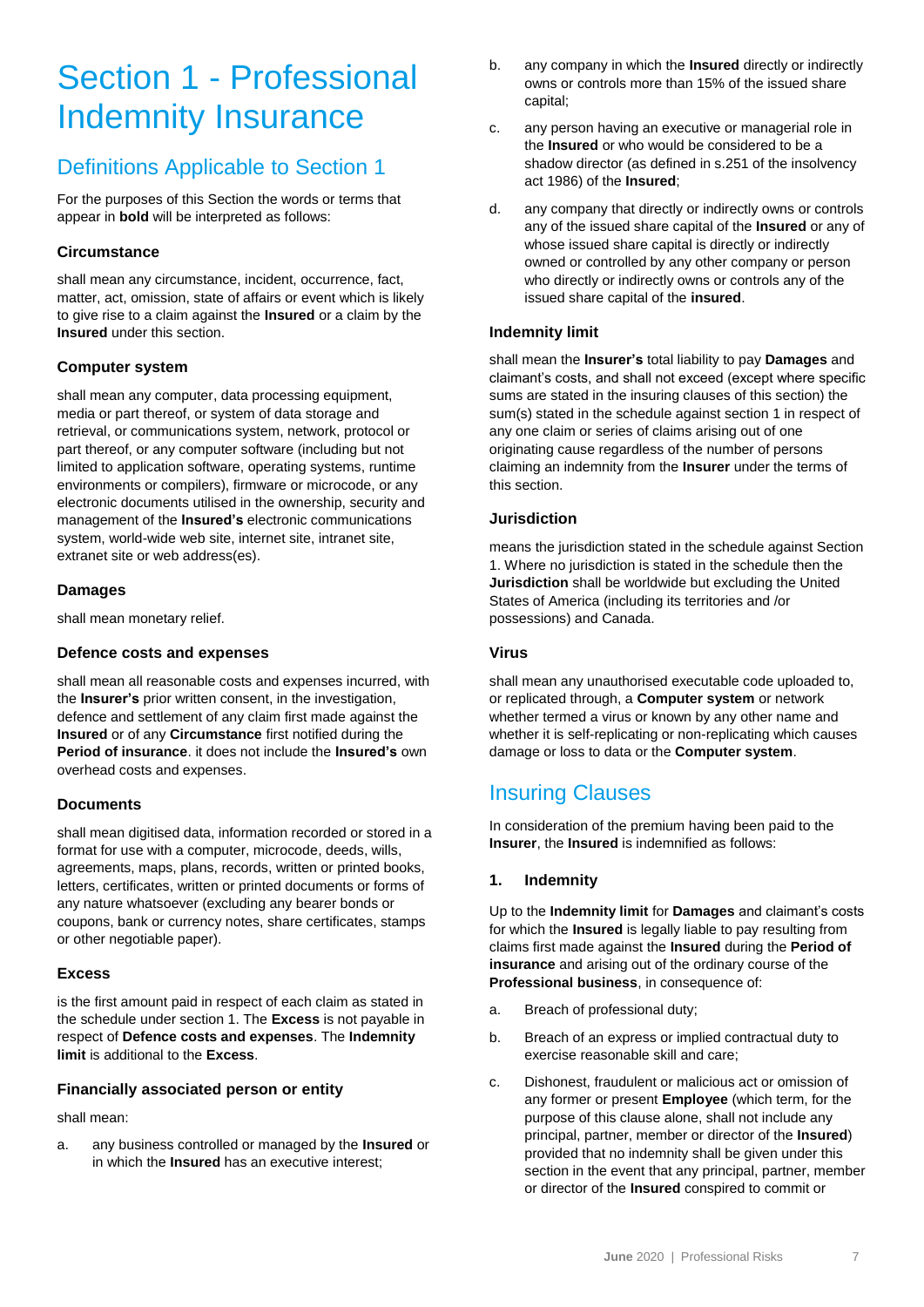# Section 1 - Professional Indemnity Insurance

## Definitions Applicable to Section 1

For the purposes of this Section the words or terms that appear in **bold** will be interpreted as follows:

### Circumstance

shall mean any circumstance, incident, occurrence, fact, matter, act, omission, state of affairs or event which is likely to give rise to a claim against the **Insured** or a claim by the **Insured** under this section.

### Computer system

shall mean any computer, data processing equipment, media or part thereof, or system of data storage and retrieval, or communications system, network, protocol or part thereof, or any computer software (including but not limited to application software, operating systems, runtime environments or compilers), firmware or microcode, or any electronic documents utilised in the ownership, security and management of the **Insured's** electronic communications system, world-wide web site, internet site, intranet site, extranet site or web address(es).

### Damages

shall mean monetary relief.

### Defence costs and expenses

shall mean all reasonable costs and expenses incurred, with the **Insurer's** prior written consent, in the investigation, defence and settlement of any claim first made against the **Insured** or of any **Circumstance** first notified during the **Period of insurance**. it does not include the **Insured's** own overhead costs and expenses.

### Documents

shall mean digitised data, information recorded or stored in a format for use with a computer, microcode, deeds, wills, agreements, maps, plans, records, written or printed books, letters, certificates, written or printed documents or forms of any nature whatsoever (excluding any bearer bonds or coupons, bank or currency notes, share certificates, stamps or other negotiable paper).

### Excess

is the first amount paid in respect of each claim as stated in the schedule under section 1. The **Excess** is not payable in respect of **Defence costs and expenses**. The **Indemnity limit** is additional to the **Excess**.

### Financially associated person or entity

shall mean:

a. any business controlled or managed by the **Insured** or in which the **Insured** has an executive interest;

b. any company in which the **Insured** directly or indirectly owns or controls more than 15% of the issued share capital;

c. any person having an executive or managerial role in the **Insured** or who would be considered to be a shadow director (as defined in s.251 of the insolvency act 1986) of the **Insured**;

d. any company that directly or indirectly owns or controls any of the issued share capital of the **Insured** or any of whose issued share capital is directly or indirectly owned or controlled by any other company or person who directly or indirectly owns or controls any of the issued share capital of the **insured**.

### Indemnity limit

shall mean the **Insurer's** total liability to pay **Damages** and claimant's costs, and shall not exceed (except where specific sums are stated in the insuring clauses of this section) the sum(s) stated in the schedule against section 1 in respect of any one claim or series of claims arising out of one originating cause regardless of the number of persons claiming an indemnity from the **Insurer** under the terms of this section.

### Jurisdiction

means the jurisdiction stated in the schedule against Section 1. Where no jurisdiction is stated in the schedule then the **Jurisdiction** shall be worldwide but excluding the United States of America (including its territories and /or possessions) and Canada.

### Virus

shall mean any unauthorised executable code uploaded to, or replicated through, a **Computer system** or network whether termed a virus or known by any other name and whether it is self-replicating or non-replicating which causes damage or loss to data or the **Computer system**.

## Insuring Clauses

In consideration of the premium having been paid to the **Insurer**, the **Insured** is indemnified as follows:

### 1. Indemnity

Up to the **Indemnity limit** for **Damages** and claimant's costs for which the **Insured** is legally liable to pay resulting from claims first made against the **Insured** during the **Period of insurance** and arising out of the ordinary course of the **Professional business**, in consequence of:

a. Breach of professional duty;

b. Breach of an express or implied contractual duty to exercise reasonable skill and care;

c. Dishonest, fraudulent or malicious act or omission of any former or present **Employee** (which term, for the purpose of this clause alone, shall not include any principal, partner, member or director of the **Insured**) provided that no indemnity shall be given under this section in the event that any principal, partner, member or director of the **Insured** conspired to commit or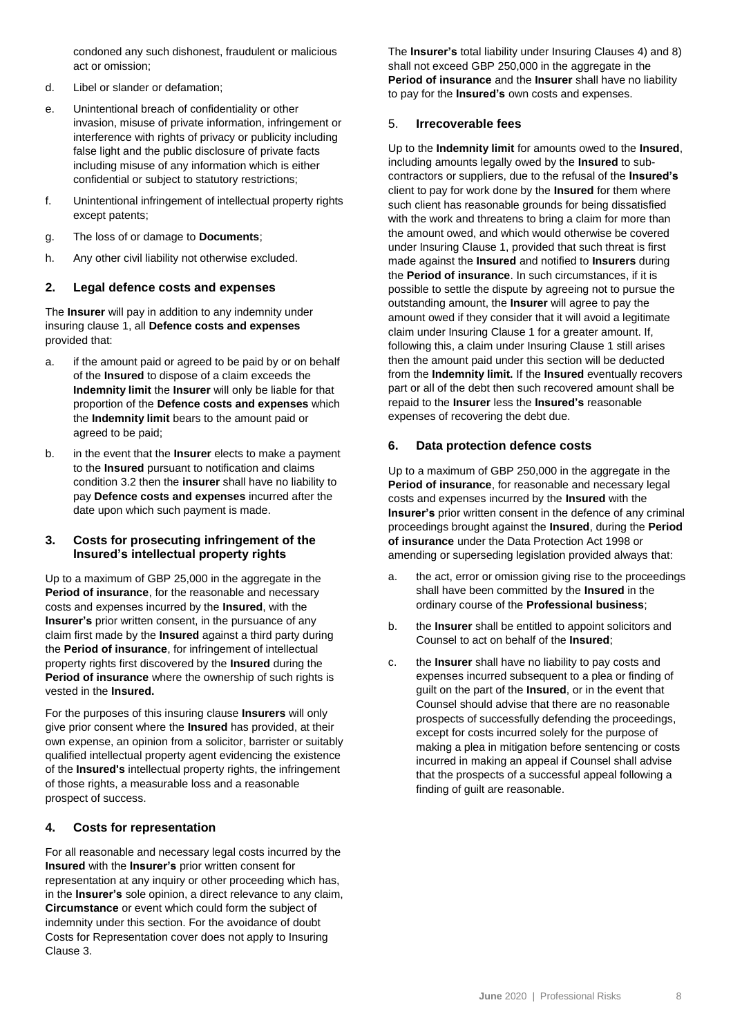condoned any such dishonest, fraudulent or malicious act or omission;

d. Libel or slander or defamation;

e. Unintentional breach of confidentiality or other invasion, misuse of private information, infringement or interference with rights of privacy or publicity including false light and the public disclosure of private facts including misuse of any information which is either confidential or subject to statutory restrictions;

f. Unintentional infringement of intellectual property rights except patents;

g. The loss of or damage to **Documents**;

h. Any other civil liability not otherwise excluded.

## 2. Legal defence costs and expenses

The **Insurer** will pay in addition to any indemnity under insuring clause 1, all **Defence costs and expenses** provided that:

a. if the amount paid or agreed to be paid by or on behalf of the **Insured** to dispose of a claim exceeds the **Indemnity limit** the **Insurer** will only be liable for that proportion of the **Defence costs and expenses** which the **Indemnity limit** bears to the amount paid or agreed to be paid;

b. in the event that the **Insurer** elects to make a payment to the **Insured** pursuant to notification and claims condition 3.2 then the **insurer** shall have no liability to pay **Defence costs and expenses** incurred after the date upon which such payment is made.

## 3. Costs for prosecuting infringement of the Insured's intellectual property rights

Up to a maximum of GBP 25,000 in the aggregate in the **Period of insurance**, for the reasonable and necessary costs and expenses incurred by the **Insured**, with the **Insurer's** prior written consent, in the pursuance of any claim first made by the **Insured** against a third party during the **Period of insurance**, for infringement of intellectual property rights first discovered by the **Insured** during the **Period of insurance** where the ownership of such rights is vested in the **Insured.**

For the purposes of this insuring clause **Insurers** will only give prior consent where the **Insured** has provided, at their own expense, an opinion from a solicitor, barrister or suitably qualified intellectual property agent evidencing the existence of the **Insured's** intellectual property rights, the infringement of those rights, a measurable loss and a reasonable prospect of success.

## 4. Costs for representation

For all reasonable and necessary legal costs incurred by the **Insured** with the **Insurer's** prior written consent for representation at any inquiry or other proceeding which has, in the **Insurer's** sole opinion, a direct relevance to any claim, **Circumstance** or event which could form the subject of indemnity under this section. For the avoidance of doubt Costs for Representation cover does not apply to Insuring Clause 3.

The **Insurer's** total liability under Insuring Clauses 4) and 8) shall not exceed GBP 250,000 in the aggregate in the **Period of insurance** and the **Insurer** shall have no liability to pay for the **Insured's** own costs and expenses.

## 5. Irrecoverable fees

Up to the **Indemnity limit** for amounts owed to the **Insured**, including amounts legally owed by the **Insured** to sub-contractors or suppliers, due to the refusal of the **Insured's** client to pay for work done by the **Insured** for them where such client has reasonable grounds for being dissatisfied with the work and threatens to bring a claim for more than the amount owed, and which would otherwise be covered under Insuring Clause 1, provided that such threat is first made against the **Insured** and notified to **Insurers** during the **Period of insurance**. In such circumstances, if it is possible to settle the dispute by agreeing not to pursue the outstanding amount, the **Insurer** will agree to pay the amount owed if they consider that it will avoid a legitimate claim under Insuring Clause 1 for a greater amount. If, following this, a claim under Insuring Clause 1 still arises then the amount paid under this section will be deducted from the **Indemnity limit.** If the **Insured** eventually recovers part or all of the debt then such recovered amount shall be repaid to the **Insurer** less the **Insured's** reasonable expenses of recovering the debt due.

## 6. Data protection defence costs

Up to a maximum of GBP 250,000 in the aggregate in the **Period of insurance**, for reasonable and necessary legal costs and expenses incurred by the **Insured** with the **Insurer's** prior written consent in the defence of any criminal proceedings brought against the **Insured**, during the **Period of insurance** under the Data Protection Act 1998 or amending or superseding legislation provided always that:

a. the act, error or omission giving rise to the proceedings shall have been committed by the **Insured** in the ordinary course of the **Professional business**;

b. the **Insurer** shall be entitled to appoint solicitors and Counsel to act on behalf of the **Insured**;

c. the **Insurer** shall have no liability to pay costs and expenses incurred subsequent to a plea or finding of guilt on the part of the **Insured**, or in the event that Counsel should advise that there are no reasonable prospects of successfully defending the proceedings, except for costs incurred solely for the purpose of making a plea in mitigation before sentencing or costs incurred in making an appeal if Counsel shall advise that the prospects of a successful appeal following a finding of guilt are reasonable.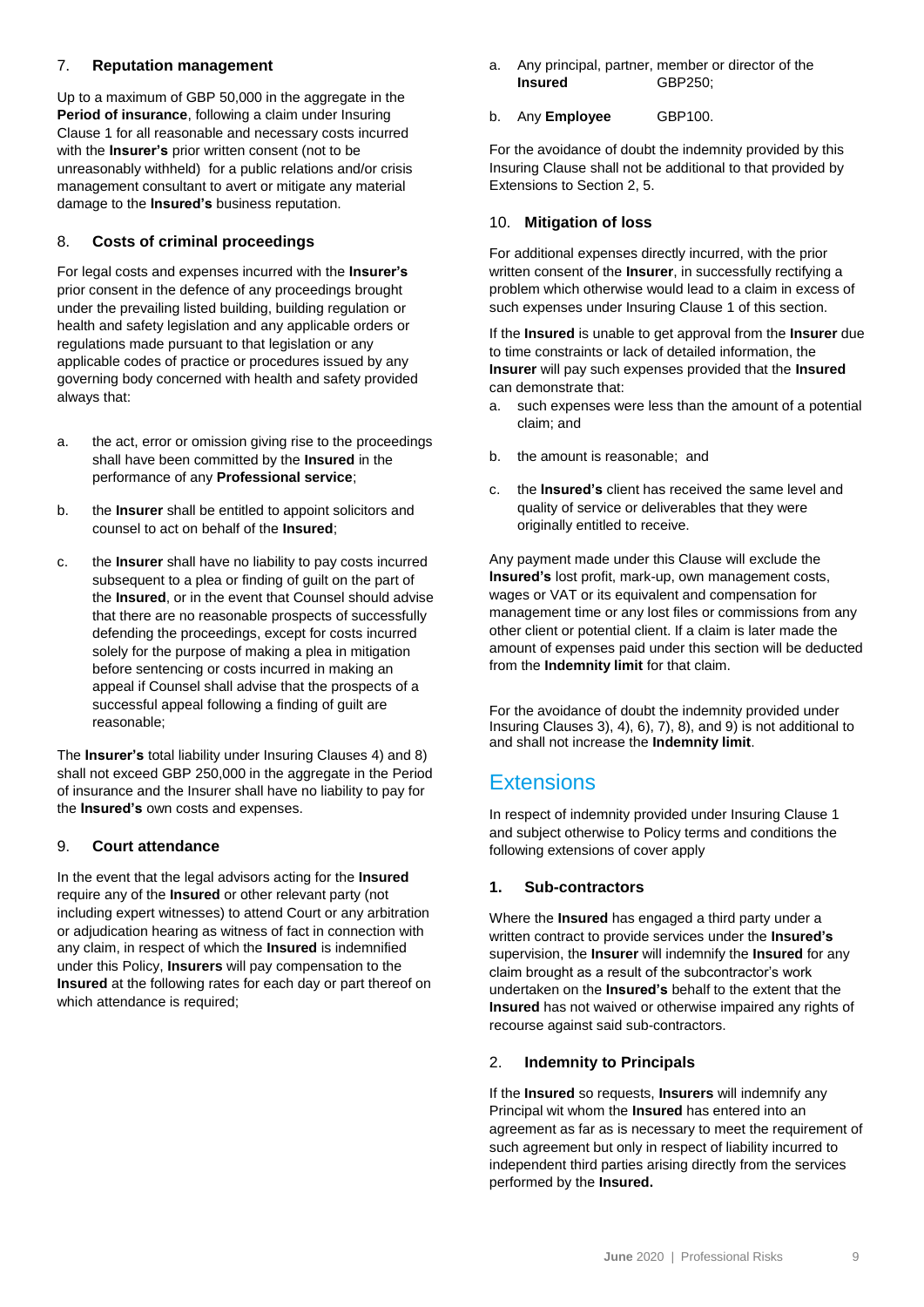### 7. Reputation management

Up to a maximum of GBP 50,000 in the aggregate in the **Period of insurance**, following a claim under Insuring Clause 1 for all reasonable and necessary costs incurred with the **Insurer's** prior written consent (not to be unreasonably withheld) for a public relations and/or crisis management consultant to avert or mitigate any material damage to the **Insured's** business reputation.

### 8. Costs of criminal proceedings

For legal costs and expenses incurred with the **Insurer's** prior consent in the defence of any proceedings brought under the prevailing listed building, building regulation or health and safety legislation and any applicable orders or regulations made pursuant to that legislation or any applicable codes of practice or procedures issued by any governing body concerned with health and safety provided always that:

a. the act, error or omission giving rise to the proceedings shall have been committed by the **Insured** in the performance of any **Professional service**;

b. the **Insurer** shall be entitled to appoint solicitors and counsel to act on behalf of the **Insured**;

c. the **Insurer** shall have no liability to pay costs incurred subsequent to a plea or finding of guilt on the part of the **Insured**, or in the event that Counsel should advise that there are no reasonable prospects of successfully defending the proceedings, except for costs incurred solely for the purpose of making a plea in mitigation before sentencing or costs incurred in making an appeal if Counsel shall advise that the prospects of a successful appeal following a finding of guilt are reasonable;

The **Insurer's** total liability under Insuring Clauses 4) and 8) shall not exceed GBP 250,000 in the aggregate in the Period of insurance and the Insurer shall have no liability to pay for the **Insured's** own costs and expenses.

### 9. Court attendance

In the event that the legal advisors acting for the **Insured** require any of the **Insured** or other relevant party (not including expert witnesses) to attend Court or any arbitration or adjudication hearing as witness of fact in connection with any claim, in respect of which the **Insured** is indemnified under this Policy, **Insurers** will pay compensation to the **Insured** at the following rates for each day or part thereof on which attendance is required;

a. Any principal, partner, member or director of the **Insured** GBP250;

b. Any **Employee** GBP100.

For the avoidance of doubt the indemnity provided by this Insuring Clause shall not be additional to that provided by Extensions to Section 2, 5.

### 10. Mitigation of loss

For additional expenses directly incurred, with the prior written consent of the **Insurer**, in successfully rectifying a problem which otherwise would lead to a claim in excess of such expenses under Insuring Clause 1 of this section.

If the **Insured** is unable to get approval from the **Insurer** due to time constraints or lack of detailed information, the **Insurer** will pay such expenses provided that the **Insured** can demonstrate that:

a. such expenses were less than the amount of a potential claim; and

b. the amount is reasonable; and

c. the **Insured's** client has received the same level and quality of service or deliverables that they were originally entitled to receive.

Any payment made under this Clause will exclude the **Insured's** lost profit, mark-up, own management costs, wages or VAT or its equivalent and compensation for management time or any lost files or commissions from any other client or potential client. If a claim is later made the amount of expenses paid under this section will be deducted from the **Indemnity limit** for that claim.

For the avoidance of doubt the indemnity provided under Insuring Clauses 3), 4), 6), 7), 8), and 9) is not additional to and shall not increase the **Indemnity limit**.

## Extensions

In respect of indemnity provided under Insuring Clause 1 and subject otherwise to Policy terms and conditions the following extensions of cover apply

### 1. Sub-contractors

Where the **Insured** has engaged a third party under a written contract to provide services under the **Insured's** supervision, the **Insurer** will indemnify the **Insured** for any claim brought as a result of the subcontractor's work undertaken on the **Insured's** behalf to the extent that the **Insured** has not waived or otherwise impaired any rights of recourse against said sub-contractors.

### 2. Indemnity to Principals

If the **Insured** so requests, **Insurers** will indemnify any Principal wit whom the **Insured** has entered into an agreement as far as is necessary to meet the requirement of such agreement but only in respect of liability incurred to independent third parties arising directly from the services performed by the **Insured.**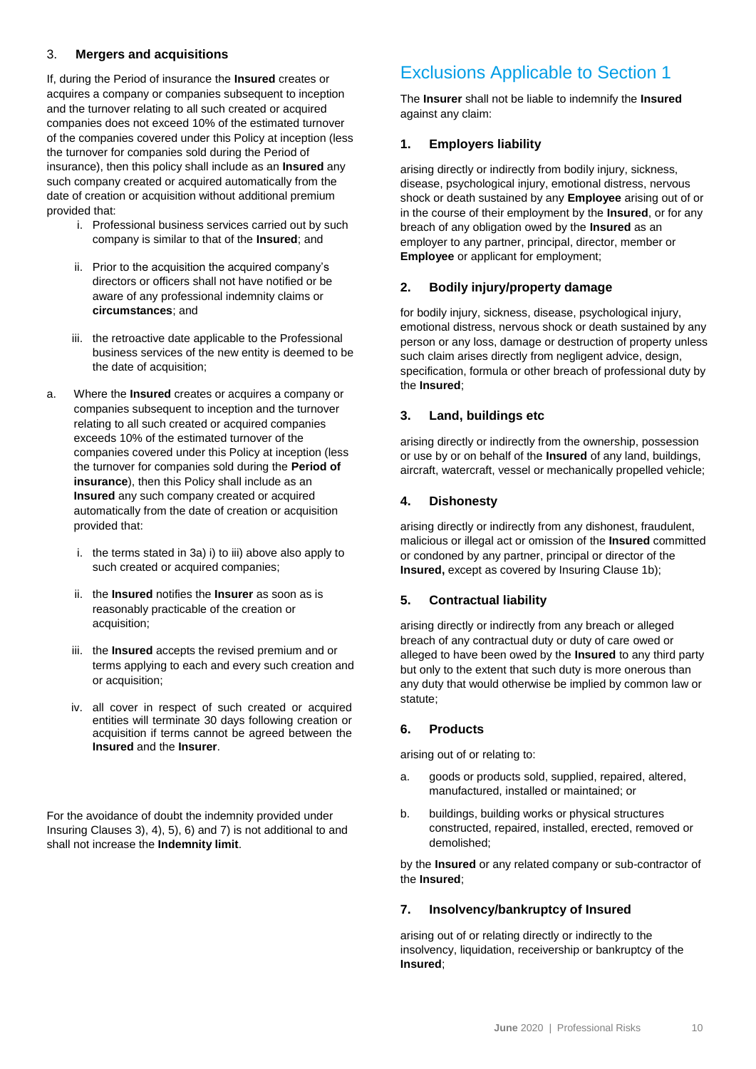### 3. **Mergers and acquisitions**

If, during the Period of insurance the **Insured** creates or acquires a company or companies subsequent to inception and the turnover relating to all such created or acquired companies does not exceed 10% of the estimated turnover of the companies covered under this Policy at inception (less the turnover for companies sold during the Period of insurance), then this policy shall include as an **Insured** any such company created or acquired automatically from the date of creation or acquisition without additional premium provided that:

i. Professional business services carried out by such company is similar to that of the **Insured**; and

ii. Prior to the acquisition the acquired company's directors or officers shall not have notified or be aware of any professional indemnity claims or **circumstances**; and

iii. the retroactive date applicable to the Professional business services of the new entity is deemed to be the date of acquisition;

a. Where the **Insured** creates or acquires a company or companies subsequent to inception and the turnover relating to all such created or acquired companies exceeds 10% of the estimated turnover of the companies covered under this Policy at inception (less the turnover for companies sold during the **Period of insurance**), then this Policy shall include as an **Insured** any such company created or acquired automatically from the date of creation or acquisition provided that:

   i. the terms stated in 3a) i) to iii) above also apply to such created or acquired companies;

   ii. the **Insured** notifies the **Insurer** as soon as is reasonably practicable of the creation or acquisition;

   iii. the **Insured** accepts the revised premium and or terms applying to each and every such creation and or acquisition;

   iv. all cover in respect of such created or acquired entities will terminate 30 days following creation or acquisition if terms cannot be agreed between the **Insured** and the **Insurer**.

For the avoidance of doubt the indemnity provided under Insuring Clauses 3), 4), 5), 6) and 7) is not additional to and shall not increase the **Indemnity limit**.

## Exclusions Applicable to Section 1

The **Insurer** shall not be liable to indemnify the **Insured** against any claim:

### 1. Employers liability

arising directly or indirectly from bodily injury, sickness, disease, psychological injury, emotional distress, nervous shock or death sustained by any **Employee** arising out of or in the course of their employment by the **Insured**, or for any breach of any obligation owed by the **Insured** as an employer to any partner, principal, director, member or **Employee** or applicant for employment;

### 2. Bodily injury/property damage

for bodily injury, sickness, disease, psychological injury, emotional distress, nervous shock or death sustained by any person or any loss, damage or destruction of property unless such claim arises directly from negligent advice, design, specification, formula or other breach of professional duty by the **Insured**;

### 3. Land, buildings etc

arising directly or indirectly from the ownership, possession or use by or on behalf of the **Insured** of any land, buildings, aircraft, watercraft, vessel or mechanically propelled vehicle;

### 4. Dishonesty

arising directly or indirectly from any dishonest, fraudulent, malicious or illegal act or omission of the **Insured** committed or condoned by any partner, principal or director of the **Insured,** except as covered by Insuring Clause 1b);

### 5. Contractual liability

arising directly or indirectly from any breach or alleged breach of any contractual duty or duty of care owed or alleged to have been owed by the **Insured** to any third party but only to the extent that such duty is more onerous than any duty that would otherwise be implied by common law or statute;

### 6. Products

arising out of or relating to:

a. goods or products sold, supplied, repaired, altered, manufactured, installed or maintained; or

b. buildings, building works or physical structures constructed, repaired, installed, erected, removed or demolished;

by the **Insured** or any related company or sub-contractor of the **Insured**;

### 7. Insolvency/bankruptcy of Insured

arising out of or relating directly or indirectly to the insolvency, liquidation, receivership or bankruptcy of the **Insured**;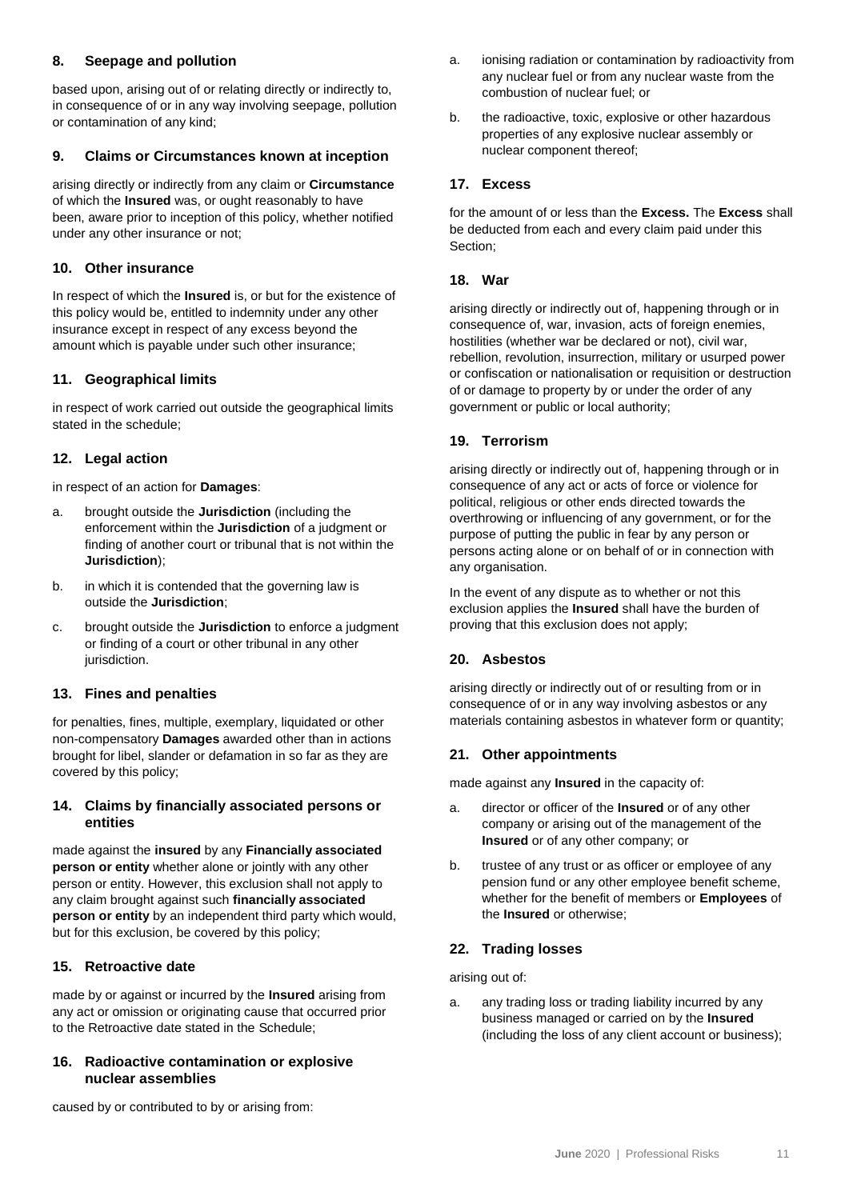### 8. Seepage and pollution

based upon, arising out of or relating directly or indirectly to, in consequence of or in any way involving seepage, pollution or contamination of any kind;

### 9. Claims or Circumstances known at inception

arising directly or indirectly from any claim or **Circumstance** of which the **Insured** was, or ought reasonably to have been, aware prior to inception of this policy, whether notified under any other insurance or not;

### 10. Other insurance

In respect of which the **Insured** is, or but for the existence of this policy would be, entitled to indemnity under any other insurance except in respect of any excess beyond the amount which is payable under such other insurance;

### 11. Geographical limits

in respect of work carried out outside the geographical limits stated in the schedule;

### 12. Legal action

in respect of an action for **Damages**:

a. brought outside the **Jurisdiction** (including the enforcement within the **Jurisdiction** of a judgment or finding of another court or tribunal that is not within the **Jurisdiction**);

b. in which it is contended that the governing law is outside the **Jurisdiction**;

c. brought outside the **Jurisdiction** to enforce a judgment or finding of a court or other tribunal in any other jurisdiction.

### 13. Fines and penalties

for penalties, fines, multiple, exemplary, liquidated or other non-compensatory **Damages** awarded other than in actions brought for libel, slander or defamation in so far as they are covered by this policy;

### 14. Claims by financially associated persons or entities

made against the **insured** by any **Financially associated person or entity** whether alone or jointly with any other person or entity. However, this exclusion shall not apply to any claim brought against such **financially associated person or entity** by an independent third party which would, but for this exclusion, be covered by this policy;

### 15. Retroactive date

made by or against or incurred by the **Insured** arising from any act or omission or originating cause that occurred prior to the Retroactive date stated in the Schedule;

### 16. Radioactive contamination or explosive nuclear assemblies

caused by or contributed to by or arising from:

a. ionising radiation or contamination by radioactivity from any nuclear fuel or from any nuclear waste from the combustion of nuclear fuel; or

b. the radioactive, toxic, explosive or other hazardous properties of any explosive nuclear assembly or nuclear component thereof;

### 17. Excess

for the amount of or less than the **Excess.** The **Excess** shall be deducted from each and every claim paid under this Section;

### 18. War

arising directly or indirectly out of, happening through or in consequence of, war, invasion, acts of foreign enemies, hostilities (whether war be declared or not), civil war, rebellion, revolution, insurrection, military or usurped power or confiscation or nationalisation or requisition or destruction of or damage to property by or under the order of any government or public or local authority;

### 19. Terrorism

arising directly or indirectly out of, happening through or in consequence of any act or acts of force or violence for political, religious or other ends directed towards the overthrowing or influencing of any government, or for the purpose of putting the public in fear by any person or persons acting alone or on behalf of or in connection with any organisation.

In the event of any dispute as to whether or not this exclusion applies the **Insured** shall have the burden of proving that this exclusion does not apply;

### 20. Asbestos

arising directly or indirectly out of or resulting from or in consequence of or in any way involving asbestos or any materials containing asbestos in whatever form or quantity;

### 21. Other appointments

made against any **Insured** in the capacity of:

a. director or officer of the **Insured** or of any other company or arising out of the management of the **Insured** or of any other company; or

b. trustee of any trust or as officer or employee of any pension fund or any other employee benefit scheme, whether for the benefit of members or **Employees** of the **Insured** or otherwise;

### 22. Trading losses

arising out of:

a. any trading loss or trading liability incurred by any business managed or carried on by the **Insured** (including the loss of any client account or business);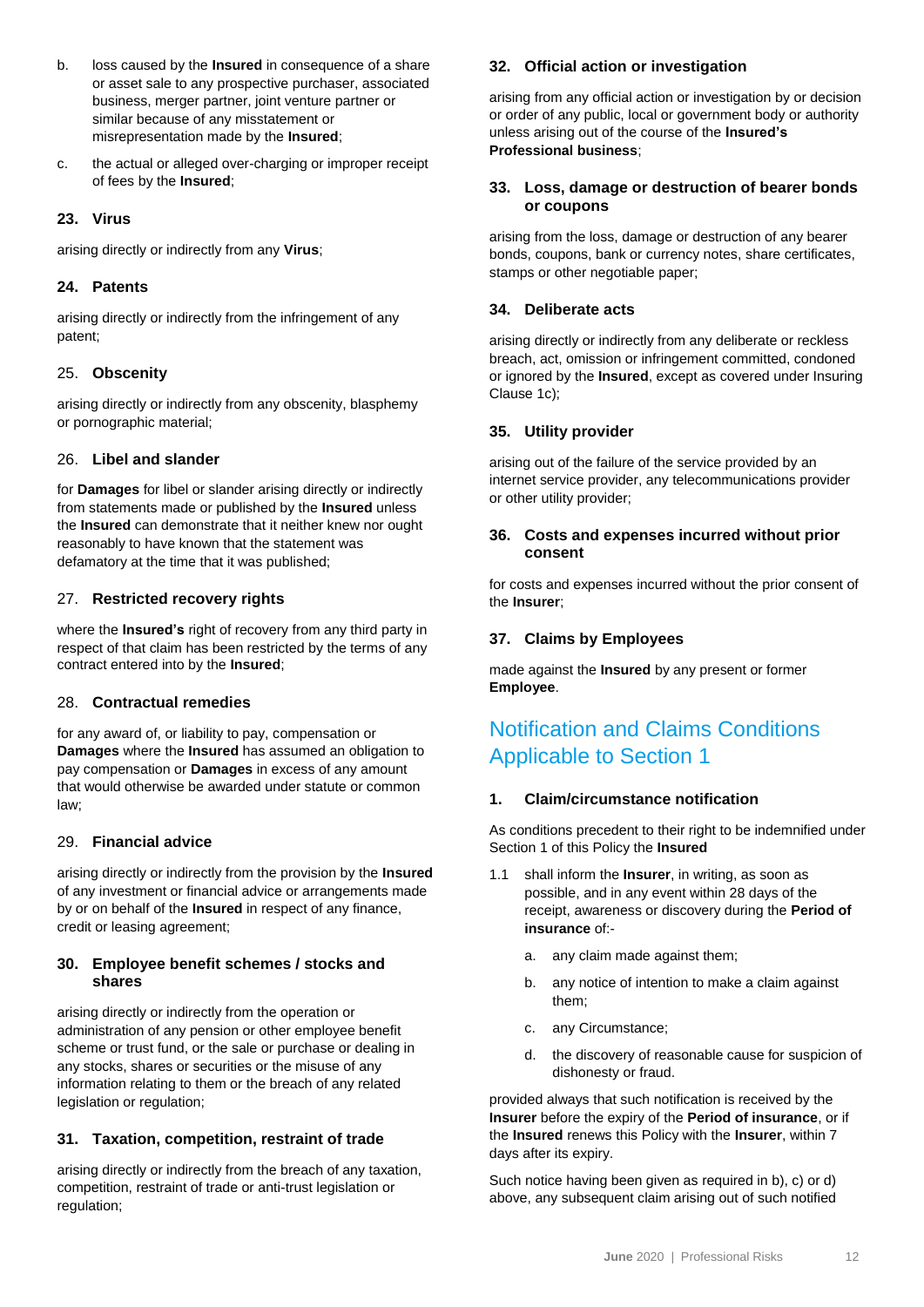b. loss caused by the **Insured** in consequence of a share or asset sale to any prospective purchaser, associated business, merger partner, joint venture partner or similar because of any misstatement or misrepresentation made by the **Insured**;

c. the actual or alleged over-charging or improper receipt of fees by the **Insured**;

### 23. Virus

arising directly or indirectly from any **Virus**;

### 24. Patents

arising directly or indirectly from the infringement of any patent;

### 25. Obscenity

arising directly or indirectly from any obscenity, blasphemy or pornographic material;

### 26. Libel and slander

for **Damages** for libel or slander arising directly or indirectly from statements made or published by the **Insured** unless the **Insured** can demonstrate that it neither knew nor ought reasonably to have known that the statement was defamatory at the time that it was published;

### 27. Restricted recovery rights

where the **Insured's** right of recovery from any third party in respect of that claim has been restricted by the terms of any contract entered into by the **Insured**;

### 28. Contractual remedies

for any award of, or liability to pay, compensation or **Damages** where the **Insured** has assumed an obligation to pay compensation or **Damages** in excess of any amount that would otherwise be awarded under statute or common law;

### 29. Financial advice

arising directly or indirectly from the provision by the **Insured** of any investment or financial advice or arrangements made by or on behalf of the **Insured** in respect of any finance, credit or leasing agreement;

### 30. Employee benefit schemes / stocks and shares

arising directly or indirectly from the operation or administration of any pension or other employee benefit scheme or trust fund, or the sale or purchase or dealing in any stocks, shares or securities or the misuse of any information relating to them or the breach of any related legislation or regulation;

### 31. Taxation, competition, restraint of trade

arising directly or indirectly from the breach of any taxation, competition, restraint of trade or anti-trust legislation or regulation;

### 32. Official action or investigation

arising from any official action or investigation by or decision or order of any public, local or government body or authority unless arising out of the course of the **Insured's Professional business**;

### 33. Loss, damage or destruction of bearer bonds or coupons

arising from the loss, damage or destruction of any bearer bonds, coupons, bank or currency notes, share certificates, stamps or other negotiable paper;

### 34. Deliberate acts

arising directly or indirectly from any deliberate or reckless breach, act, omission or infringement committed, condoned or ignored by the **Insured**, except as covered under Insuring Clause 1c);

### 35. Utility provider

arising out of the failure of the service provided by an internet service provider, any telecommunications provider or other utility provider;

### 36. Costs and expenses incurred without prior consent

for costs and expenses incurred without the prior consent of the **Insurer**;

### 37. Claims by Employees

made against the **Insured** by any present or former **Employee**.

## Notification and Claims Conditions Applicable to Section 1

### 1. Claim/circumstance notification

As conditions precedent to their right to be indemnified under Section 1 of this Policy the **Insured**

1.1 shall inform the **Insurer**, in writing, as soon as possible, and in any event within 28 days of the receipt, awareness or discovery during the **Period of insurance** of:-

   a. any claim made against them;

   b. any notice of intention to make a claim against them;

   c. any Circumstance;

   d. the discovery of reasonable cause for suspicion of dishonesty or fraud.

provided always that such notification is received by the **Insurer** before the expiry of the **Period of insurance**, or if the **Insured** renews this Policy with the **Insurer**, within 7 days after its expiry.

Such notice having been given as required in b), c) or d) above, any subsequent claim arising out of such notified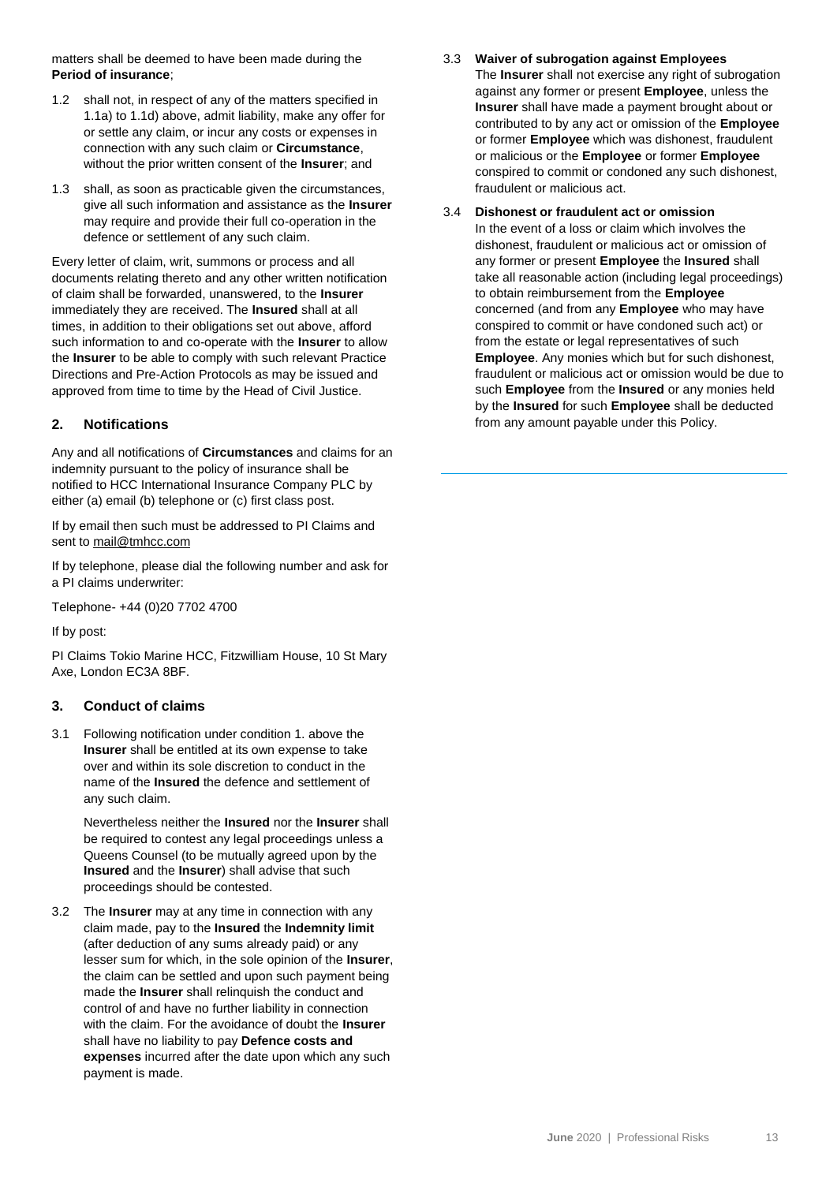matters shall be deemed to have been made during the **Period of insurance**;

1.2 shall not, in respect of any of the matters specified in 1.1a) to 1.1d) above, admit liability, make any offer for or settle any claim, or incur any costs or expenses in connection with any such claim or **Circumstance**, without the prior written consent of the **Insurer**; and

1.3 shall, as soon as practicable given the circumstances, give all such information and assistance as the **Insurer** may require and provide their full co-operation in the defence or settlement of any such claim.

Every letter of claim, writ, summons or process and all documents relating thereto and any other written notification of claim shall be forwarded, unanswered, to the **Insurer** immediately they are received. The **Insured** shall at all times, in addition to their obligations set out above, afford such information to and co-operate with the **Insurer** to allow the **Insurer** to be able to comply with such relevant Practice Directions and Pre-Action Protocols as may be issued and approved from time to time by the Head of Civil Justice.

## 2. Notifications

Any and all notifications of **Circumstances** and claims for an indemnity pursuant to the policy of insurance shall be notified to HCC International Insurance Company PLC by either (a) email (b) telephone or (c) first class post.

If by email then such must be addressed to PI Claims and sent to mail@tmhcc.com

If by telephone, please dial the following number and ask for a PI claims underwriter:

Telephone- +44 (0)20 7702 4700

If by post:

PI Claims Tokio Marine HCC, Fitzwilliam House, 10 St Mary Axe, London EC3A 8BF.

## 3. Conduct of claims

3.1 Following notification under condition 1. above the **Insurer** shall be entitled at its own expense to take over and within its sole discretion to conduct in the name of the **Insured** the defence and settlement of any such claim.

Nevertheless neither the **Insured** nor the **Insurer** shall be required to contest any legal proceedings unless a Queens Counsel (to be mutually agreed upon by the **Insured** and the **Insurer**) shall advise that such proceedings should be contested.

3.2 The **Insurer** may at any time in connection with any claim made, pay to the **Insured** the **Indemnity limit** (after deduction of any sums already paid) or any lesser sum for which, in the sole opinion of the **Insurer**, the claim can be settled and upon such payment being made the **Insurer** shall relinquish the conduct and control of and have no further liability in connection with the claim. For the avoidance of doubt the **Insurer** shall have no liability to pay **Defence costs and expenses** incurred after the date upon which any such payment is made.

3.3 **Waiver of subrogation against Employees**

The **Insurer** shall not exercise any right of subrogation against any former or present **Employee**, unless the **Insurer** shall have made a payment brought about or contributed to by any act or omission of the **Employee** or former **Employee** which was dishonest, fraudulent or malicious or the **Employee** or former **Employee** conspired to commit or condoned any such dishonest, fraudulent or malicious act.

3.4 **Dishonest or fraudulent act or omission**

In the event of a loss or claim which involves the dishonest, fraudulent or malicious act or omission of any former or present **Employee** the **Insured** shall take all reasonable action (including legal proceedings) to obtain reimbursement from the **Employee** concerned (and from any **Employee** who may have conspired to commit or have condoned such act) or from the estate or legal representatives of such **Employee**. Any monies which but for such dishonest, fraudulent or malicious act or omission would be due to such **Employee** from the **Insured** or any monies held by the **Insured** for such **Employee** shall be deducted from any amount payable under this Policy.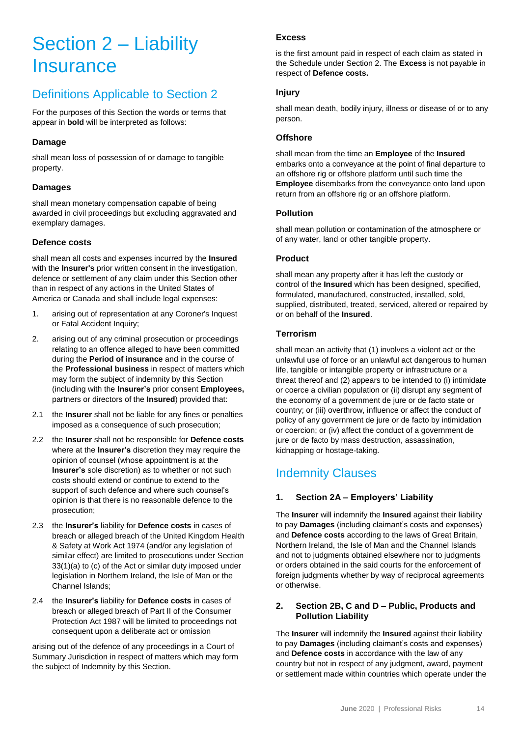# Section 2 – Liability Insurance

## Definitions Applicable to Section 2

For the purposes of this Section the words or terms that appear in **bold** will be interpreted as follows:

### Damage

shall mean loss of possession of or damage to tangible property.

### Damages

shall mean monetary compensation capable of being awarded in civil proceedings but excluding aggravated and exemplary damages.

### Defence costs

shall mean all costs and expenses incurred by the **Insured** with the **Insurer's** prior written consent in the investigation, defence or settlement of any claim under this Section other than in respect of any actions in the United States of America or Canada and shall include legal expenses:

1. arising out of representation at any Coroner's Inquest or Fatal Accident Inquiry;
2. arising out of any criminal prosecution or proceedings relating to an offence alleged to have been committed during the **Period of insurance** and in the course of the **Professional business** in respect of matters which may form the subject of indemnity by this Section (including with the **Insurer's** prior consent **Employees,** partners or directors of the **Insured**) provided that:

2.1 the **Insurer** shall not be liable for any fines or penalties imposed as a consequence of such prosecution;

2.2 the **Insurer** shall not be responsible for **Defence costs** where at the **Insurer's** discretion they may require the opinion of counsel (whose appointment is at the **Insurer's** sole discretion) as to whether or not such costs should extend or continue to extend to the support of such defence and where such counsel's opinion is that there is no reasonable defence to the prosecution;

2.3 the **Insurer's** liability for **Defence costs** in cases of breach or alleged breach of the United Kingdom Health & Safety at Work Act 1974 (and/or any legislation of similar effect) are limited to prosecutions under Section 33(1)(a) to (c) of the Act or similar duty imposed under legislation in Northern Ireland, the Isle of Man or the Channel Islands;

2.4 the **Insurer's** liability for **Defence costs** in cases of breach or alleged breach of Part II of the Consumer Protection Act 1987 will be limited to proceedings not consequent upon a deliberate act or omission

arising out of the defence of any proceedings in a Court of Summary Jurisdiction in respect of matters which may form the subject of Indemnity by this Section.

### Excess

is the first amount paid in respect of each claim as stated in the Schedule under Section 2. The **Excess** is not payable in respect of **Defence costs.**

### Injury

shall mean death, bodily injury, illness or disease of or to any person.

### Offshore

shall mean from the time an **Employee** of the **Insured** embarks onto a conveyance at the point of final departure to an offshore rig or offshore platform until such time the **Employee** disembarks from the conveyance onto land upon return from an offshore rig or an offshore platform.

### Pollution

shall mean pollution or contamination of the atmosphere or of any water, land or other tangible property.

### Product

shall mean any property after it has left the custody or control of the **Insured** which has been designed, specified, formulated, manufactured, constructed, installed, sold, supplied, distributed, treated, serviced, altered or repaired by or on behalf of the **Insured**.

### Terrorism

shall mean an activity that (1) involves a violent act or the unlawful use of force or an unlawful act dangerous to human life, tangible or intangible property or infrastructure or a threat thereof and (2) appears to be intended to (i) intimidate or coerce a civilian population or (ii) disrupt any segment of the economy of a government de jure or de facto state or country; or (iii) overthrow, influence or affect the conduct of policy of any government de jure or de facto by intimidation or coercion; or (iv) affect the conduct of a government de jure or de facto by mass destruction, assassination, kidnapping or hostage-taking.

## Indemnity Clauses

### 1. Section 2A – Employers' Liability

The **Insurer** will indemnify the **Insured** against their liability to pay **Damages** (including claimant's costs and expenses) and **Defence costs** according to the laws of Great Britain, Northern Ireland, the Isle of Man and the Channel Islands and not to judgments obtained elsewhere nor to judgments or orders obtained in the said courts for the enforcement of foreign judgments whether by way of reciprocal agreements or otherwise.

### 2. Section 2B, C and D – Public, Products and Pollution Liability

The **Insurer** will indemnify the **Insured** against their liability to pay **Damages** (including claimant's costs and expenses) and **Defence costs** in accordance with the law of any country but not in respect of any judgment, award, payment or settlement made within countries which operate under the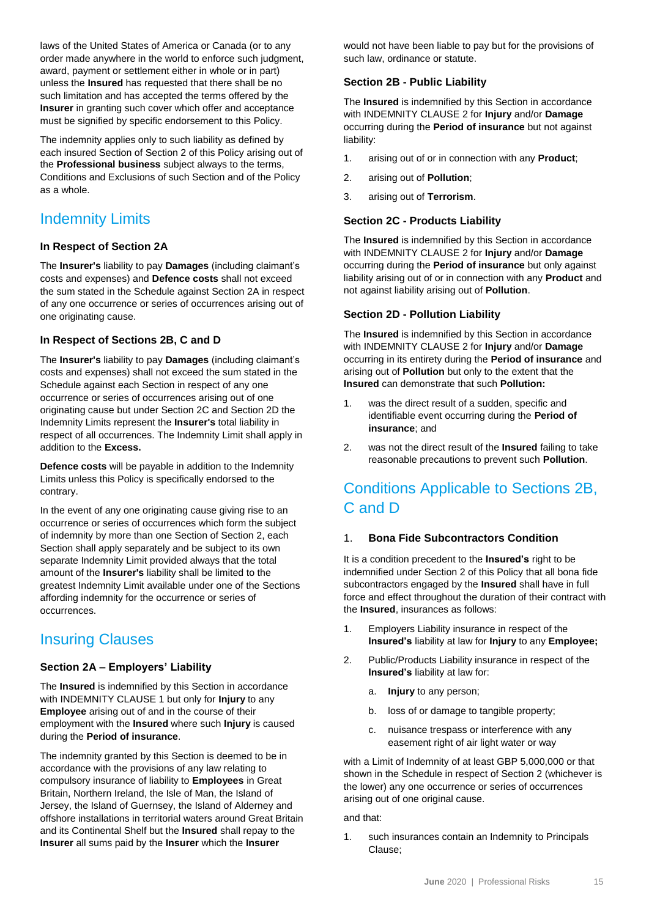laws of the United States of America or Canada (or to any order made anywhere in the world to enforce such judgment, award, payment or settlement either in whole or in part) unless the **Insured** has requested that there shall be no such limitation and has accepted the terms offered by the **Insurer** in granting such cover which offer and acceptance must be signified by specific endorsement to this Policy.

The indemnity applies only to such liability as defined by each insured Section of Section 2 of this Policy arising out of the **Professional business** subject always to the terms, Conditions and Exclusions of such Section and of the Policy as a whole.

## Indemnity Limits

### In Respect of Section 2A

The **Insurer's** liability to pay **Damages** (including claimant's costs and expenses) and **Defence costs** shall not exceed the sum stated in the Schedule against Section 2A in respect of any one occurrence or series of occurrences arising out of one originating cause.

### In Respect of Sections 2B, C and D

The **Insurer's** liability to pay **Damages** (including claimant's costs and expenses) shall not exceed the sum stated in the Schedule against each Section in respect of any one occurrence or series of occurrences arising out of one originating cause but under Section 2C and Section 2D the Indemnity Limits represent the **Insurer's** total liability in respect of all occurrences. The Indemnity Limit shall apply in addition to the **Excess.**

**Defence costs** will be payable in addition to the Indemnity Limits unless this Policy is specifically endorsed to the contrary.

In the event of any one originating cause giving rise to an occurrence or series of occurrences which form the subject of indemnity by more than one Section of Section 2, each Section shall apply separately and be subject to its own separate Indemnity Limit provided always that the total amount of the **Insurer's** liability shall be limited to the greatest Indemnity Limit available under one of the Sections affording indemnity for the occurrence or series of occurrences.

## Insuring Clauses

### Section 2A – Employers' Liability

The **Insured** is indemnified by this Section in accordance with INDEMNITY CLAUSE 1 but only for **Injury** to any **Employee** arising out of and in the course of their employment with the **Insured** where such **Injury** is caused during the **Period of insurance**.

The indemnity granted by this Section is deemed to be in accordance with the provisions of any law relating to compulsory insurance of liability to **Employees** in Great Britain, Northern Ireland, the Isle of Man, the Island of Jersey, the Island of Guernsey, the Island of Alderney and offshore installations in territorial waters around Great Britain and its Continental Shelf but the **Insured** shall repay to the **Insurer** all sums paid by the **Insurer** which the **Insurer** would not have been liable to pay but for the provisions of such law, ordinance or statute.

### Section 2B - Public Liability

The **Insured** is indemnified by this Section in accordance with INDEMNITY CLAUSE 2 for **Injury** and/or **Damage** occurring during the **Period of insurance** but not against liability:

1. arising out of or in connection with any **Product**;
2. arising out of **Pollution**;
3. arising out of **Terrorism**.

### Section 2C - Products Liability

The **Insured** is indemnified by this Section in accordance with INDEMNITY CLAUSE 2 for **Injury** and/or **Damage** occurring during the **Period of insurance** but only against liability arising out of or in connection with any **Product** and not against liability arising out of **Pollution**.

### Section 2D - Pollution Liability

The **Insured** is indemnified by this Section in accordance with INDEMNITY CLAUSE 2 for **Injury** and/or **Damage** occurring in its entirety during the **Period of insurance** and arising out of **Pollution** but only to the extent that the **Insured** can demonstrate that such **Pollution:**

1. was the direct result of a sudden, specific and identifiable event occurring during the **Period of insurance**; and
2. was not the direct result of the **Insured** failing to take reasonable precautions to prevent such **Pollution**.

## Conditions Applicable to Sections 2B, C and D

### 1. Bona Fide Subcontractors Condition

It is a condition precedent to the **Insured's** right to be indemnified under Section 2 of this Policy that all bona fide subcontractors engaged by the **Insured** shall have in full force and effect throughout the duration of their contract with the **Insured**, insurances as follows:

1. Employers Liability insurance in respect of the **Insured's** liability at law for **Injury** to any **Employee;**
2. Public/Products Liability insurance in respect of the **Insured's** liability at law for:
   a. **Injury** to any person;
   b. loss of or damage to tangible property;
   c. nuisance trespass or interference with any easement right of air light water or way

with a Limit of Indemnity of at least GBP 5,000,000 or that shown in the Schedule in respect of Section 2 (whichever is the lower) any one occurrence or series of occurrences arising out of one original cause.

and that:

1. such insurances contain an Indemnity to Principals Clause;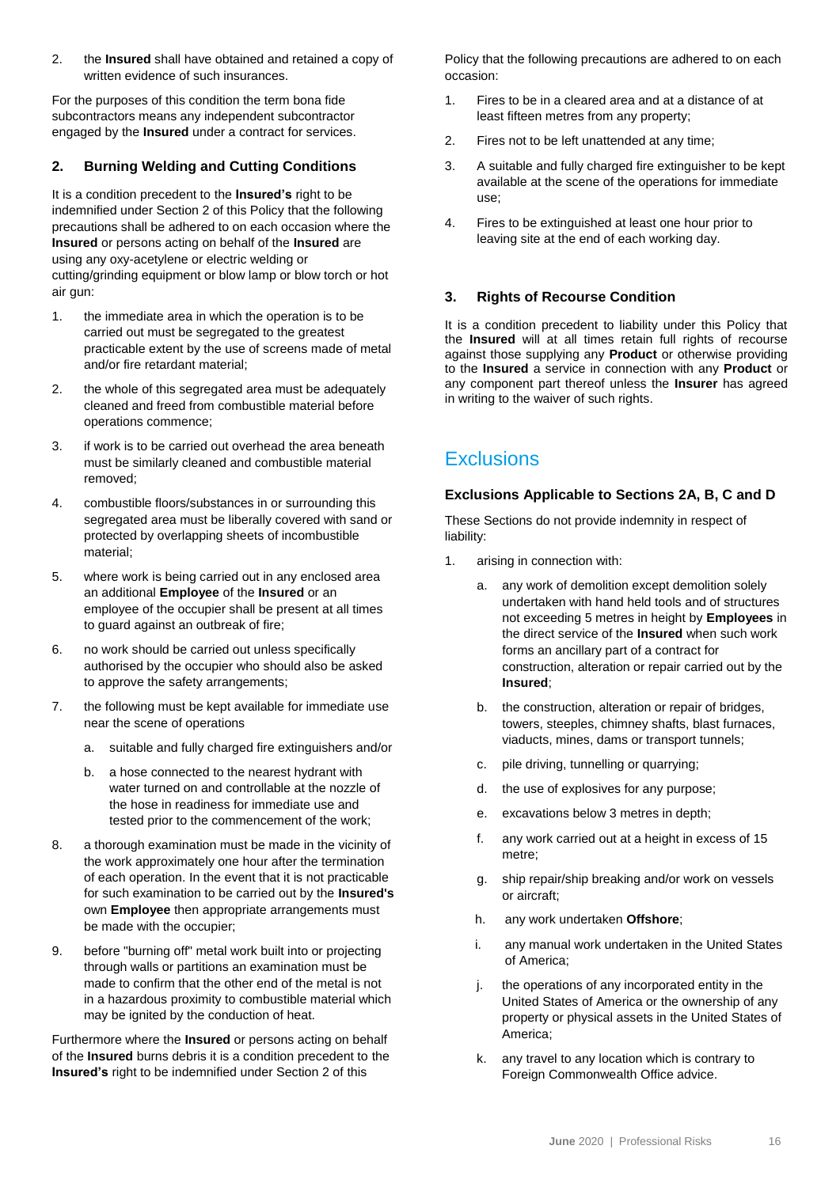2. the **Insured** shall have obtained and retained a copy of written evidence of such insurances.

For the purposes of this condition the term bona fide subcontractors means any independent subcontractor engaged by the **Insured** under a contract for services.

### 2. Burning Welding and Cutting Conditions

It is a condition precedent to the **Insured's** right to be indemnified under Section 2 of this Policy that the following precautions shall be adhered to on each occasion where the **Insured** or persons acting on behalf of the **Insured** are using any oxy-acetylene or electric welding or cutting/grinding equipment or blow lamp or blow torch or hot air gun:

1. the immediate area in which the operation is to be carried out must be segregated to the greatest practicable extent by the use of screens made of metal and/or fire retardant material;
2. the whole of this segregated area must be adequately cleaned and freed from combustible material before operations commence;
3. if work is to be carried out overhead the area beneath must be similarly cleaned and combustible material removed;
4. combustible floors/substances in or surrounding this segregated area must be liberally covered with sand or protected by overlapping sheets of incombustible material;
5. where work is being carried out in any enclosed area an additional **Employee** of the **Insured** or an employee of the occupier shall be present at all times to guard against an outbreak of fire;
6. no work should be carried out unless specifically authorised by the occupier who should also be asked to approve the safety arrangements;
7. the following must be kept available for immediate use near the scene of operations
    a. suitable and fully charged fire extinguishers and/or
    b. a hose connected to the nearest hydrant with water turned on and controllable at the nozzle of the hose in readiness for immediate use and tested prior to the commencement of the work;
8. a thorough examination must be made in the vicinity of the work approximately one hour after the termination of each operation. In the event that it is not practicable for such examination to be carried out by the **Insured's** own **Employee** then appropriate arrangements must be made with the occupier;
9. before "burning off" metal work built into or projecting through walls or partitions an examination must be made to confirm that the other end of the metal is not in a hazardous proximity to combustible material which may be ignited by the conduction of heat.

Furthermore where the **Insured** or persons acting on behalf of the **Insured** burns debris it is a condition precedent to the **Insured's** right to be indemnified under Section 2 of this Policy that the following precautions are adhered to on each occasion:

1. Fires to be in a cleared area and at a distance of at least fifteen metres from any property;
2. Fires not to be left unattended at any time;
3. A suitable and fully charged fire extinguisher to be kept available at the scene of the operations for immediate use;
4. Fires to be extinguished at least one hour prior to leaving site at the end of each working day.

### 3. Rights of Recourse Condition

It is a condition precedent to liability under this Policy that the **Insured** will at all times retain full rights of recourse against those supplying any **Product** or otherwise providing to the **Insured** a service in connection with any **Product** or any component part thereof unless the **Insurer** has agreed in writing to the waiver of such rights.

## Exclusions

### Exclusions Applicable to Sections 2A, B, C and D

These Sections do not provide indemnity in respect of liability:

1. arising in connection with:
    a. any work of demolition except demolition solely undertaken with hand held tools and of structures not exceeding 5 metres in height by **Employees** in the direct service of the **Insured** when such work forms an ancillary part of a contract for construction, alteration or repair carried out by the **Insured**;
    b. the construction, alteration or repair of bridges, towers, steeples, chimney shafts, blast furnaces, viaducts, mines, dams or transport tunnels;
    c. pile driving, tunnelling or quarrying;
    d. the use of explosives for any purpose;
    e. excavations below 3 metres in depth;
    f. any work carried out at a height in excess of 15 metre;
    g. ship repair/ship breaking and/or work on vessels or aircraft;
    h. any work undertaken **Offshore**;
    i. any manual work undertaken in the United States of America;
    j. the operations of any incorporated entity in the United States of America or the ownership of any property or physical assets in the United States of America;
    k. any travel to any location which is contrary to Foreign Commonwealth Office advice.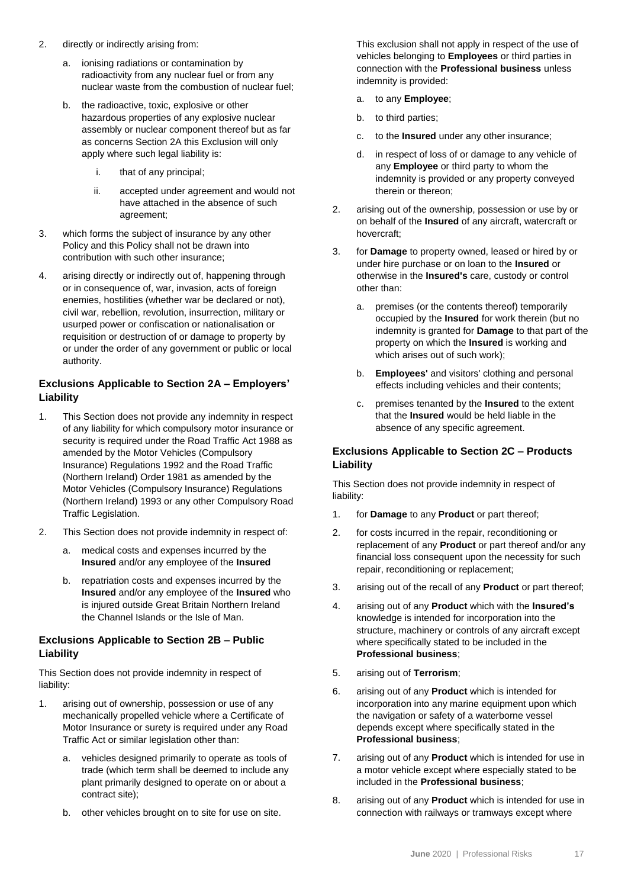2. directly or indirectly arising from:

   a. ionising radiations or contamination by radioactivity from any nuclear fuel or from any nuclear waste from the combustion of nuclear fuel;

   b. the radioactive, toxic, explosive or other hazardous properties of any explosive nuclear assembly or nuclear component thereof but as far as concerns Section 2A this Exclusion will only apply where such legal liability is:

      i. that of any principal;

      ii. accepted under agreement and would not have attached in the absence of such agreement;

3. which forms the subject of insurance by any other Policy and this Policy shall not be drawn into contribution with such other insurance;

4. arising directly or indirectly out of, happening through or in consequence of, war, invasion, acts of foreign enemies, hostilities (whether war be declared or not), civil war, rebellion, revolution, insurrection, military or usurped power or confiscation or nationalisation or requisition or destruction of or damage to property by or under the order of any government or public or local authority.

### Exclusions Applicable to Section 2A – Employers' Liability

1. This Section does not provide any indemnity in respect of any liability for which compulsory motor insurance or security is required under the Road Traffic Act 1988 as amended by the Motor Vehicles (Compulsory Insurance) Regulations 1992 and the Road Traffic (Northern Ireland) Order 1981 as amended by the Motor Vehicles (Compulsory Insurance) Regulations (Northern Ireland) 1993 or any other Compulsory Road Traffic Legislation.

2. This Section does not provide indemnity in respect of:

   a. medical costs and expenses incurred by the **Insured** and/or any employee of the **Insured**

   b. repatriation costs and expenses incurred by the **Insured** and/or any employee of the **Insured** who is injured outside Great Britain Northern Ireland the Channel Islands or the Isle of Man.

### Exclusions Applicable to Section 2B – Public Liability

This Section does not provide indemnity in respect of liability:

1. arising out of ownership, possession or use of any mechanically propelled vehicle where a Certificate of Motor Insurance or surety is required under any Road Traffic Act or similar legislation other than:

   a. vehicles designed primarily to operate as tools of trade (which term shall be deemed to include any plant primarily designed to operate on or about a contract site);

   b. other vehicles brought on to site for use on site.

   This exclusion shall not apply in respect of the use of vehicles belonging to **Employees** or third parties in connection with the **Professional business** unless indemnity is provided:

   a. to any **Employee**;

   b. to third parties;

   c. to the **Insured** under any other insurance;

   d. in respect of loss of or damage to any vehicle of any **Employee** or third party to whom the indemnity is provided or any property conveyed therein or thereon;

2. arising out of the ownership, possession or use by or on behalf of the **Insured** of any aircraft, watercraft or hovercraft;

3. for **Damage** to property owned, leased or hired by or under hire purchase or on loan to the **Insured** or otherwise in the **Insured's** care, custody or control other than:

   a. premises (or the contents thereof) temporarily occupied by the **Insured** for work therein (but no indemnity is granted for **Damage** to that part of the property on which the **Insured** is working and which arises out of such work);

   b. **Employees'** and visitors' clothing and personal effects including vehicles and their contents;

   c. premises tenanted by the **Insured** to the extent that the **Insured** would be held liable in the absence of any specific agreement.

### Exclusions Applicable to Section 2C – Products Liability

This Section does not provide indemnity in respect of liability:

1. for **Damage** to any **Product** or part thereof;

2. for costs incurred in the repair, reconditioning or replacement of any **Product** or part thereof and/or any financial loss consequent upon the necessity for such repair, reconditioning or replacement;

3. arising out of the recall of any **Product** or part thereof;

4. arising out of any **Product** which with the **Insured's** knowledge is intended for incorporation into the structure, machinery or controls of any aircraft except where specifically stated to be included in the **Professional business**;

5. arising out of **Terrorism**;

6. arising out of any **Product** which is intended for incorporation into any marine equipment upon which the navigation or safety of a waterborne vessel depends except where specifically stated in the **Professional business**;

7. arising out of any **Product** which is intended for use in a motor vehicle except where especially stated to be included in the **Professional business**;

8. arising out of any **Product** which is intended for use in connection with railways or tramways except where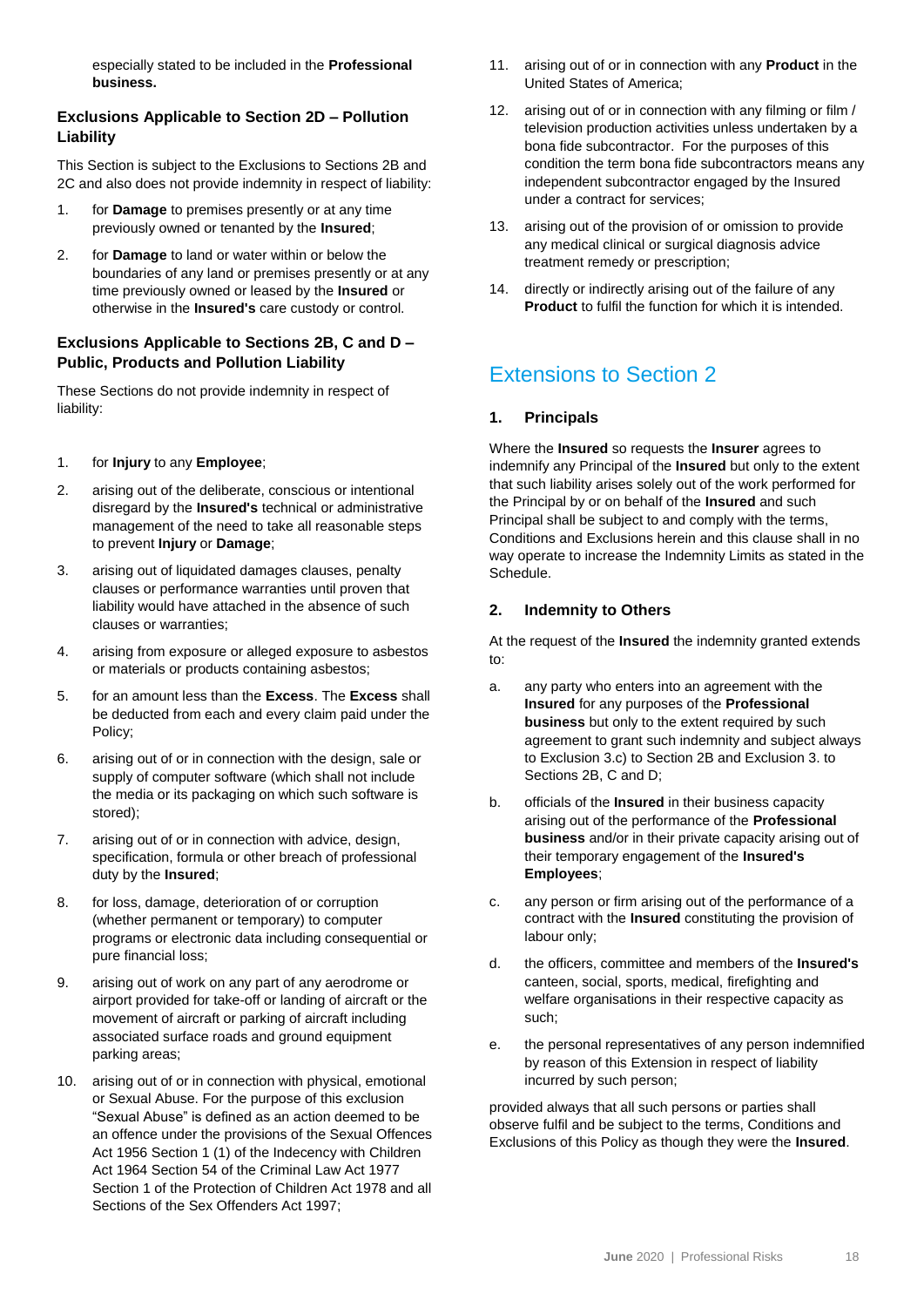especially stated to be included in the **Professional business.**

### Exclusions Applicable to Section 2D – Pollution Liability

This Section is subject to the Exclusions to Sections 2B and 2C and also does not provide indemnity in respect of liability:

1. for **Damage** to premises presently or at any time previously owned or tenanted by the **Insured**;
2. for **Damage** to land or water within or below the boundaries of any land or premises presently or at any time previously owned or leased by the **Insured** or otherwise in the **Insured's** care custody or control.

### Exclusions Applicable to Sections 2B, C and D – Public, Products and Pollution Liability

These Sections do not provide indemnity in respect of liability:

1. for **Injury** to any **Employee**;
2. arising out of the deliberate, conscious or intentional disregard by the **Insured's** technical or administrative management of the need to take all reasonable steps to prevent **Injury** or **Damage**;
3. arising out of liquidated damages clauses, penalty clauses or performance warranties until proven that liability would have attached in the absence of such clauses or warranties;
4. arising from exposure or alleged exposure to asbestos or materials or products containing asbestos;
5. for an amount less than the **Excess**. The **Excess** shall be deducted from each and every claim paid under the Policy;
6. arising out of or in connection with the design, sale or supply of computer software (which shall not include the media or its packaging on which such software is stored);
7. arising out of or in connection with advice, design, specification, formula or other breach of professional duty by the **Insured**;
8. for loss, damage, deterioration of or corruption (whether permanent or temporary) to computer programs or electronic data including consequential or pure financial loss;
9. arising out of work on any part of any aerodrome or airport provided for take-off or landing of aircraft or the movement of aircraft or parking of aircraft including associated surface roads and ground equipment parking areas;
10. arising out of or in connection with physical, emotional or Sexual Abuse. For the purpose of this exclusion "Sexual Abuse" is defined as an action deemed to be an offence under the provisions of the Sexual Offences Act 1956 Section 1 (1) of the Indecency with Children Act 1964 Section 54 of the Criminal Law Act 1977 Section 1 of the Protection of Children Act 1978 and all Sections of the Sex Offenders Act 1997;
11. arising out of or in connection with any **Product** in the United States of America;
12. arising out of or in connection with any filming or film / television production activities unless undertaken by a bona fide subcontractor. For the purposes of this condition the term bona fide subcontractors means any independent subcontractor engaged by the Insured under a contract for services;
13. arising out of the provision of or omission to provide any medical clinical or surgical diagnosis advice treatment remedy or prescription;
14. directly or indirectly arising out of the failure of any **Product** to fulfil the function for which it is intended.

## Extensions to Section 2

### 1. Principals

Where the **Insured** so requests the **Insurer** agrees to indemnify any Principal of the **Insured** but only to the extent that such liability arises solely out of the work performed for the Principal by or on behalf of the **Insured** and such Principal shall be subject to and comply with the terms, Conditions and Exclusions herein and this clause shall in no way operate to increase the Indemnity Limits as stated in the Schedule.

### 2. Indemnity to Others

At the request of the **Insured** the indemnity granted extends to:

a. any party who enters into an agreement with the **Insured** for any purposes of the **Professional business** but only to the extent required by such agreement to grant such indemnity and subject always to Exclusion 3.c) to Section 2B and Exclusion 3. to Sections 2B, C and D;

b. officials of the **Insured** in their business capacity arising out of the performance of the **Professional business** and/or in their private capacity arising out of their temporary engagement of the **Insured's Employees**;

c. any person or firm arising out of the performance of a contract with the **Insured** constituting the provision of labour only;

d. the officers, committee and members of the **Insured's** canteen, social, sports, medical, firefighting and welfare organisations in their respective capacity as such;

e. the personal representatives of any person indemnified by reason of this Extension in respect of liability incurred by such person;

provided always that all such persons or parties shall observe fulfil and be subject to the terms, Conditions and Exclusions of this Policy as though they were the **Insured**.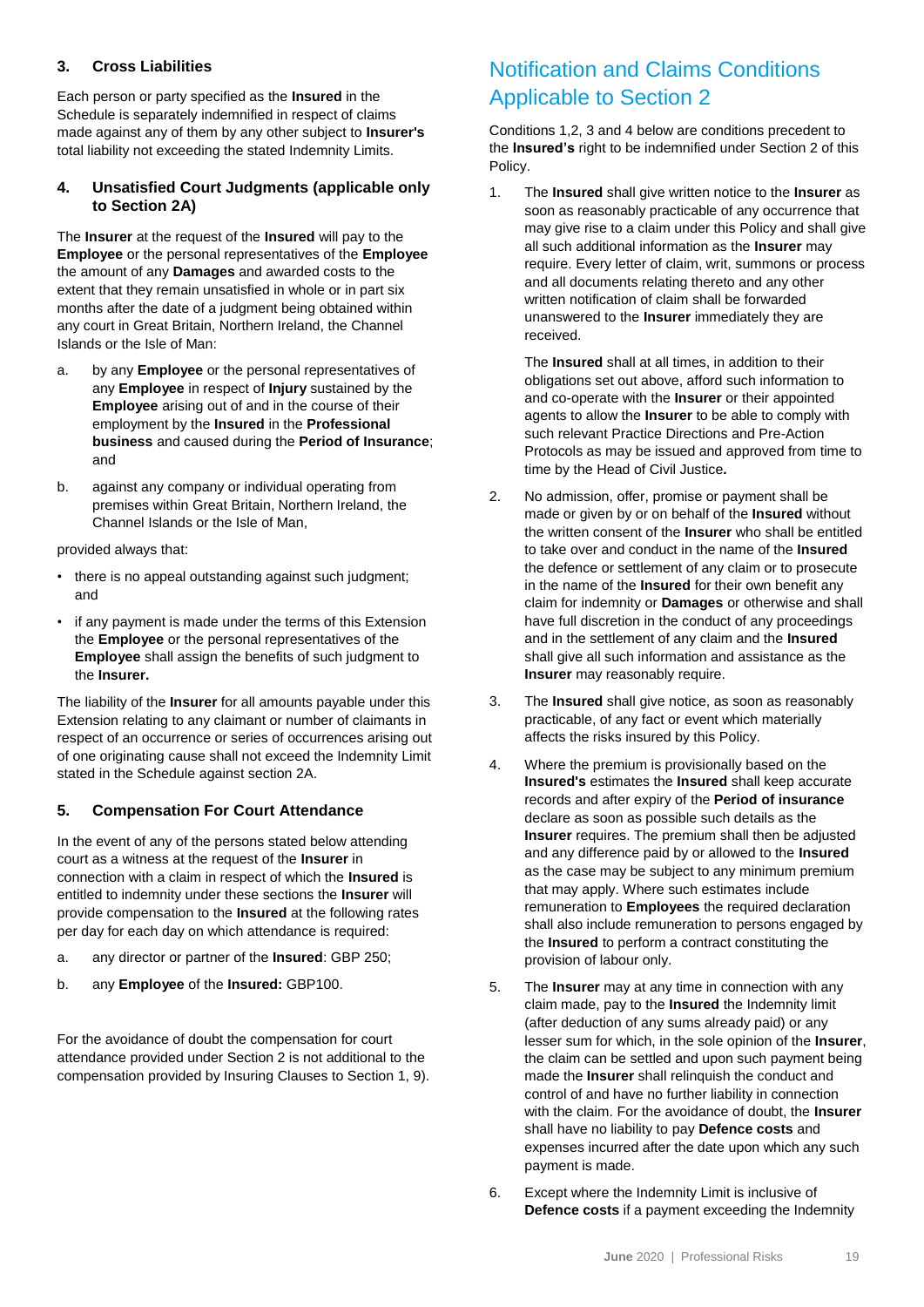### 3. Cross Liabilities

Each person or party specified as the **Insured** in the Schedule is separately indemnified in respect of claims made against any of them by any other subject to **Insurer's** total liability not exceeding the stated Indemnity Limits.

### 4. Unsatisfied Court Judgments (applicable only to Section 2A)

The **Insurer** at the request of the **Insured** will pay to the **Employee** or the personal representatives of the **Employee** the amount of any **Damages** and awarded costs to the extent that they remain unsatisfied in whole or in part six months after the date of a judgment being obtained within any court in Great Britain, Northern Ireland, the Channel Islands or the Isle of Man:

a. by any **Employee** or the personal representatives of any **Employee** in respect of **Injury** sustained by the **Employee** arising out of and in the course of their employment by the **Insured** in the **Professional business** and caused during the **Period of Insurance**; and

b. against any company or individual operating from premises within Great Britain, Northern Ireland, the Channel Islands or the Isle of Man,

provided always that:

- there is no appeal outstanding against such judgment; and
- if any payment is made under the terms of this Extension the **Employee** or the personal representatives of the **Employee** shall assign the benefits of such judgment to the **Insurer.**

The liability of the **Insurer** for all amounts payable under this Extension relating to any claimant or number of claimants in respect of an occurrence or series of occurrences arising out of one originating cause shall not exceed the Indemnity Limit stated in the Schedule against section 2A.

### 5. Compensation For Court Attendance

In the event of any of the persons stated below attending court as a witness at the request of the **Insurer** in connection with a claim in respect of which the **Insured** is entitled to indemnity under these sections the **Insurer** will provide compensation to the **Insured** at the following rates per day for each day on which attendance is required:

a. any director or partner of the **Insured**: GBP 250;

b. any **Employee** of the **Insured:** GBP100.

For the avoidance of doubt the compensation for court attendance provided under Section 2 is not additional to the compensation provided by Insuring Clauses to Section 1, 9).

## Notification and Claims Conditions Applicable to Section 2

Conditions 1,2, 3 and 4 below are conditions precedent to the **Insured's** right to be indemnified under Section 2 of this Policy.

1. The **Insured** shall give written notice to the **Insurer** as soon as reasonably practicable of any occurrence that may give rise to a claim under this Policy and shall give all such additional information as the **Insurer** may require. Every letter of claim, writ, summons or process and all documents relating thereto and any other written notification of claim shall be forwarded unanswered to the **Insurer** immediately they are received.

   The **Insured** shall at all times, in addition to their obligations set out above, afford such information to and co-operate with the **Insurer** or their appointed agents to allow the **Insurer** to be able to comply with such relevant Practice Directions and Pre-Action Protocols as may be issued and approved from time to time by the Head of Civil Justice**.**

2. No admission, offer, promise or payment shall be made or given by or on behalf of the **Insured** without the written consent of the **Insurer** who shall be entitled to take over and conduct in the name of the **Insured** the defence or settlement of any claim or to prosecute in the name of the **Insured** for their own benefit any claim for indemnity or **Damages** or otherwise and shall have full discretion in the conduct of any proceedings and in the settlement of any claim and the **Insured** shall give all such information and assistance as the **Insurer** may reasonably require.

3. The **Insured** shall give notice, as soon as reasonably practicable, of any fact or event which materially affects the risks insured by this Policy.

4. Where the premium is provisionally based on the **Insured's** estimates the **Insured** shall keep accurate records and after expiry of the **Period of insurance** declare as soon as possible such details as the **Insurer** requires. The premium shall then be adjusted and any difference paid by or allowed to the **Insured** as the case may be subject to any minimum premium that may apply. Where such estimates include remuneration to **Employees** the required declaration shall also include remuneration to persons engaged by the **Insured** to perform a contract constituting the provision of labour only.

5. The **Insurer** may at any time in connection with any claim made, pay to the **Insured** the Indemnity limit (after deduction of any sums already paid) or any lesser sum for which, in the sole opinion of the **Insurer**, the claim can be settled and upon such payment being made the **Insurer** shall relinquish the conduct and control of and have no further liability in connection with the claim. For the avoidance of doubt, the **Insurer** shall have no liability to pay **Defence costs** and expenses incurred after the date upon which any such payment is made.

6. Except where the Indemnity Limit is inclusive of **Defence costs** if a payment exceeding the Indemnity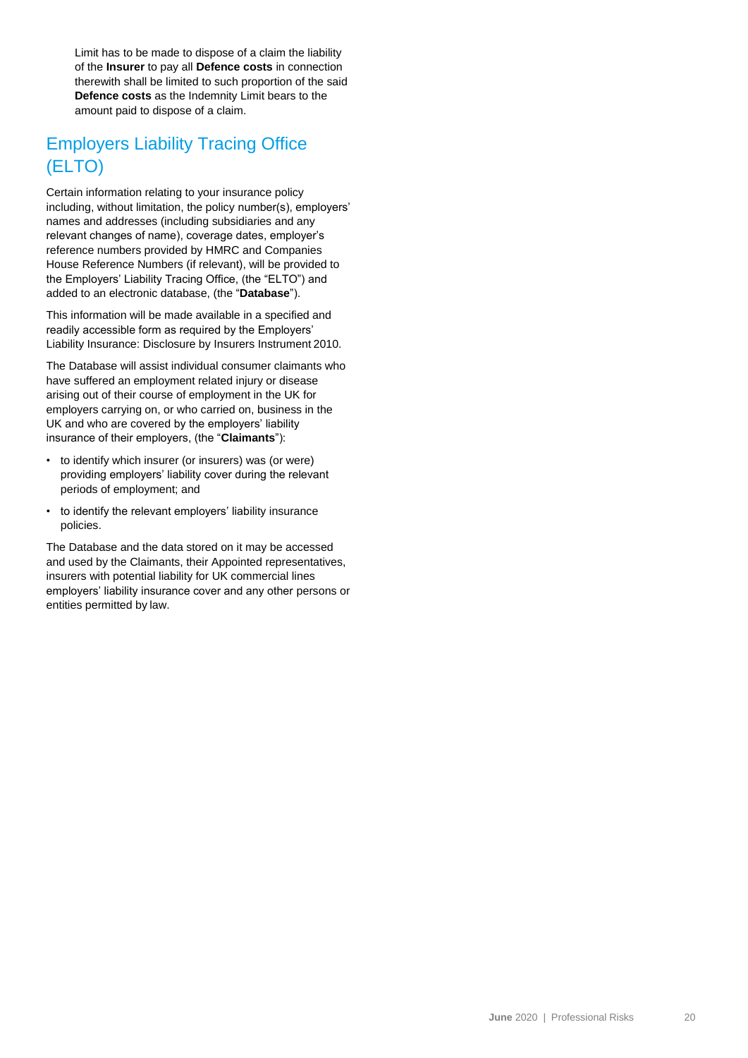Limit has to be made to dispose of a claim the liability of the **Insurer** to pay all **Defence costs** in connection therewith shall be limited to such proportion of the said **Defence costs** as the Indemnity Limit bears to the amount paid to dispose of a claim.

## Employers Liability Tracing Office (ELTO)

Certain information relating to your insurance policy including, without limitation, the policy number(s), employers' names and addresses (including subsidiaries and any relevant changes of name), coverage dates, employer's reference numbers provided by HMRC and Companies House Reference Numbers (if relevant), will be provided to the Employers' Liability Tracing Office, (the "ELTO") and added to an electronic database, (the "**Database**").

This information will be made available in a specified and readily accessible form as required by the Employers' Liability Insurance: Disclosure by Insurers Instrument 2010.

The Database will assist individual consumer claimants who have suffered an employment related injury or disease arising out of their course of employment in the UK for employers carrying on, or who carried on, business in the UK and who are covered by the employers' liability insurance of their employers, (the "**Claimants**"):

- to identify which insurer (or insurers) was (or were) providing employers' liability cover during the relevant periods of employment; and
- to identify the relevant employers' liability insurance policies.

The Database and the data stored on it may be accessed and used by the Claimants, their Appointed representatives, insurers with potential liability for UK commercial lines employers' liability insurance cover and any other persons or entities permitted by law.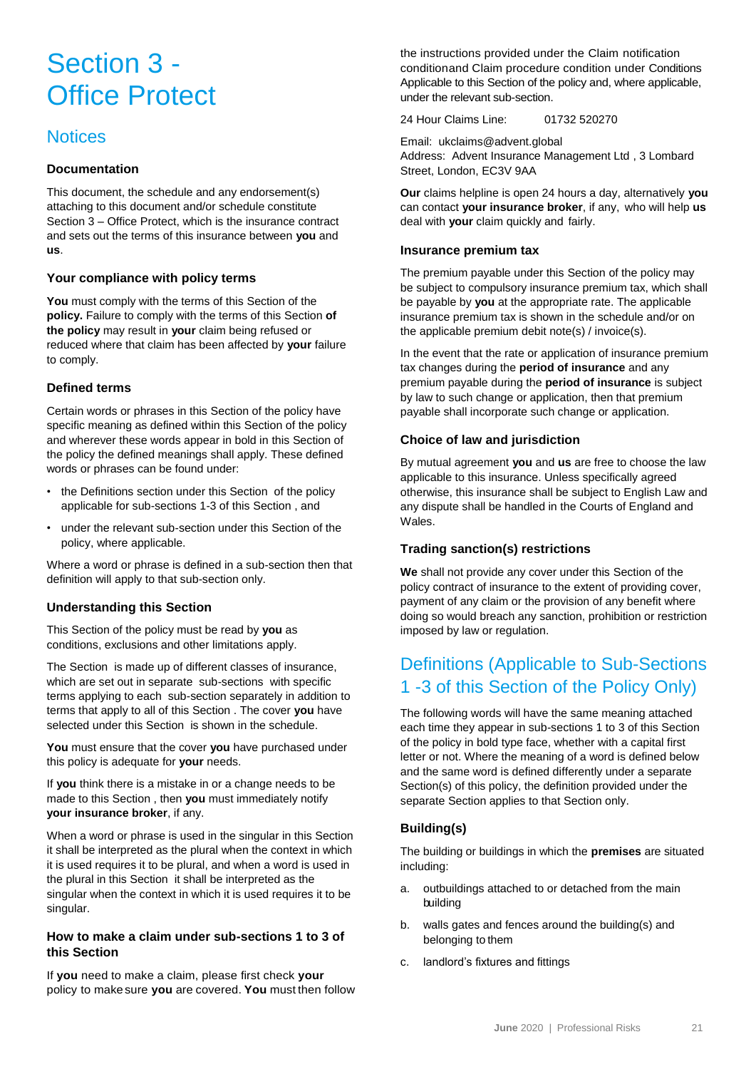# Section 3 - Office Protect

## Notices

### Documentation

This document, the schedule and any endorsement(s) attaching to this document and/or schedule constitute Section 3 – Office Protect, which is the insurance contract and sets out the terms of this insurance between **you** and **us**.

### Your compliance with policy terms

**You** must comply with the terms of this Section of the **policy.** Failure to comply with the terms of this Section **of the policy** may result in **your** claim being refused or reduced where that claim has been affected by **your** failure to comply.

### Defined terms

Certain words or phrases in this Section of the policy have specific meaning as defined within this Section of the policy and wherever these words appear in bold in this Section of the policy the defined meanings shall apply. These defined words or phrases can be found under:

- the Definitions section under this Section of the policy applicable for sub-sections 1-3 of this Section , and
- under the relevant sub-section under this Section of the policy, where applicable.

Where a word or phrase is defined in a sub-section then that definition will apply to that sub-section only.

### Understanding this Section

This Section of the policy must be read by **you** as conditions, exclusions and other limitations apply.

The Section is made up of different classes of insurance, which are set out in separate sub-sections with specific terms applying to each sub-section separately in addition to terms that apply to all of this Section . The cover **you** have selected under this Section is shown in the schedule.

**You** must ensure that the cover **you** have purchased under this policy is adequate for **your** needs.

If **you** think there is a mistake in or a change needs to be made to this Section , then **you** must immediately notify **your insurance broker**, if any.

When a word or phrase is used in the singular in this Section it shall be interpreted as the plural when the context in which it is used requires it to be plural, and when a word is used in the plural in this Section it shall be interpreted as the singular when the context in which it is used requires it to be singular.

### How to make a claim under sub-sections 1 to 3 of this Section

If **you** need to make a claim, please first check **your** policy to make sure **you** are covered. **You** must then follow the instructions provided under the Claim notification condition and Claim procedure condition under Conditions Applicable to this Section of the policy and, where applicable, under the relevant sub-section.

24 Hour Claims Line: 01732 520270

Email: ukclaims@advent.global
Address: Advent Insurance Management Ltd , 3 Lombard Street, London, EC3V 9AA

**Our** claims helpline is open 24 hours a day, alternatively **you** can contact **your insurance broker**, if any, who will help **us** deal with **your** claim quickly and fairly.

### Insurance premium tax

The premium payable under this Section of the policy may be subject to compulsory insurance premium tax, which shall be payable by **you** at the appropriate rate. The applicable insurance premium tax is shown in the schedule and/or on the applicable premium debit note(s) / invoice(s).

In the event that the rate or application of insurance premium tax changes during the **period of insurance** and any premium payable during the **period of insurance** is subject by law to such change or application, then that premium payable shall incorporate such change or application.

### Choice of law and jurisdiction

By mutual agreement **you** and **us** are free to choose the law applicable to this insurance. Unless specifically agreed otherwise, this insurance shall be subject to English Law and any dispute shall be handled in the Courts of England and Wales.

### Trading sanction(s) restrictions

**We** shall not provide any cover under this Section of the policy contract of insurance to the extent of providing cover, payment of any claim or the provision of any benefit where doing so would breach any sanction, prohibition or restriction imposed by law or regulation.

## Definitions (Applicable to Sub-Sections 1 -3 of this Section of the Policy Only)

The following words will have the same meaning attached each time they appear in sub-sections 1 to 3 of this Section of the policy in bold type face, whether with a capital first letter or not. Where the meaning of a word is defined below and the same word is defined differently under a separate Section(s) of this policy, the definition provided under the separate Section applies to that Section only.

### Building(s)

The building or buildings in which the **premises** are situated including:

a. outbuildings attached to or detached from the main building

b. walls gates and fences around the building(s) and belonging to them

c. landlord's fixtures and fittings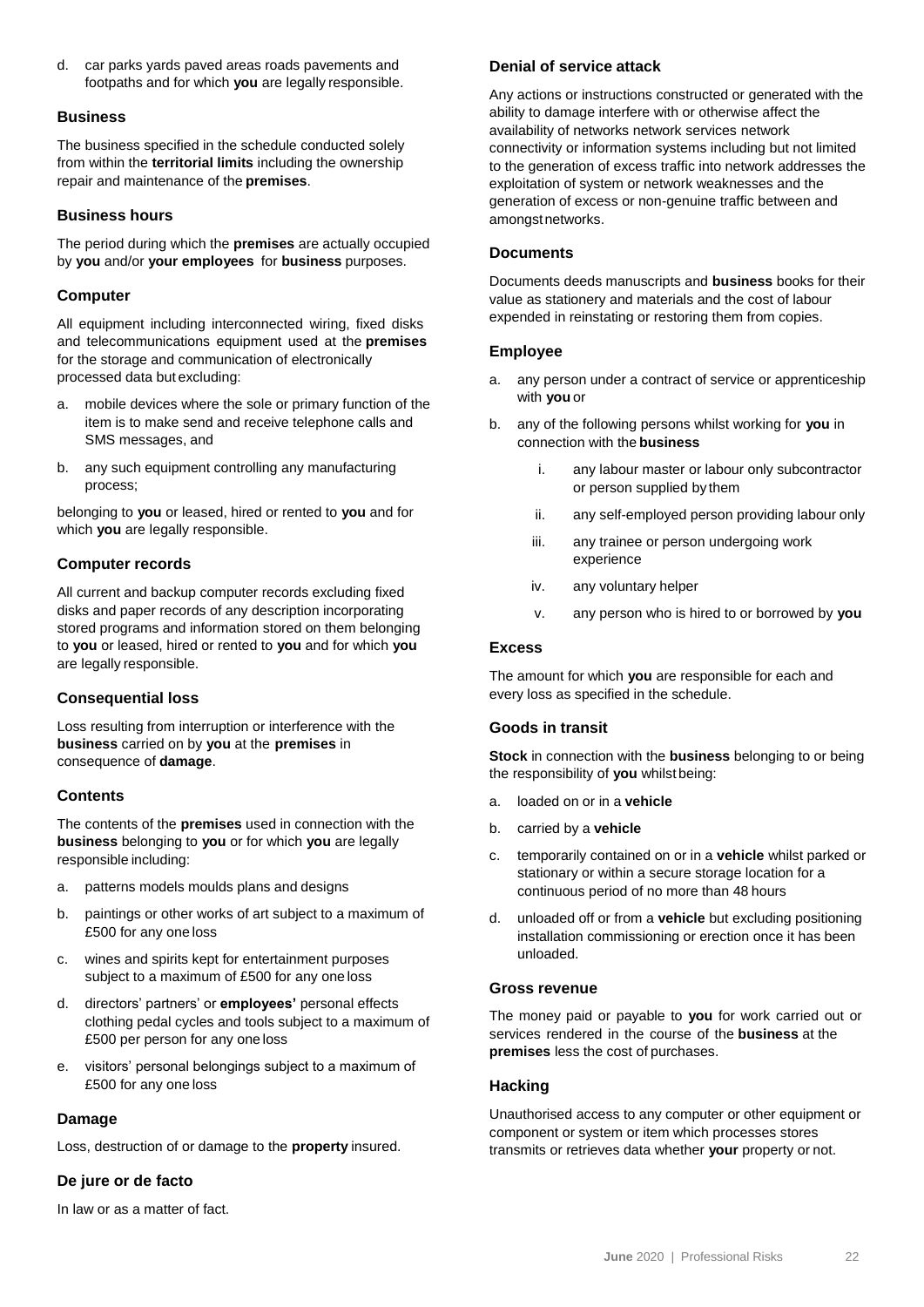d. car parks yards paved areas roads pavements and footpaths and for which **you** are legally responsible.

### Business

The business specified in the schedule conducted solely from within the **territorial limits** including the ownership repair and maintenance of the **premises**.

### Business hours

The period during which the **premises** are actually occupied by **you** and/or **your employees** for **business** purposes.

### Computer

All equipment including interconnected wiring, fixed disks and telecommunications equipment used at the **premises** for the storage and communication of electronically processed data but excluding:

a. mobile devices where the sole or primary function of the item is to make send and receive telephone calls and SMS messages, and

b. any such equipment controlling any manufacturing process;

belonging to **you** or leased, hired or rented to **you** and for which **you** are legally responsible.

### Computer records

All current and backup computer records excluding fixed disks and paper records of any description incorporating stored programs and information stored on them belonging to **you** or leased, hired or rented to **you** and for which **you** are legally responsible.

### Consequential loss

Loss resulting from interruption or interference with the **business** carried on by **you** at the **premises** in consequence of **damage**.

### Contents

The contents of the **premises** used in connection with the **business** belonging to **you** or for which **you** are legally responsible including:

a. patterns models moulds plans and designs

b. paintings or other works of art subject to a maximum of £500 for any one loss

c. wines and spirits kept for entertainment purposes subject to a maximum of £500 for any one loss

d. directors' partners' or **employees'** personal effects clothing pedal cycles and tools subject to a maximum of £500 per person for any one loss

e. visitors' personal belongings subject to a maximum of £500 for any one loss

### Damage

Loss, destruction of or damage to the **property** insured.

### De jure or de facto

In law or as a matter of fact.

### Denial of service attack

Any actions or instructions constructed or generated with the ability to damage interfere with or otherwise affect the availability of networks network services network connectivity or information systems including but not limited to the generation of excess traffic into network addresses the exploitation of system or network weaknesses and the generation of excess or non-genuine traffic between and amongst networks.

### Documents

Documents deeds manuscripts and **business** books for their value as stationery and materials and the cost of labour expended in reinstating or restoring them from copies.

### Employee

a. any person under a contract of service or apprenticeship with **you** or

b. any of the following persons whilst working for **you** in connection with the **business**

   i. any labour master or labour only subcontractor or person supplied by them

   ii. any self-employed person providing labour only

   iii. any trainee or person undergoing work experience

   iv. any voluntary helper

   v. any person who is hired to or borrowed by **you**

### Excess

The amount for which **you** are responsible for each and every loss as specified in the schedule.

### Goods in transit

**Stock** in connection with the **business** belonging to or being the responsibility of **you** whilst being:

a. loaded on or in a **vehicle**

b. carried by a **vehicle**

c. temporarily contained on or in a **vehicle** whilst parked or stationary or within a secure storage location for a continuous period of no more than 48 hours

d. unloaded off or from a **vehicle** but excluding positioning installation commissioning or erection once it has been unloaded.

### Gross revenue

The money paid or payable to **you** for work carried out or services rendered in the course of the **business** at the **premises** less the cost of purchases.

### Hacking

Unauthorised access to any computer or other equipment or component or system or item which processes stores transmits or retrieves data whether **your** property or not.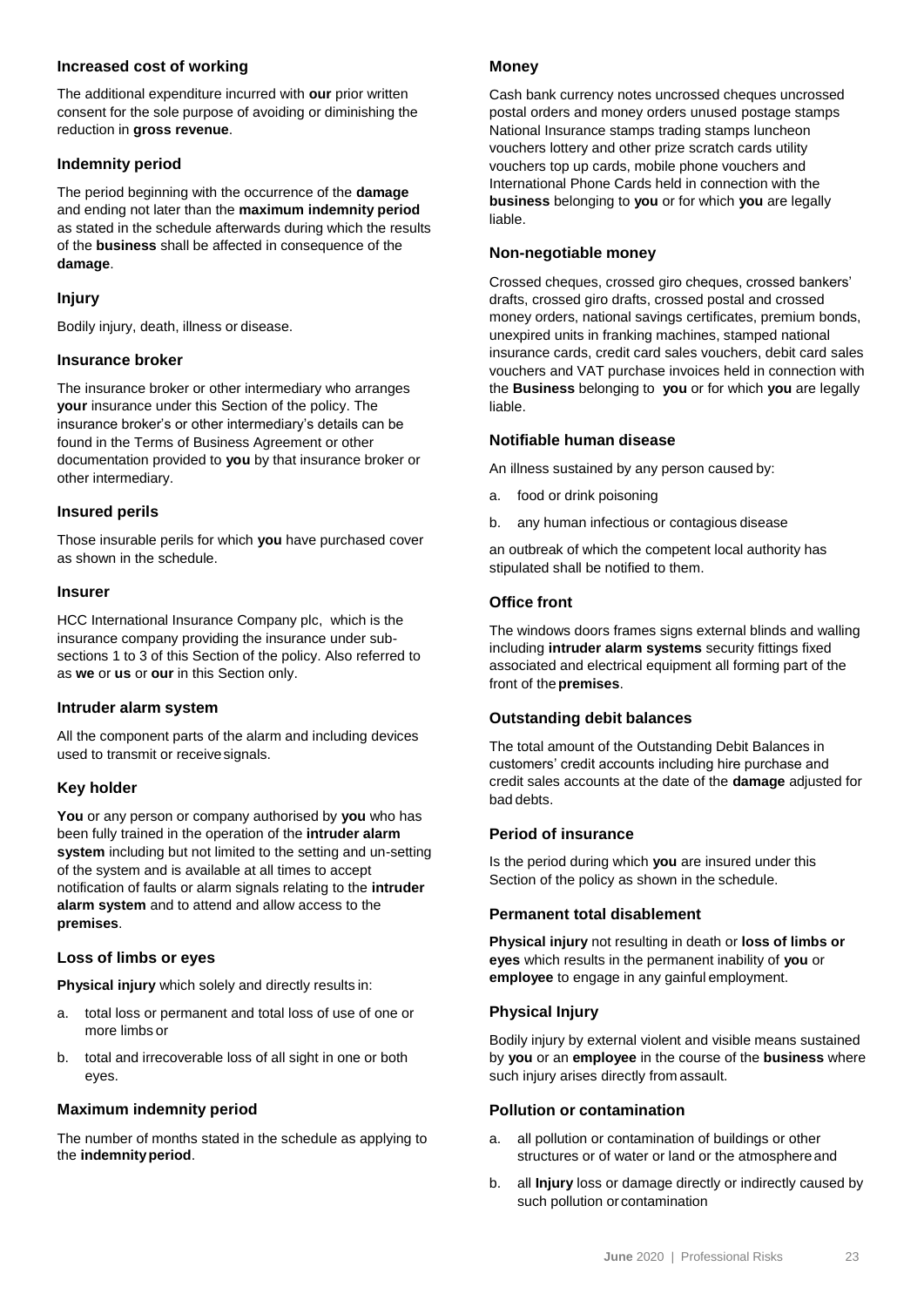### Increased cost of working

The additional expenditure incurred with **our** prior written consent for the sole purpose of avoiding or diminishing the reduction in **gross revenue**.

### Indemnity period

The period beginning with the occurrence of the **damage** and ending not later than the **maximum indemnity period** as stated in the schedule afterwards during which the results of the **business** shall be affected in consequence of the **damage**.

### Injury

Bodily injury, death, illness or disease.

### Insurance broker

The insurance broker or other intermediary who arranges **your** insurance under this Section of the policy. The insurance broker's or other intermediary's details can be found in the Terms of Business Agreement or other documentation provided to **you** by that insurance broker or other intermediary.

### Insured perils

Those insurable perils for which **you** have purchased cover as shown in the schedule.

### Insurer

HCC International Insurance Company plc, which is the insurance company providing the insurance under sub-sections 1 to 3 of this Section of the policy. Also referred to as **we** or **us** or **our** in this Section only.

### Intruder alarm system

All the component parts of the alarm and including devices used to transmit or receive signals.

### Key holder

**You** or any person or company authorised by **you** who has been fully trained in the operation of the **intruder alarm system** including but not limited to the setting and un-setting of the system and is available at all times to accept notification of faults or alarm signals relating to the **intruder alarm system** and to attend and allow access to the **premises**.

### Loss of limbs or eyes

**Physical injury** which solely and directly results in:

a. total loss or permanent and total loss of use of one or more limbs or

b. total and irrecoverable loss of all sight in one or both eyes.

### Maximum indemnity period

The number of months stated in the schedule as applying to the **indemnity period**.

### Money

Cash bank currency notes uncrossed cheques uncrossed postal orders and money orders unused postage stamps National Insurance stamps trading stamps luncheon vouchers lottery and other prize scratch cards utility vouchers top up cards, mobile phone vouchers and International Phone Cards held in connection with the **business** belonging to **you** or for which **you** are legally liable.

### Non-negotiable money

Crossed cheques, crossed giro cheques, crossed bankers' drafts, crossed giro drafts, crossed postal and crossed money orders, national savings certificates, premium bonds, unexpired units in franking machines, stamped national insurance cards, credit card sales vouchers, debit card sales vouchers and VAT purchase invoices held in connection with the **Business** belonging to **you** or for which **you** are legally liable.

### Notifiable human disease

An illness sustained by any person caused by:

a. food or drink poisoning

b. any human infectious or contagious disease

an outbreak of which the competent local authority has stipulated shall be notified to them.

### Office front

The windows doors frames signs external blinds and walling including **intruder alarm systems** security fittings fixed associated and electrical equipment all forming part of the front of the **premises**.

### Outstanding debit balances

The total amount of the Outstanding Debit Balances in customers' credit accounts including hire purchase and credit sales accounts at the date of the **damage** adjusted for bad debts.

### Period of insurance

Is the period during which **you** are insured under this Section of the policy as shown in the schedule.

### Permanent total disablement

**Physical injury** not resulting in death or **loss of limbs or eyes** which results in the permanent inability of **you** or **employee** to engage in any gainful employment.

### Physical Injury

Bodily injury by external violent and visible means sustained by **you** or an **employee** in the course of the **business** where such injury arises directly from assault.

### Pollution or contamination

a. all pollution or contamination of buildings or other structures or of water or land or the atmosphere and

b. all **Injury** loss or damage directly or indirectly caused by such pollution or contamination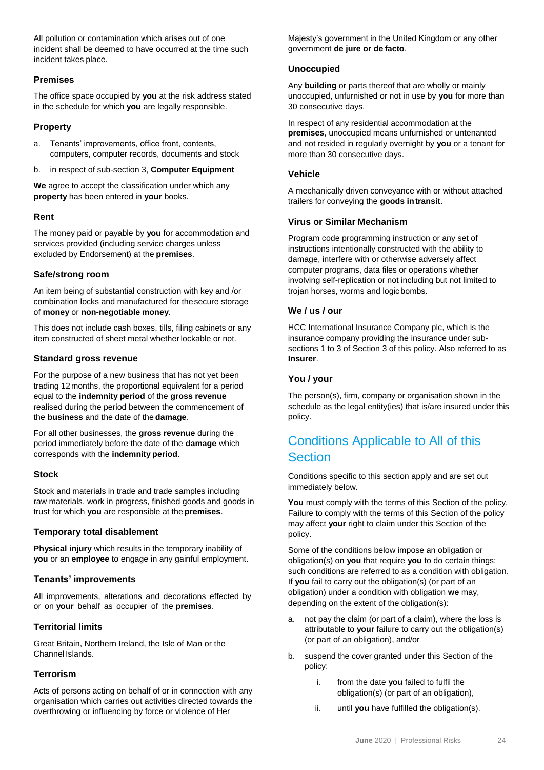All pollution or contamination which arises out of one incident shall be deemed to have occurred at the time such incident takes place.

### Premises

The office space occupied by **you** at the risk address stated in the schedule for which **you** are legally responsible.

### Property

a. Tenants' improvements, office front, contents, computers, computer records, documents and stock

b. in respect of sub-section 3, **Computer Equipment**

**We** agree to accept the classification under which any **property** has been entered in **your** books.

### Rent

The money paid or payable by **you** for accommodation and services provided (including service charges unless excluded by Endorsement) at the **premises**.

### Safe/strong room

An item being of substantial construction with key and /or combination locks and manufactured for the secure storage of **money** or **non-negotiable money**.

This does not include cash boxes, tills, filing cabinets or any item constructed of sheet metal whether lockable or not.

### Standard gross revenue

For the purpose of a new business that has not yet been trading 12 months, the proportional equivalent for a period equal to the **indemnity period** of the **gross revenue** realised during the period between the commencement of the **business** and the date of the **damage**.

For all other businesses, the **gross revenue** during the period immediately before the date of the **damage** which corresponds with the **indemnity period**.

### Stock

Stock and materials in trade and trade samples including raw materials, work in progress, finished goods and goods in trust for which **you** are responsible at the **premises**.

### Temporary total disablement

**Physical injury** which results in the temporary inability of **you** or an **employee** to engage in any gainful employment.

### Tenants' improvements

All improvements, alterations and decorations effected by or on **your** behalf as occupier of the **premises**.

### Territorial limits

Great Britain, Northern Ireland, the Isle of Man or the Channel Islands.

### Terrorism

Acts of persons acting on behalf of or in connection with any organisation which carries out activities directed towards the overthrowing or influencing by force or violence of Her Majesty's government in the United Kingdom or any other government **de jure or de facto**.

### Unoccupied

Any **building** or parts thereof that are wholly or mainly unoccupied, unfurnished or not in use by **you** for more than 30 consecutive days.

In respect of any residential accommodation at the **premises**, unoccupied means unfurnished or untenanted and not resided in regularly overnight by **you** or a tenant for more than 30 consecutive days.

### Vehicle

A mechanically driven conveyance with or without attached trailers for conveying the **goods in transit**.

### Virus or Similar Mechanism

Program code programming instruction or any set of instructions intentionally constructed with the ability to damage, interfere with or otherwise adversely affect computer programs, data files or operations whether involving self-replication or not including but not limited to trojan horses, worms and logic bombs.

### We / us / our

HCC International Insurance Company plc, which is the insurance company providing the insurance under sub-sections 1 to 3 of Section 3 of this policy. Also referred to as **Insurer**.

### You / your

The person(s), firm, company or organisation shown in the schedule as the legal entity(ies) that is/are insured under this policy.

## Conditions Applicable to All of this Section

Conditions specific to this section apply and are set out immediately below.

**You** must comply with the terms of this Section of the policy. Failure to comply with the terms of this Section of the policy may affect **your** right to claim under this Section of the policy.

Some of the conditions below impose an obligation or obligation(s) on **you** that require **you** to do certain things; such conditions are referred to as a condition with obligation. If **you** fail to carry out the obligation(s) (or part of an obligation) under a condition with obligation **we** may, depending on the extent of the obligation(s):

a. not pay the claim (or part of a claim), where the loss is attributable to **your** failure to carry out the obligation(s) (or part of an obligation), and/or

b. suspend the cover granted under this Section of the policy:

    i. from the date **you** failed to fulfil the obligation(s) (or part of an obligation),

    ii. until **you** have fulfilled the obligation(s).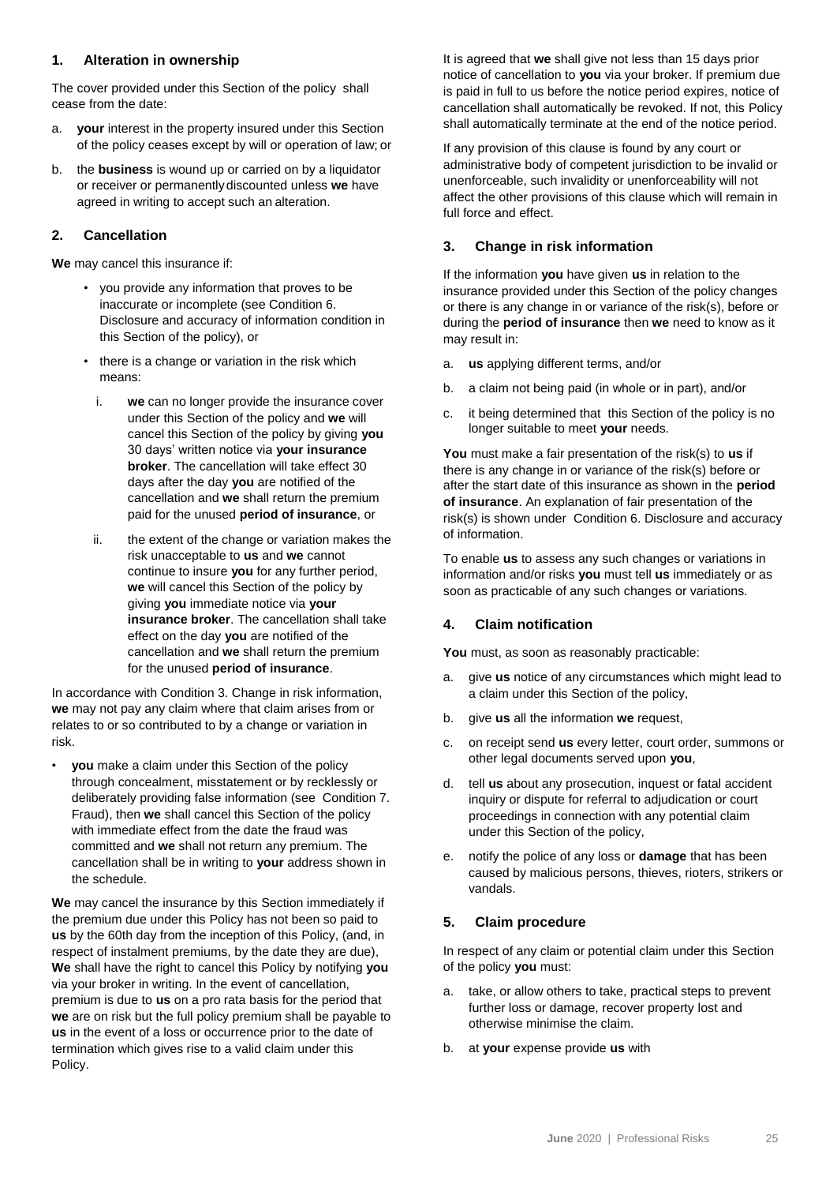## 1. Alteration in ownership

The cover provided under this Section of the policy shall cease from the date:

a. **your** interest in the property insured under this Section of the policy ceases except by will or operation of law; or

b. the **business** is wound up or carried on by a liquidator or receiver or permanently discounted unless **we** have agreed in writing to accept such an alteration.

## 2. Cancellation

**We** may cancel this insurance if:

- you provide any information that proves to be inaccurate or incomplete (see Condition 6. Disclosure and accuracy of information condition in this Section of the policy), or
- there is a change or variation in the risk which means:
  - i. **we** can no longer provide the insurance cover under this Section of the policy and **we** will cancel this Section of the policy by giving **you** 30 days' written notice via **your insurance broker**. The cancellation will take effect 30 days after the day **you** are notified of the cancellation and **we** shall return the premium paid for the unused **period of insurance**, or
  - ii. the extent of the change or variation makes the risk unacceptable to **us** and **we** cannot continue to insure **you** for any further period, **we** will cancel this Section of the policy by giving **you** immediate notice via **your insurance broker**. The cancellation shall take effect on the day **you** are notified of the cancellation and **we** shall return the premium for the unused **period of insurance**.

In accordance with Condition 3. Change in risk information, **we** may not pay any claim where that claim arises from or relates to or so contributed to by a change or variation in risk.

- **you** make a claim under this Section of the policy through concealment, misstatement or by recklessly or deliberately providing false information (see Condition 7. Fraud), then **we** shall cancel this Section of the policy with immediate effect from the date the fraud was committed and **we** shall not return any premium. The cancellation shall be in writing to **your** address shown in the schedule.

**We** may cancel the insurance by this Section immediately if the premium due under this Policy has not been so paid to **us** by the 60th day from the inception of this Policy, (and, in respect of instalment premiums, by the date they are due), **We** shall have the right to cancel this Policy by notifying **you** via your broker in writing. In the event of cancellation, premium is due to **us** on a pro rata basis for the period that **we** are on risk but the full policy premium shall be payable to **us** in the event of a loss or occurrence prior to the date of termination which gives rise to a valid claim under this Policy.

It is agreed that **we** shall give not less than 15 days prior notice of cancellation to **you** via your broker. If premium due is paid in full to us before the notice period expires, notice of cancellation shall automatically be revoked. If not, this Policy shall automatically terminate at the end of the notice period.

If any provision of this clause is found by any court or administrative body of competent jurisdiction to be invalid or unenforceable, such invalidity or unenforceability will not affect the other provisions of this clause which will remain in full force and effect.

## 3. Change in risk information

If the information **you** have given **us** in relation to the insurance provided under this Section of the policy changes or there is any change in or variance of the risk(s), before or during the **period of insurance** then **we** need to know as it may result in:

a. **us** applying different terms, and/or

b. a claim not being paid (in whole or in part), and/or

c. it being determined that this Section of the policy is no longer suitable to meet **your** needs.

**You** must make a fair presentation of the risk(s) to **us** if there is any change in or variance of the risk(s) before or after the start date of this insurance as shown in the **period of insurance**. An explanation of fair presentation of the risk(s) is shown under Condition 6. Disclosure and accuracy of information.

To enable **us** to assess any such changes or variations in information and/or risks **you** must tell **us** immediately or as soon as practicable of any such changes or variations.

## 4. Claim notification

**You** must, as soon as reasonably practicable:

a. give **us** notice of any circumstances which might lead to a claim under this Section of the policy,

b. give **us** all the information **we** request,

c. on receipt send **us** every letter, court order, summons or other legal documents served upon **you**,

d. tell **us** about any prosecution, inquest or fatal accident inquiry or dispute for referral to adjudication or court proceedings in connection with any potential claim under this Section of the policy,

e. notify the police of any loss or **damage** that has been caused by malicious persons, thieves, rioters, strikers or vandals.

## 5. Claim procedure

In respect of any claim or potential claim under this Section of the policy **you** must:

a. take, or allow others to take, practical steps to prevent further loss or damage, recover property lost and otherwise minimise the claim.

b. at **your** expense provide **us** with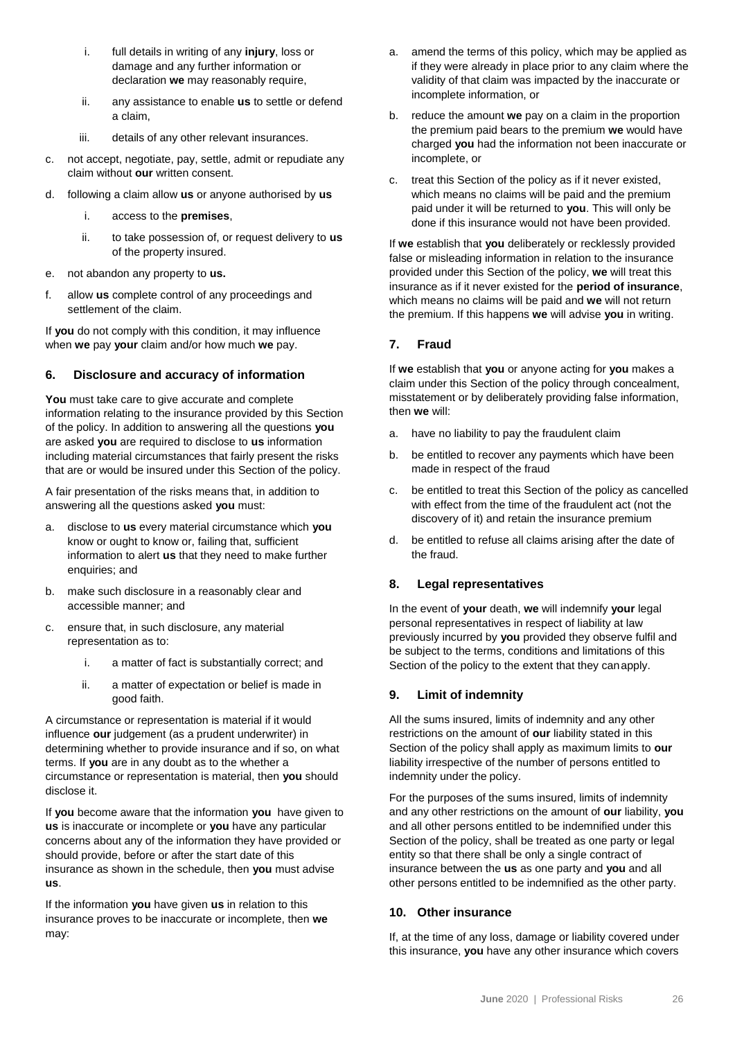- i. full details in writing of any **injury**, loss or damage and any further information or declaration **we** may reasonably require,
- ii. any assistance to enable **us** to settle or defend a claim,
- iii. details of any other relevant insurances.

c. not accept, negotiate, pay, settle, admit or repudiate any claim without **our** written consent.

d. following a claim allow **us** or anyone authorised by **us**

- i. access to the **premises**,
- ii. to take possession of, or request delivery to **us** of the property insured.

e. not abandon any property to **us.**

f. allow **us** complete control of any proceedings and settlement of the claim.

If **you** do not comply with this condition, it may influence when **we** pay **your** claim and/or how much **we** pay.

### 6. Disclosure and accuracy of information

**You** must take care to give accurate and complete information relating to the insurance provided by this Section of the policy. In addition to answering all the questions **you** are asked **you** are required to disclose to **us** information including material circumstances that fairly present the risks that are or would be insured under this Section of the policy.

A fair presentation of the risks means that, in addition to answering all the questions asked **you** must:

a. disclose to **us** every material circumstance which **you** know or ought to know or, failing that, sufficient information to alert **us** that they need to make further enquiries; and

b. make such disclosure in a reasonably clear and accessible manner; and

c. ensure that, in such disclosure, any material representation as to:

- i. a matter of fact is substantially correct; and
- ii. a matter of expectation or belief is made in good faith.

A circumstance or representation is material if it would influence **our** judgement (as a prudent underwriter) in determining whether to provide insurance and if so, on what terms. If **you** are in any doubt as to the whether a circumstance or representation is material, then **you** should disclose it.

If **you** become aware that the information **you** have given to **us** is inaccurate or incomplete or **you** have any particular concerns about any of the information they have provided or should provide, before or after the start date of this insurance as shown in the schedule, then **you** must advise **us**.

If the information **you** have given **us** in relation to this insurance proves to be inaccurate or incomplete, then **we** may:

a. amend the terms of this policy, which may be applied as if they were already in place prior to any claim where the validity of that claim was impacted by the inaccurate or incomplete information, or

b. reduce the amount **we** pay on a claim in the proportion the premium paid bears to the premium **we** would have charged **you** had the information not been inaccurate or incomplete, or

c. treat this Section of the policy as if it never existed, which means no claims will be paid and the premium paid under it will be returned to **you**. This will only be done if this insurance would not have been provided.

If **we** establish that **you** deliberately or recklessly provided false or misleading information in relation to the insurance provided under this Section of the policy, **we** will treat this insurance as if it never existed for the **period of insurance**, which means no claims will be paid and **we** will not return the premium. If this happens **we** will advise **you** in writing.

### 7. Fraud

If **we** establish that **you** or anyone acting for **you** makes a claim under this Section of the policy through concealment, misstatement or by deliberately providing false information, then **we** will:

a. have no liability to pay the fraudulent claim

b. be entitled to recover any payments which have been made in respect of the fraud

c. be entitled to treat this Section of the policy as cancelled with effect from the time of the fraudulent act (not the discovery of it) and retain the insurance premium

d. be entitled to refuse all claims arising after the date of the fraud.

### 8. Legal representatives

In the event of **your** death, **we** will indemnify **your** legal personal representatives in respect of liability at law previously incurred by **you** provided they observe fulfil and be subject to the terms, conditions and limitations of this Section of the policy to the extent that they can apply.

### 9. Limit of indemnity

All the sums insured, limits of indemnity and any other restrictions on the amount of **our** liability stated in this Section of the policy shall apply as maximum limits to **our** liability irrespective of the number of persons entitled to indemnity under the policy.

For the purposes of the sums insured, limits of indemnity and any other restrictions on the amount of **our** liability, **you** and all other persons entitled to be indemnified under this Section of the policy, shall be treated as one party or legal entity so that there shall be only a single contract of insurance between the **us** as one party and **you** and all other persons entitled to be indemnified as the other party.

### 10. Other insurance

If, at the time of any loss, damage or liability covered under this insurance, **you** have any other insurance which covers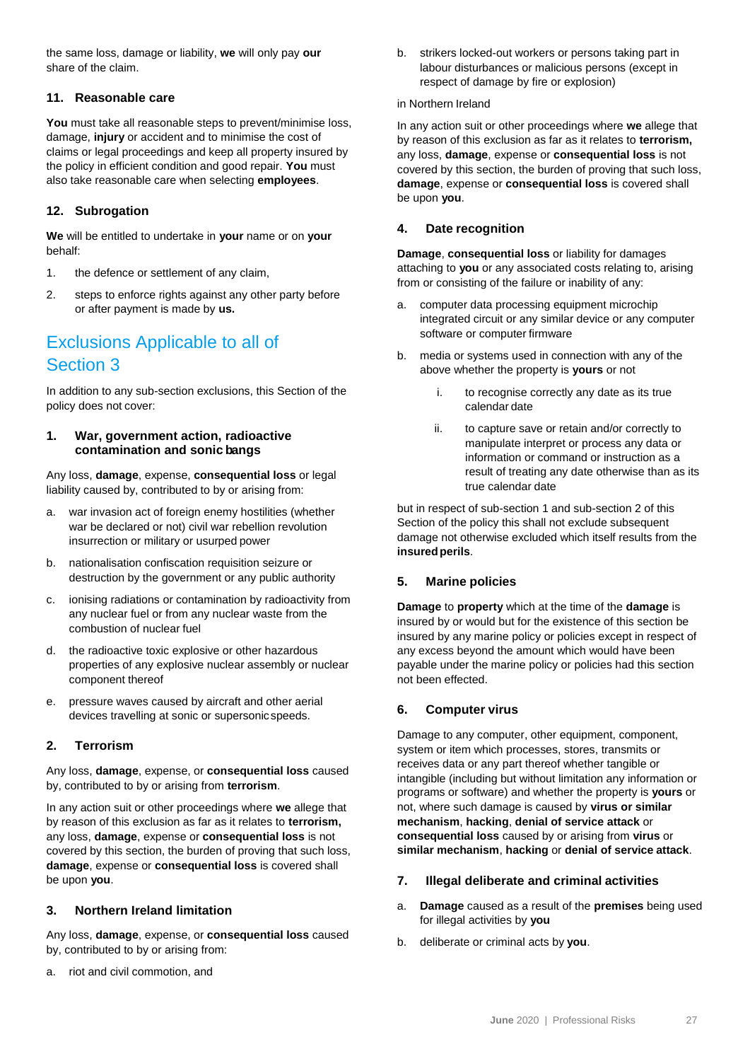the same loss, damage or liability, **we** will only pay **our** share of the claim.

### 11. Reasonable care

**You** must take all reasonable steps to prevent/minimise loss, damage, **injury** or accident and to minimise the cost of claims or legal proceedings and keep all property insured by the policy in efficient condition and good repair. **You** must also take reasonable care when selecting **employees**.

### 12. Subrogation

**We** will be entitled to undertake in **your** name or on **your** behalf:

1. the defence or settlement of any claim,
2. steps to enforce rights against any other party before or after payment is made by **us.**

## Exclusions Applicable to all of Section 3

In addition to any sub-section exclusions, this Section of the policy does not cover:

### 1. War, government action, radioactive contamination and sonic bangs

Any loss, **damage**, expense, **consequential loss** or legal liability caused by, contributed to by or arising from:

a. war invasion act of foreign enemy hostilities (whether war be declared or not) civil war rebellion revolution insurrection or military or usurped power
b. nationalisation confiscation requisition seizure or destruction by the government or any public authority
c. ionising radiations or contamination by radioactivity from any nuclear fuel or from any nuclear waste from the combustion of nuclear fuel
d. the radioactive toxic explosive or other hazardous properties of any explosive nuclear assembly or nuclear component thereof
e. pressure waves caused by aircraft and other aerial devices travelling at sonic or supersonic speeds.

### 2. Terrorism

Any loss, **damage**, expense, or **consequential loss** caused by, contributed to by or arising from **terrorism**.

In any action suit or other proceedings where **we** allege that by reason of this exclusion as far as it relates to **terrorism,** any loss, **damage**, expense or **consequential loss** is not covered by this section, the burden of proving that such loss, **damage**, expense or **consequential loss** is covered shall be upon **you**.

### 3. Northern Ireland limitation

Any loss, **damage**, expense, or **consequential loss** caused by, contributed to by or arising from:

a. riot and civil commotion, and
b. strikers locked-out workers or persons taking part in labour disturbances or malicious persons (except in respect of damage by fire or explosion)

in Northern Ireland

In any action suit or other proceedings where **we** allege that by reason of this exclusion as far as it relates to **terrorism,** any loss, **damage**, expense or **consequential loss** is not covered by this section, the burden of proving that such loss, **damage**, expense or **consequential loss** is covered shall be upon **you**.

### 4. Date recognition

**Damage**, **consequential loss** or liability for damages attaching to **you** or any associated costs relating to, arising from or consisting of the failure or inability of any:

a. computer data processing equipment microchip integrated circuit or any similar device or any computer software or computer firmware
b. media or systems used in connection with any of the above whether the property is **yours** or not
   i. to recognise correctly any date as its true calendar date
   ii. to capture save or retain and/or correctly to manipulate interpret or process any data or information or command or instruction as a result of treating any date otherwise than as its true calendar date

but in respect of sub-section 1 and sub-section 2 of this Section of the policy this shall not exclude subsequent damage not otherwise excluded which itself results from the **insured perils**.

### 5. Marine policies

**Damage** to **property** which at the time of the **damage** is insured by or would but for the existence of this section be insured by any marine policy or policies except in respect of any excess beyond the amount which would have been payable under the marine policy or policies had this section not been effected.

### 6. Computer virus

Damage to any computer, other equipment, component, system or item which processes, stores, transmits or receives data or any part thereof whether tangible or intangible (including but without limitation any information or programs or software) and whether the property is **yours** or not, where such damage is caused by **virus or similar mechanism**, **hacking**, **denial of service attack** or **consequential loss** caused by or arising from **virus** or **similar mechanism**, **hacking** or **denial of service attack**.

### 7. Illegal deliberate and criminal activities

a. **Damage** caused as a result of the **premises** being used for illegal activities by **you**
b. deliberate or criminal acts by **you**.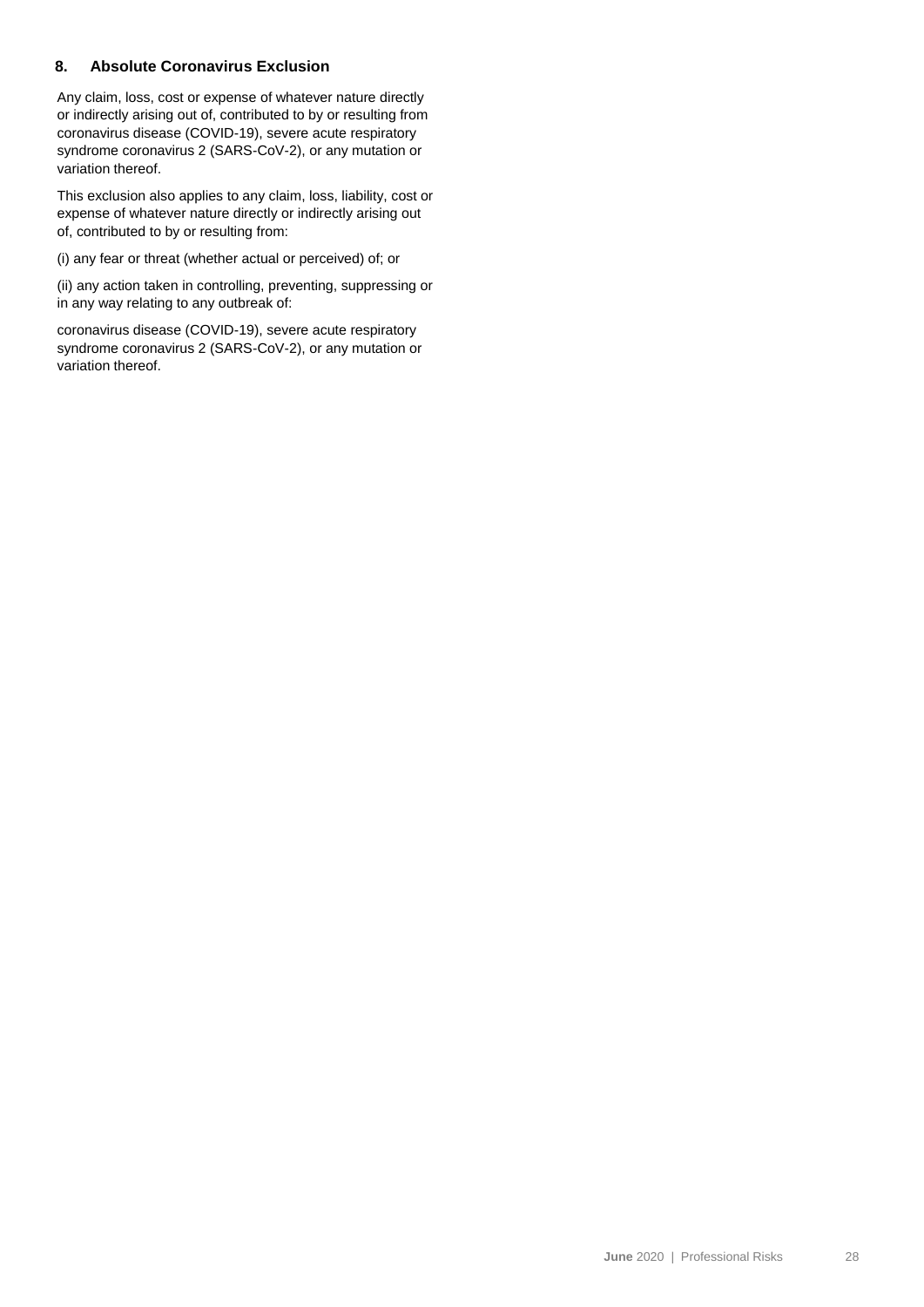### 8. Absolute Coronavirus Exclusion

Any claim, loss, cost or expense of whatever nature directly or indirectly arising out of, contributed to by or resulting from coronavirus disease (COVID-19), severe acute respiratory syndrome coronavirus 2 (SARS-CoV-2), or any mutation or variation thereof.

This exclusion also applies to any claim, loss, liability, cost or expense of whatever nature directly or indirectly arising out of, contributed to by or resulting from:

(i) any fear or threat (whether actual or perceived) of; or

(ii) any action taken in controlling, preventing, suppressing or in any way relating to any outbreak of:

coronavirus disease (COVID-19), severe acute respiratory syndrome coronavirus 2 (SARS-CoV-2), or any mutation or variation thereof.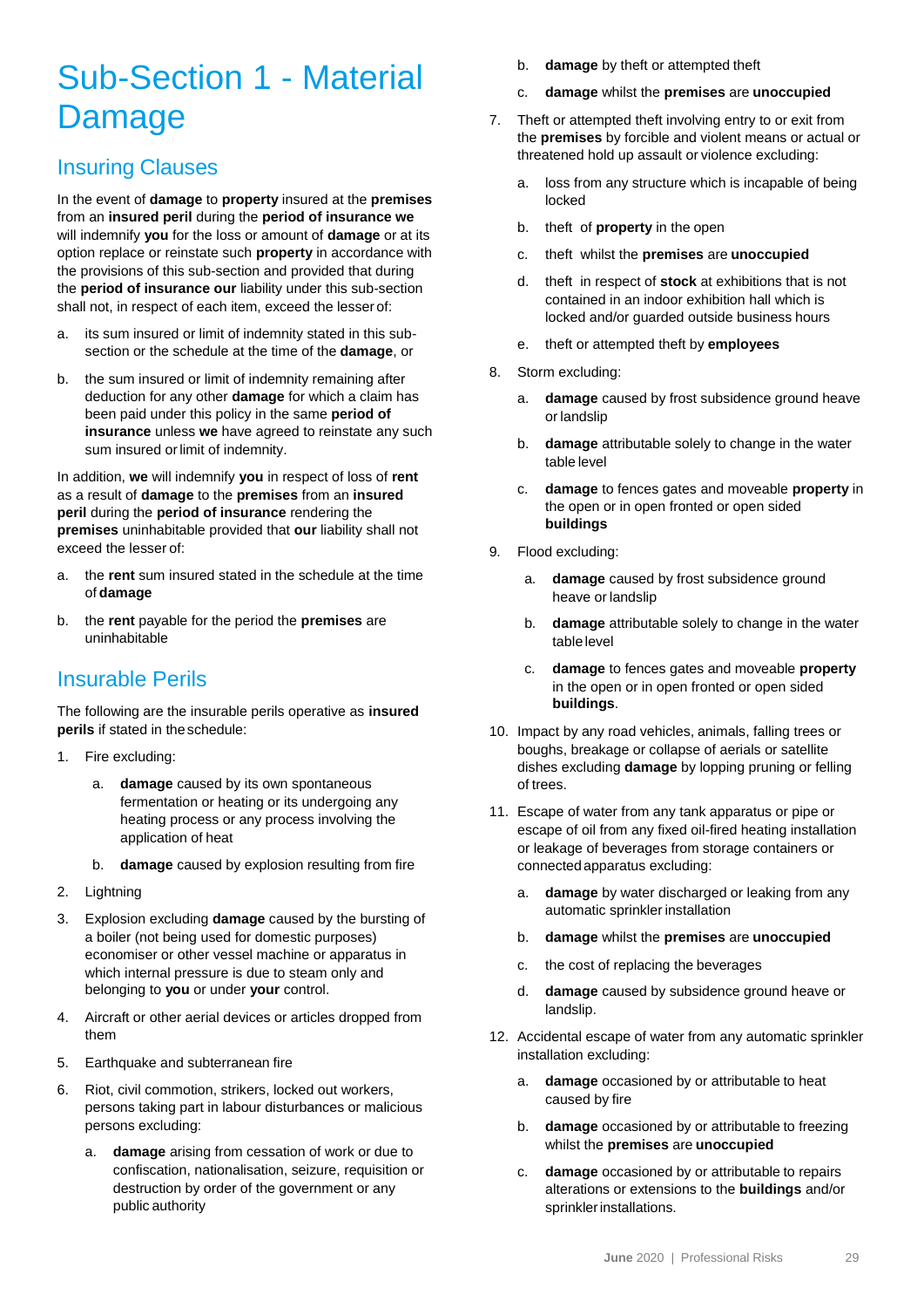# Sub-Section 1 - Material Damage

## Insuring Clauses

In the event of **damage** to **property** insured at the **premises** from an **insured peril** during the **period of insurance we** will indemnify **you** for the loss or amount of **damage** or at its option replace or reinstate such **property** in accordance with the provisions of this sub-section and provided that during the **period of insurance our** liability under this sub-section shall not, in respect of each item, exceed the lesser of:

a. its sum insured or limit of indemnity stated in this sub-section or the schedule at the time of the **damage**, or

b. the sum insured or limit of indemnity remaining after deduction for any other **damage** for which a claim has been paid under this policy in the same **period of insurance** unless **we** have agreed to reinstate any such sum insured or limit of indemnity.

In addition, **we** will indemnify **you** in respect of loss of **rent** as a result of **damage** to the **premises** from an **insured peril** during the **period of insurance** rendering the **premises** uninhabitable provided that **our** liability shall not exceed the lesser of:

a. the **rent** sum insured stated in the schedule at the time of **damage**

b. the **rent** payable for the period the **premises** are uninhabitable

## Insurable Perils

The following are the insurable perils operative as **insured perils** if stated in the schedule:

1. Fire excluding:
   a. **damage** caused by its own spontaneous fermentation or heating or its undergoing any heating process or any process involving the application of heat
   b. **damage** caused by explosion resulting from fire
2. Lightning
3. Explosion excluding **damage** caused by the bursting of a boiler (not being used for domestic purposes) economiser or other vessel machine or apparatus in which internal pressure is due to steam only and belonging to **you** or under **your** control.
4. Aircraft or other aerial devices or articles dropped from them
5. Earthquake and subterranean fire
6. Riot, civil commotion, strikers, locked out workers, persons taking part in labour disturbances or malicious persons excluding:
   a. **damage** arising from cessation of work or due to confiscation, nationalisation, seizure, requisition or destruction by order of the government or any public authority
   b. **damage** by theft or attempted theft
   c. **damage** whilst the **premises** are **unoccupied**
7. Theft or attempted theft involving entry to or exit from the **premises** by forcible and violent means or actual or threatened hold up assault or violence excluding:
   a. loss from any structure which is incapable of being locked
   b. theft of **property** in the open
   c. theft whilst the **premises** are **unoccupied**
   d. theft in respect of **stock** at exhibitions that is not contained in an indoor exhibition hall which is locked and/or guarded outside business hours
   e. theft or attempted theft by **employees**
8. Storm excluding:
   a. **damage** caused by frost subsidence ground heave or landslip
   b. **damage** attributable solely to change in the water table level
   c. **damage** to fences gates and moveable **property** in the open or in open fronted or open sided **buildings**
9. Flood excluding:
   a. **damage** caused by frost subsidence ground heave or landslip
   b. **damage** attributable solely to change in the water table level
   c. **damage** to fences gates and moveable **property** in the open or in open fronted or open sided **buildings**.
10. Impact by any road vehicles, animals, falling trees or boughs, breakage or collapse of aerials or satellite dishes excluding **damage** by lopping pruning or felling of trees.
11. Escape of water from any tank apparatus or pipe or escape of oil from any fixed oil-fired heating installation or leakage of beverages from storage containers or connected apparatus excluding:
    a. **damage** by water discharged or leaking from any automatic sprinkler installation
    b. **damage** whilst the **premises** are **unoccupied**
    c. the cost of replacing the beverages
    d. **damage** caused by subsidence ground heave or landslip.
12. Accidental escape of water from any automatic sprinkler installation excluding:
    a. **damage** occasioned by or attributable to heat caused by fire
    b. **damage** occasioned by or attributable to freezing whilst the **premises** are **unoccupied**
    c. **damage** occasioned by or attributable to repairs alterations or extensions to the **buildings** and/or sprinkler installations.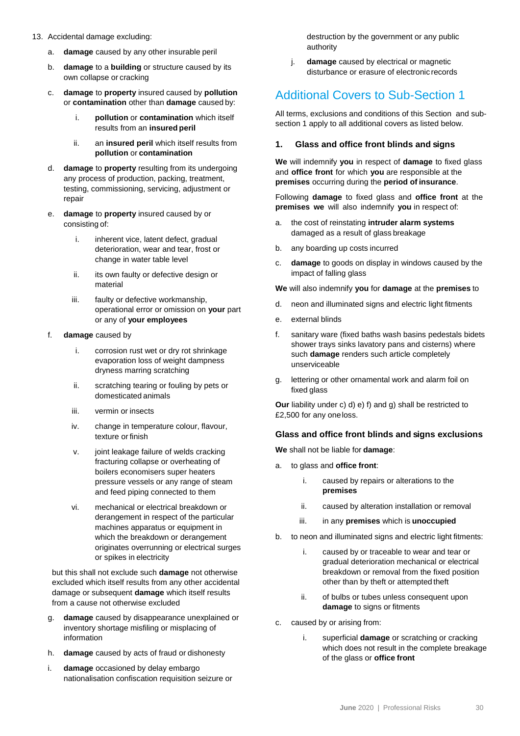13. Accidental damage excluding:

    a. **damage** caused by any other insurable peril

    b. **damage** to a **building** or structure caused by its own collapse or cracking

    c. **damage** to **property** insured caused by **pollution** or **contamination** other than **damage** caused by:

        i. **pollution** or **contamination** which itself results from an **insured peril**

        ii. an **insured peril** which itself results from **pollution** or **contamination**

    d. **damage** to **property** resulting from its undergoing any process of production, packing, treatment, testing, commissioning, servicing, adjustment or repair

    e. **damage** to **property** insured caused by or consisting of:

        i. inherent vice, latent defect, gradual deterioration, wear and tear, frost or change in water table level

        ii. its own faulty or defective design or material

        iii. faulty or defective workmanship, operational error or omission on **your** part or any of **your employees**

    f. **damage** caused by

        i. corrosion rust wet or dry rot shrinkage evaporation loss of weight dampness dryness marring scratching

        ii. scratching tearing or fouling by pets or domesticated animals

        iii. vermin or insects

        iv. change in temperature colour, flavour, texture or finish

        v. joint leakage failure of welds cracking fracturing collapse or overheating of boilers economisers super heaters pressure vessels or any range of steam and feed piping connected to them

        vi. mechanical or electrical breakdown or derangement in respect of the particular machines apparatus or equipment in which the breakdown or derangement originates overrunning or electrical surges or spikes in electricity

    but this shall not exclude such **damage** not otherwise excluded which itself results from any other accidental damage or subsequent **damage** which itself results from a cause not otherwise excluded

    g. **damage** caused by disappearance unexplained or inventory shortage misfiling or misplacing of information

    h. **damage** caused by acts of fraud or dishonesty

    i. **damage** occasioned by delay embargo nationalisation confiscation requisition seizure or destruction by the government or any public authority

    j. **damage** caused by electrical or magnetic disturbance or erasure of electronic records

## Additional Covers to Sub-Section 1

All terms, exclusions and conditions of this Section and sub-section 1 apply to all additional covers as listed below.

### 1. Glass and office front blinds and signs

**We** will indemnify **you** in respect of **damage** to fixed glass and **office front** for which **you** are responsible at the **premises** occurring during the **period of insurance**.

Following **damage** to fixed glass and **office front** at the **premises we** will also indemnify **you** in respect of:

a. the cost of reinstating **intruder alarm systems** damaged as a result of glass breakage

b. any boarding up costs incurred

c. **damage** to goods on display in windows caused by the impact of falling glass

**We** will also indemnify **you** for **damage** at the **premises** to

d. neon and illuminated signs and electric light fitments

e. external blinds

f. sanitary ware (fixed baths wash basins pedestals bidets shower trays sinks lavatory pans and cisterns) where such **damage** renders such article completely unserviceable

g. lettering or other ornamental work and alarm foil on fixed glass

**Our** liability under c) d) e) f) and g) shall be restricted to £2,500 for any one loss.

### Glass and office front blinds and signs exclusions

**We** shall not be liable for **damage**:

a. to glass and **office front**:

    i. caused by repairs or alterations to the **premises**

    ii. caused by alteration installation or removal

    iii. in any **premises** which is **unoccupied**

b. to neon and illuminated signs and electric light fitments:

    i. caused by or traceable to wear and tear or gradual deterioration mechanical or electrical breakdown or removal from the fixed position other than by theft or attempted theft

    ii. of bulbs or tubes unless consequent upon **damage** to signs or fitments

c. caused by or arising from:

    i. superficial **damage** or scratching or cracking which does not result in the complete breakage of the glass or **office front**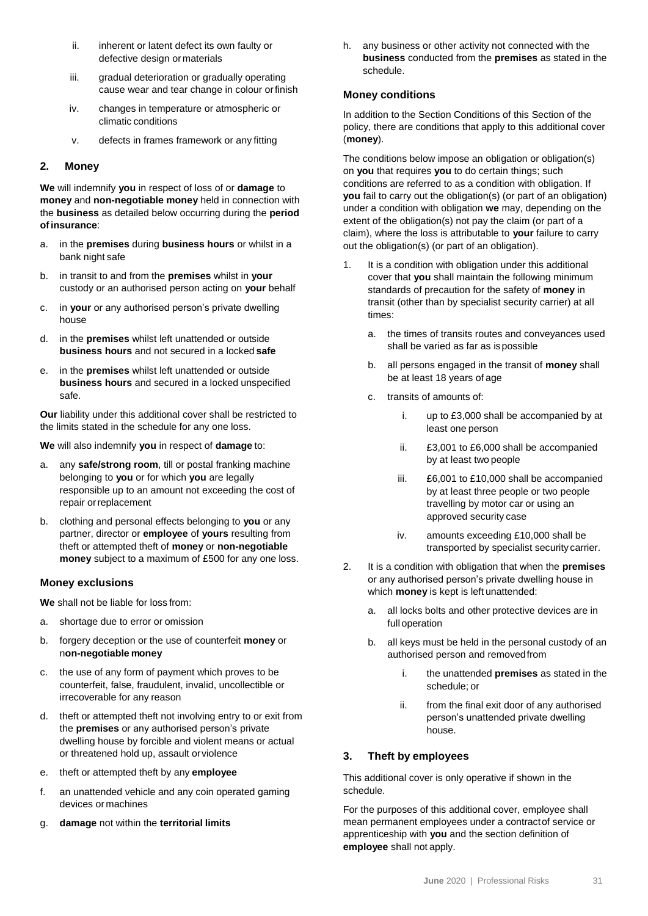ii. inherent or latent defect its own faulty or defective design or materials

iii. gradual deterioration or gradually operating cause wear and tear change in colour or finish

iv. changes in temperature or atmospheric or climatic conditions

v. defects in frames framework or any fitting

## 2. Money

**We** will indemnify **you** in respect of loss of or **damage** to **money** and **non-negotiable money** held in connection with the **business** as detailed below occurring during the **period of insurance**:

a. in the **premises** during **business hours** or whilst in a bank night safe

b. in transit to and from the **premises** whilst in **your** custody or an authorised person acting on **your** behalf

c. in **your** or any authorised person's private dwelling house

d. in the **premises** whilst left unattended or outside **business hours** and not secured in a locked **safe**

e. in the **premises** whilst left unattended or outside **business hours** and secured in a locked unspecified safe.

**Our** liability under this additional cover shall be restricted to the limits stated in the schedule for any one loss.

**We** will also indemnify **you** in respect of **damage** to:

a. any **safe/strong room**, till or postal franking machine belonging to **you** or for which **you** are legally responsible up to an amount not exceeding the cost of repair or replacement

b. clothing and personal effects belonging to **you** or any partner, director or **employee** of **yours** resulting from theft or attempted theft of **money** or **non-negotiable money** subject to a maximum of £500 for any one loss.

### Money exclusions

**We** shall not be liable for loss from:

a. shortage due to error or omission

b. forgery deception or the use of counterfeit **money** or n**on-negotiable money**

c. the use of any form of payment which proves to be counterfeit, false, fraudulent, invalid, uncollectible or irrecoverable for any reason

d. theft or attempted theft not involving entry to or exit from the **premises** or any authorised person's private dwelling house by forcible and violent means or actual or threatened hold up, assault or violence

e. theft or attempted theft by any **employee**

f. an unattended vehicle and any coin operated gaming devices or machines

g. **damage** not within the **territorial limits**

h. any business or other activity not connected with the **business** conducted from the **premises** as stated in the schedule.

### Money conditions

In addition to the Section Conditions of this Section of the policy, there are conditions that apply to this additional cover (**money**).

The conditions below impose an obligation or obligation(s) on **you** that requires **you** to do certain things; such conditions are referred to as a condition with obligation. If **you** fail to carry out the obligation(s) (or part of an obligation) under a condition with obligation **we** may, depending on the extent of the obligation(s) not pay the claim (or part of a claim), where the loss is attributable to **your** failure to carry out the obligation(s) (or part of an obligation).

1. It is a condition with obligation under this additional cover that **you** shall maintain the following minimum standards of precaution for the safety of **money** in transit (other than by specialist security carrier) at all times:

   a. the times of transits routes and conveyances used shall be varied as far as is possible

   b. all persons engaged in the transit of **money** shall be at least 18 years of age

   c. transits of amounts of:

      i. up to £3,000 shall be accompanied by at least one person

      ii. £3,001 to £6,000 shall be accompanied by at least two people

      iii. £6,001 to £10,000 shall be accompanied by at least three people or two people travelling by motor car or using an approved security case

      iv. amounts exceeding £10,000 shall be transported by specialist security carrier.

2. It is a condition with obligation that when the **premises** or any authorised person's private dwelling house in which **money** is kept is left unattended:

   a. all locks bolts and other protective devices are in full operation

   b. all keys must be held in the personal custody of an authorised person and removed from

      i. the unattended **premises** as stated in the schedule; or

      ii. from the final exit door of any authorised person's unattended private dwelling house.

## 3. Theft by employees

This additional cover is only operative if shown in the schedule.

For the purposes of this additional cover, employee shall mean permanent employees under a contract of service or apprenticeship with **you** and the section definition of **employee** shall not apply.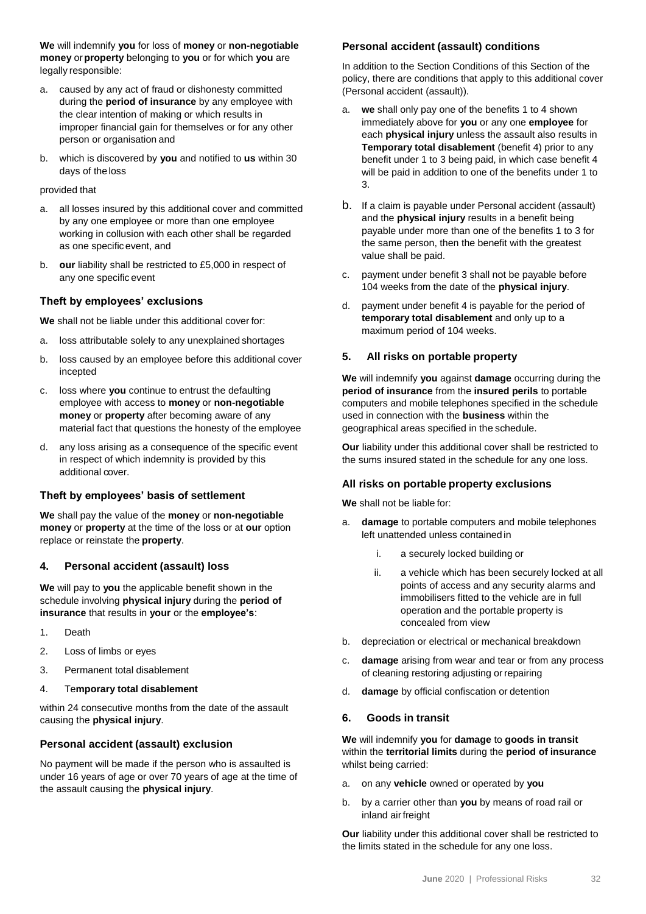**We** will indemnify **you** for loss of **money** or **non-negotiable money** or **property** belonging to **you** or for which **you** are legally responsible:

a. caused by any act of fraud or dishonesty committed during the **period of insurance** by any employee with the clear intention of making or which results in improper financial gain for themselves or for any other person or organisation and

b. which is discovered by **you** and notified to **us** within 30 days of the loss

provided that

a. all losses insured by this additional cover and committed by any one employee or more than one employee working in collusion with each other shall be regarded as one specific event, and

b. **our** liability shall be restricted to £5,000 in respect of any one specific event

### Theft by employees' exclusions

**We** shall not be liable under this additional cover for:

a. loss attributable solely to any unexplained shortages

b. loss caused by an employee before this additional cover incepted

c. loss where **you** continue to entrust the defaulting employee with access to **money** or **non-negotiable money** or **property** after becoming aware of any material fact that questions the honesty of the employee

d. any loss arising as a consequence of the specific event in respect of which indemnity is provided by this additional cover.

### Theft by employees' basis of settlement

**We** shall pay the value of the **money** or **non-negotiable money** or **property** at the time of the loss or at **our** option replace or reinstate the **property**.

## 4. Personal accident (assault) loss

**We** will pay to **you** the applicable benefit shown in the schedule involving **physical injury** during the **period of insurance** that results in **your** or the **employee's**:

1. Death
2. Loss of limbs or eyes
3. Permanent total disablement
4. T**emporary total disablement**

within 24 consecutive months from the date of the assault causing the **physical injury**.

### Personal accident (assault) exclusion

No payment will be made if the person who is assaulted is under 16 years of age or over 70 years of age at the time of the assault causing the **physical injury**.

### Personal accident (assault) conditions

In addition to the Section Conditions of this Section of the policy, there are conditions that apply to this additional cover (Personal accident (assault)).

a. **we** shall only pay one of the benefits 1 to 4 shown immediately above for **you** or any one **employee** for each **physical injury** unless the assault also results in **Temporary total disablement** (benefit 4) prior to any benefit under 1 to 3 being paid, in which case benefit 4 will be paid in addition to one of the benefits under 1 to 3.

b. If a claim is payable under Personal accident (assault) and the **physical injury** results in a benefit being payable under more than one of the benefits 1 to 3 for the same person, then the benefit with the greatest value shall be paid.

c. payment under benefit 3 shall not be payable before 104 weeks from the date of the **physical injury**.

d. payment under benefit 4 is payable for the period of **temporary total disablement** and only up to a maximum period of 104 weeks.

## 5. All risks on portable property

**We** will indemnify **you** against **damage** occurring during the **period of insurance** from the **insured perils** to portable computers and mobile telephones specified in the schedule used in connection with the **business** within the geographical areas specified in the schedule.

**Our** liability under this additional cover shall be restricted to the sums insured stated in the schedule for any one loss.

### All risks on portable property exclusions

**We** shall not be liable for:

a. **damage** to portable computers and mobile telephones left unattended unless contained in
   i. a securely locked building or
   ii. a vehicle which has been securely locked at all points of access and any security alarms and immobilisers fitted to the vehicle are in full operation and the portable property is concealed from view

b. depreciation or electrical or mechanical breakdown

c. **damage** arising from wear and tear or from any process of cleaning restoring adjusting or repairing

d. **damage** by official confiscation or detention

## 6. Goods in transit

**We** will indemnify **you** for **damage** to **goods in transit** within the **territorial limits** during the **period of insurance** whilst being carried:

a. on any **vehicle** owned or operated by **you**

b. by a carrier other than **you** by means of road rail or inland air freight

**Our** liability under this additional cover shall be restricted to the limits stated in the schedule for any one loss.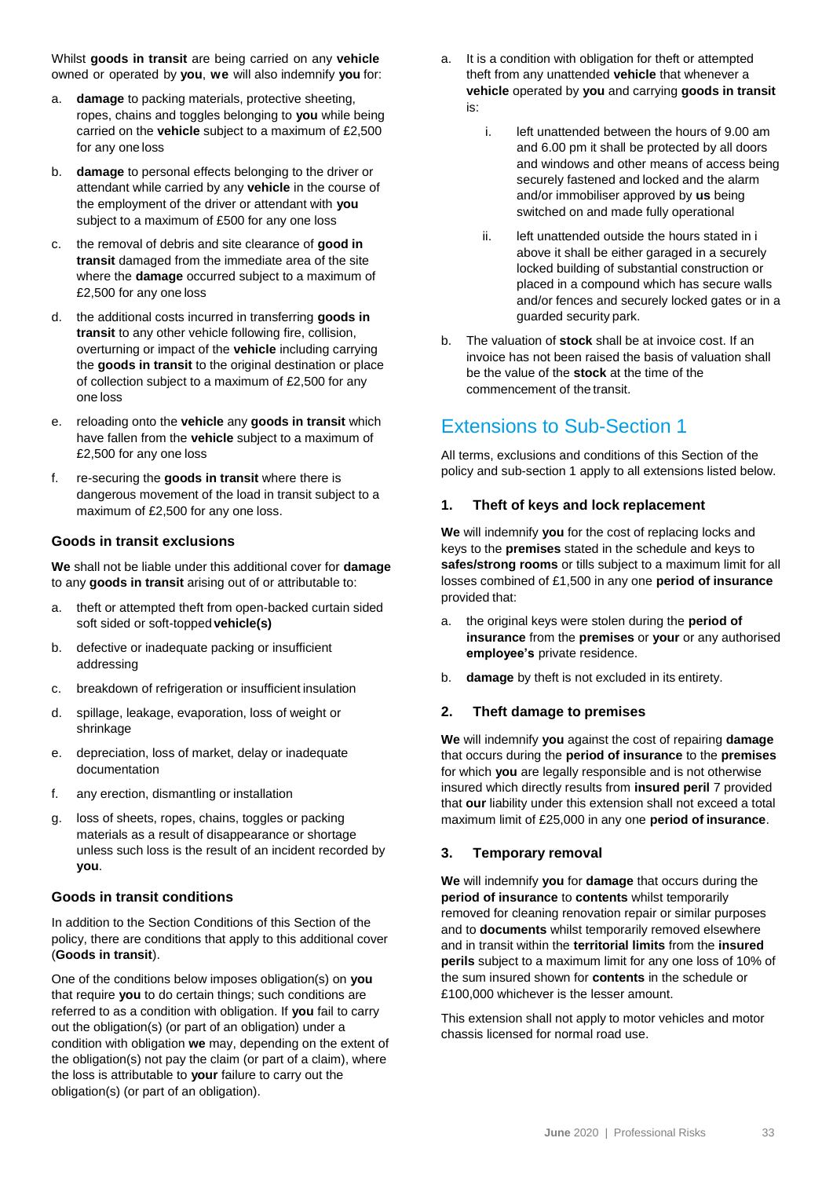Whilst **goods in transit** are being carried on any **vehicle** owned or operated by **you**, **we** will also indemnify **you** for:

a. **damage** to packing materials, protective sheeting, ropes, chains and toggles belonging to **you** while being carried on the **vehicle** subject to a maximum of £2,500 for any one loss

b. **damage** to personal effects belonging to the driver or attendant while carried by any **vehicle** in the course of the employment of the driver or attendant with **you** subject to a maximum of £500 for any one loss

c. the removal of debris and site clearance of **good in transit** damaged from the immediate area of the site where the **damage** occurred subject to a maximum of £2,500 for any one loss

d. the additional costs incurred in transferring **goods in transit** to any other vehicle following fire, collision, overturning or impact of the **vehicle** including carrying the **goods in transit** to the original destination or place of collection subject to a maximum of £2,500 for any one loss

e. reloading onto the **vehicle** any **goods in transit** which have fallen from the **vehicle** subject to a maximum of £2,500 for any one loss

f. re-securing the **goods in transit** where there is dangerous movement of the load in transit subject to a maximum of £2,500 for any one loss.

### Goods in transit exclusions

**We** shall not be liable under this additional cover for **damage** to any **goods in transit** arising out of or attributable to:

a. theft or attempted theft from open-backed curtain sided soft sided or soft-topped **vehicle(s)**

b. defective or inadequate packing or insufficient addressing

c. breakdown of refrigeration or insufficient insulation

d. spillage, leakage, evaporation, loss of weight or shrinkage

e. depreciation, loss of market, delay or inadequate documentation

f. any erection, dismantling or installation

g. loss of sheets, ropes, chains, toggles or packing materials as a result of disappearance or shortage unless such loss is the result of an incident recorded by **you**.

### Goods in transit conditions

In addition to the Section Conditions of this Section of the policy, there are conditions that apply to this additional cover (**Goods in transit**).

One of the conditions below imposes obligation(s) on **you** that require **you** to do certain things; such conditions are referred to as a condition with obligation. If **you** fail to carry out the obligation(s) (or part of an obligation) under a condition with obligation **we** may, depending on the extent of the obligation(s) not pay the claim (or part of a claim), where the loss is attributable to **your** failure to carry out the obligation(s) (or part of an obligation).

a. It is a condition with obligation for theft or attempted theft from any unattended **vehicle** that whenever a **vehicle** operated by **you** and carrying **goods in transit** is:

   i. left unattended between the hours of 9.00 am and 6.00 pm it shall be protected by all doors and windows and other means of access being securely fastened and locked and the alarm and/or immobiliser approved by **us** being switched on and made fully operational

   ii. left unattended outside the hours stated in i above it shall be either garaged in a securely locked building of substantial construction or placed in a compound which has secure walls and/or fences and securely locked gates or in a guarded security park.

b. The valuation of **stock** shall be at invoice cost. If an invoice has not been raised the basis of valuation shall be the value of the **stock** at the time of the commencement of the transit.

## Extensions to Sub-Section 1

All terms, exclusions and conditions of this Section of the policy and sub-section 1 apply to all extensions listed below.

### 1. Theft of keys and lock replacement

**We** will indemnify **you** for the cost of replacing locks and keys to the **premises** stated in the schedule and keys to **safes/strong rooms** or tills subject to a maximum limit for all losses combined of £1,500 in any one **period of insurance** provided that:

a. the original keys were stolen during the **period of insurance** from the **premises** or **your** or any authorised **employee's** private residence.

b. **damage** by theft is not excluded in its entirety.

### 2. Theft damage to premises

**We** will indemnify **you** against the cost of repairing **damage** that occurs during the **period of insurance** to the **premises** for which **you** are legally responsible and is not otherwise insured which directly results from **insured peril** 7 provided that **our** liability under this extension shall not exceed a total maximum limit of £25,000 in any one **period of insurance**.

### 3. Temporary removal

**We** will indemnify **you** for **damage** that occurs during the **period of insurance** to **contents** whilst temporarily removed for cleaning renovation repair or similar purposes and to **documents** whilst temporarily removed elsewhere and in transit within the **territorial limits** from the **insured perils** subject to a maximum limit for any one loss of 10% of the sum insured shown for **contents** in the schedule or £100,000 whichever is the lesser amount.

This extension shall not apply to motor vehicles and motor chassis licensed for normal road use.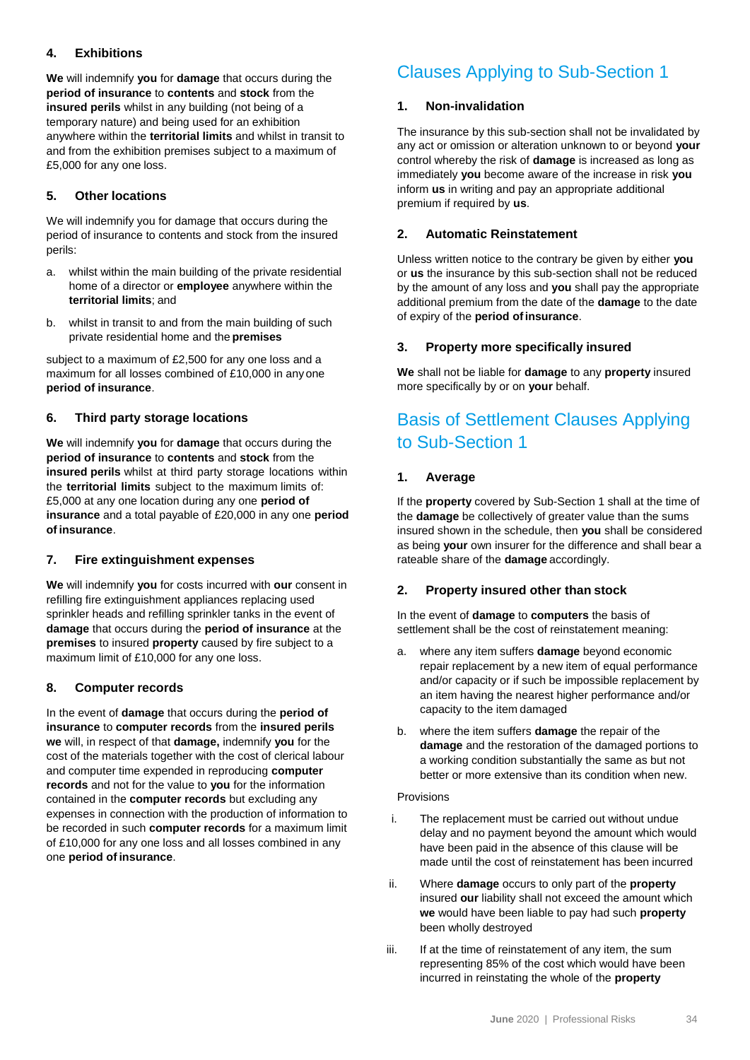### 4. Exhibitions

**We** will indemnify **you** for **damage** that occurs during the **period of insurance** to **contents** and **stock** from the **insured perils** whilst in any building (not being of a temporary nature) and being used for an exhibition anywhere within the **territorial limits** and whilst in transit to and from the exhibition premises subject to a maximum of £5,000 for any one loss.

### 5. Other locations

We will indemnify you for damage that occurs during the period of insurance to contents and stock from the insured perils:

a. whilst within the main building of the private residential home of a director or **employee** anywhere within the **territorial limits**; and

b. whilst in transit to and from the main building of such private residential home and the **premises**

subject to a maximum of £2,500 for any one loss and a maximum for all losses combined of £10,000 in any one **period of insurance**.

### 6. Third party storage locations

**We** will indemnify **you** for **damage** that occurs during the **period of insurance** to **contents** and **stock** from the **insured perils** whilst at third party storage locations within the **territorial limits** subject to the maximum limits of: £5,000 at any one location during any one **period of insurance** and a total payable of £20,000 in any one **period of insurance**.

### 7. Fire extinguishment expenses

**We** will indemnify **you** for costs incurred with **our** consent in refilling fire extinguishment appliances replacing used sprinkler heads and refilling sprinkler tanks in the event of **damage** that occurs during the **period of insurance** at the **premises** to insured **property** caused by fire subject to a maximum limit of £10,000 for any one loss.

### 8. Computer records

In the event of **damage** that occurs during the **period of insurance** to **computer records** from the **insured perils** **we** will, in respect of that **damage,** indemnify **you** for the cost of the materials together with the cost of clerical labour and computer time expended in reproducing **computer records** and not for the value to **you** for the information contained in the **computer records** but excluding any expenses in connection with the production of information to be recorded in such **computer records** for a maximum limit of £10,000 for any one loss and all losses combined in any one **period of insurance**.

## Clauses Applying to Sub-Section 1

### 1. Non-invalidation

The insurance by this sub-section shall not be invalidated by any act or omission or alteration unknown to or beyond **your** control whereby the risk of **damage** is increased as long as immediately **you** become aware of the increase in risk **you** inform **us** in writing and pay an appropriate additional premium if required by **us**.

### 2. Automatic Reinstatement

Unless written notice to the contrary be given by either **you** or **us** the insurance by this sub-section shall not be reduced by the amount of any loss and **you** shall pay the appropriate additional premium from the date of the **damage** to the date of expiry of the **period of insurance**.

### 3. Property more specifically insured

**We** shall not be liable for **damage** to any **property** insured more specifically by or on **your** behalf.

## Basis of Settlement Clauses Applying to Sub-Section 1

### 1. Average

If the **property** covered by Sub-Section 1 shall at the time of the **damage** be collectively of greater value than the sums insured shown in the schedule, then **you** shall be considered as being **your** own insurer for the difference and shall bear a rateable share of the **damage** accordingly.

### 2. Property insured other than stock

In the event of **damage** to **computers** the basis of settlement shall be the cost of reinstatement meaning:

a. where any item suffers **damage** beyond economic repair replacement by a new item of equal performance and/or capacity or if such be impossible replacement by an item having the nearest higher performance and/or capacity to the item damaged

b. where the item suffers **damage** the repair of the **damage** and the restoration of the damaged portions to a working condition substantially the same as but not better or more extensive than its condition when new.

Provisions

i. The replacement must be carried out without undue delay and no payment beyond the amount which would have been paid in the absence of this clause will be made until the cost of reinstatement has been incurred

ii. Where **damage** occurs to only part of the **property** insured **our** liability shall not exceed the amount which **we** would have been liable to pay had such **property** been wholly destroyed

iii. If at the time of reinstatement of any item, the sum representing 85% of the cost which would have been incurred in reinstating the whole of the **property**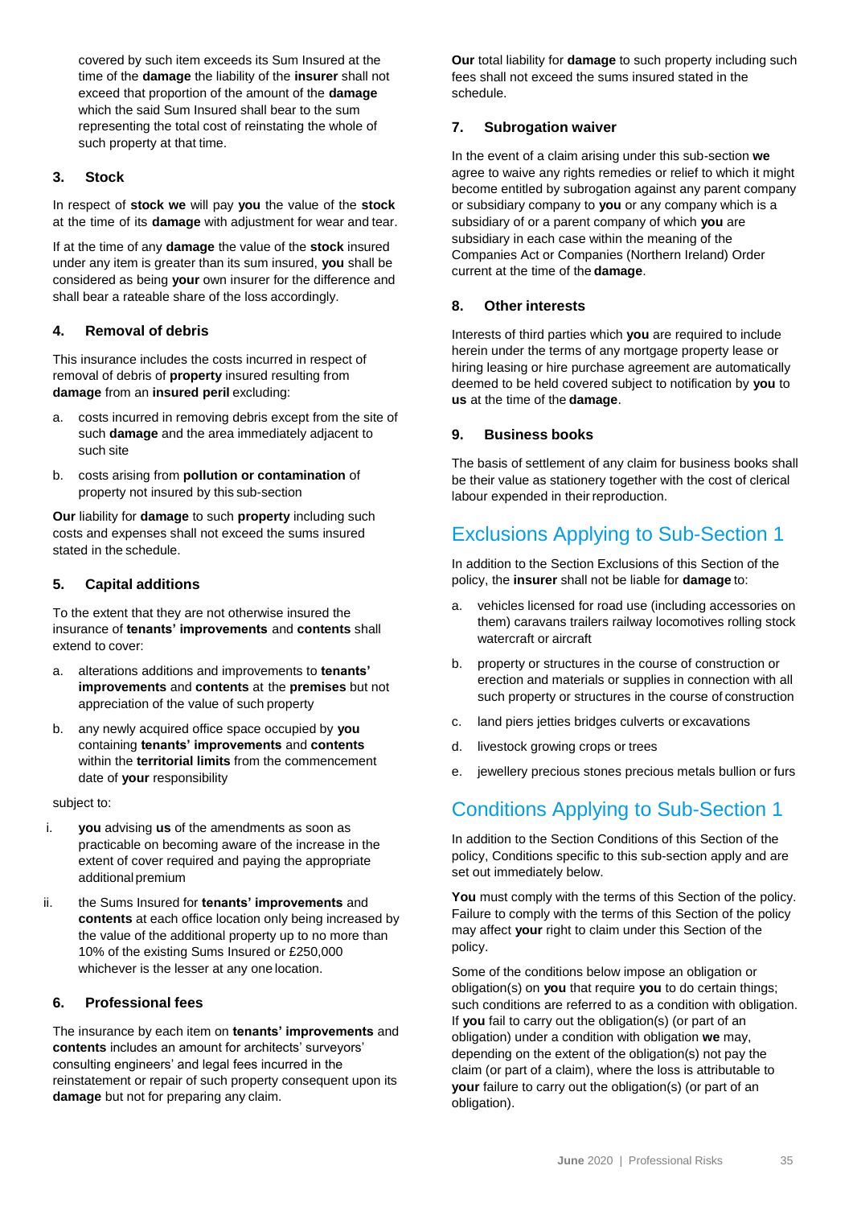covered by such item exceeds its Sum Insured at the time of the **damage** the liability of the **insurer** shall not exceed that proportion of the amount of the **damage** which the said Sum Insured shall bear to the sum representing the total cost of reinstating the whole of such property at that time.

### 3. Stock

In respect of **stock we** will pay **you** the value of the **stock** at the time of its **damage** with adjustment for wear and tear.

If at the time of any **damage** the value of the **stock** insured under any item is greater than its sum insured, **you** shall be considered as being **your** own insurer for the difference and shall bear a rateable share of the loss accordingly.

### 4. Removal of debris

This insurance includes the costs incurred in respect of removal of debris of **property** insured resulting from **damage** from an **insured peril** excluding:

a. costs incurred in removing debris except from the site of such **damage** and the area immediately adjacent to such site

b. costs arising from **pollution or contamination** of property not insured by this sub-section

**Our** liability for **damage** to such **property** including such costs and expenses shall not exceed the sums insured stated in the schedule.

### 5. Capital additions

To the extent that they are not otherwise insured the insurance of **tenants' improvements** and **contents** shall extend to cover:

a. alterations additions and improvements to **tenants' improvements** and **contents** at the **premises** but not appreciation of the value of such property

b. any newly acquired office space occupied by **you** containing **tenants' improvements** and **contents** within the **territorial limits** from the commencement date of **your** responsibility

subject to:

i. **you** advising **us** of the amendments as soon as practicable on becoming aware of the increase in the extent of cover required and paying the appropriate additional premium

ii. the Sums Insured for **tenants' improvements** and **contents** at each office location only being increased by the value of the additional property up to no more than 10% of the existing Sums Insured or £250,000 whichever is the lesser at any one location.

### 6. Professional fees

The insurance by each item on **tenants' improvements** and **contents** includes an amount for architects' surveyors' consulting engineers' and legal fees incurred in the reinstatement or repair of such property consequent upon its **damage** but not for preparing any claim.

**Our** total liability for **damage** to such property including such fees shall not exceed the sums insured stated in the schedule.

### 7. Subrogation waiver

In the event of a claim arising under this sub-section **we** agree to waive any rights remedies or relief to which it might become entitled by subrogation against any parent company or subsidiary company to **you** or any company which is a subsidiary of or a parent company of which **you** are subsidiary in each case within the meaning of the Companies Act or Companies (Northern Ireland) Order current at the time of the **damage**.

### 8. Other interests

Interests of third parties which **you** are required to include herein under the terms of any mortgage property lease or hiring leasing or hire purchase agreement are automatically deemed to be held covered subject to notification by **you** to **us** at the time of the **damage**.

### 9. Business books

The basis of settlement of any claim for business books shall be their value as stationery together with the cost of clerical labour expended in their reproduction.

## Exclusions Applying to Sub-Section 1

In addition to the Section Exclusions of this Section of the policy, the **insurer** shall not be liable for **damage** to:

a. vehicles licensed for road use (including accessories on them) caravans trailers railway locomotives rolling stock watercraft or aircraft

b. property or structures in the course of construction or erection and materials or supplies in connection with all such property or structures in the course of construction

c. land piers jetties bridges culverts or excavations

d. livestock growing crops or trees

e. jewellery precious stones precious metals bullion or furs

## Conditions Applying to Sub-Section 1

In addition to the Section Conditions of this Section of the policy, Conditions specific to this sub-section apply and are set out immediately below.

**You** must comply with the terms of this Section of the policy. Failure to comply with the terms of this Section of the policy may affect **your** right to claim under this Section of the policy.

Some of the conditions below impose an obligation or obligation(s) on **you** that require **you** to do certain things; such conditions are referred to as a condition with obligation. If **you** fail to carry out the obligation(s) (or part of an obligation) under a condition with obligation **we** may, depending on the extent of the obligation(s) not pay the claim (or part of a claim), where the loss is attributable to **your** failure to carry out the obligation(s) (or part of an obligation).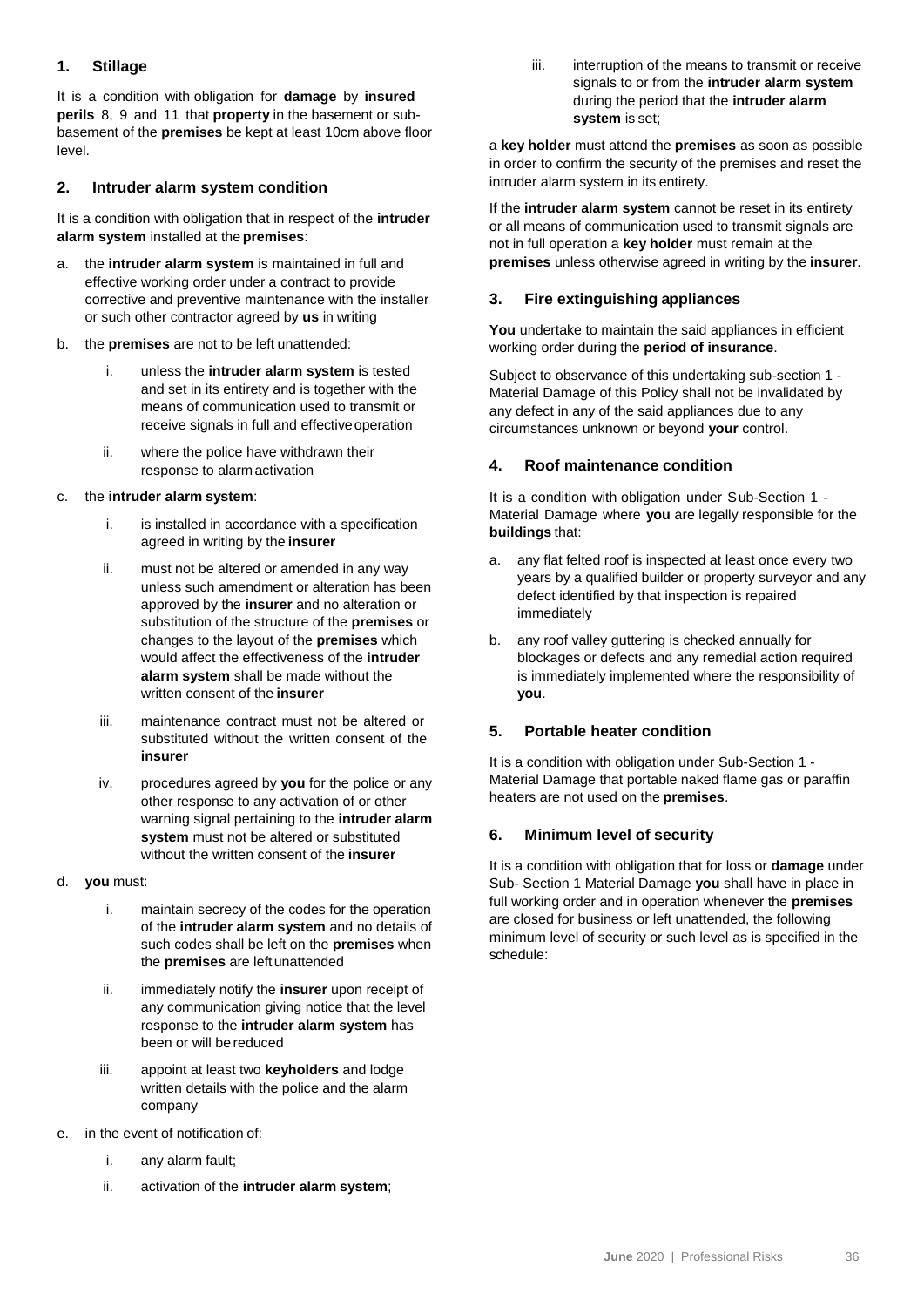## 1. Stillage

It is a condition with obligation for **damage** by **insured perils** 8, 9 and 11 that **property** in the basement or sub-basement of the **premises** be kept at least 10cm above floor level.

## 2. Intruder alarm system condition

It is a condition with obligation that in respect of the **intruder alarm system** installed at the **premises**:

a. the **intruder alarm system** is maintained in full and effective working order under a contract to provide corrective and preventive maintenance with the installer or such other contractor agreed by **us** in writing

b. the **premises** are not to be left unattended:

   i. unless the **intruder alarm system** is tested and set in its entirety and is together with the means of communication used to transmit or receive signals in full and effective operation

   ii. where the police have withdrawn their response to alarm activation

c. the **intruder alarm system**:

   i. is installed in accordance with a specification agreed in writing by the **insurer**

   ii. must not be altered or amended in any way unless such amendment or alteration has been approved by the **insurer** and no alteration or substitution of the structure of the **premises** or changes to the layout of the **premises** which would affect the effectiveness of the **intruder alarm system** shall be made without the written consent of the **insurer**

   iii. maintenance contract must not be altered or substituted without the written consent of the **insurer**

   iv. procedures agreed by **you** for the police or any other response to any activation of or other warning signal pertaining to the **intruder alarm system** must not be altered or substituted without the written consent of the **insurer**

d. **you** must:

   i. maintain secrecy of the codes for the operation of the **intruder alarm system** and no details of such codes shall be left on the **premises** when the **premises** are left unattended

   ii. immediately notify the **insurer** upon receipt of any communication giving notice that the level response to the **intruder alarm system** has been or will be reduced

   iii. appoint at least two **keyholders** and lodge written details with the police and the alarm company

e. in the event of notification of:

   i. any alarm fault;

   ii. activation of the **intruder alarm system**;

   iii. interruption of the means to transmit or receive signals to or from the **intruder alarm system** during the period that the **intruder alarm system** is set;

a **key holder** must attend the **premises** as soon as possible in order to confirm the security of the premises and reset the intruder alarm system in its entirety.

If the **intruder alarm system** cannot be reset in its entirety or all means of communication used to transmit signals are not in full operation a **key holder** must remain at the **premises** unless otherwise agreed in writing by the **insurer**.

## 3. Fire extinguishing appliances

**You** undertake to maintain the said appliances in efficient working order during the **period of insurance**.

Subject to observance of this undertaking sub-section 1 - Material Damage of this Policy shall not be invalidated by any defect in any of the said appliances due to any circumstances unknown or beyond **your** control.

## 4. Roof maintenance condition

It is a condition with obligation under Sub-Section 1 - Material Damage where **you** are legally responsible for the **buildings** that:

a. any flat felted roof is inspected at least once every two years by a qualified builder or property surveyor and any defect identified by that inspection is repaired immediately

b. any roof valley guttering is checked annually for blockages or defects and any remedial action required is immediately implemented where the responsibility of **you**.

## 5. Portable heater condition

It is a condition with obligation under Sub-Section 1 - Material Damage that portable naked flame gas or paraffin heaters are not used on the **premises**.

## 6. Minimum level of security

It is a condition with obligation that for loss or **damage** under Sub- Section 1 Material Damage **you** shall have in place in full working order and in operation whenever the **premises** are closed for business or left unattended, the following minimum level of security or such level as is specified in the schedule: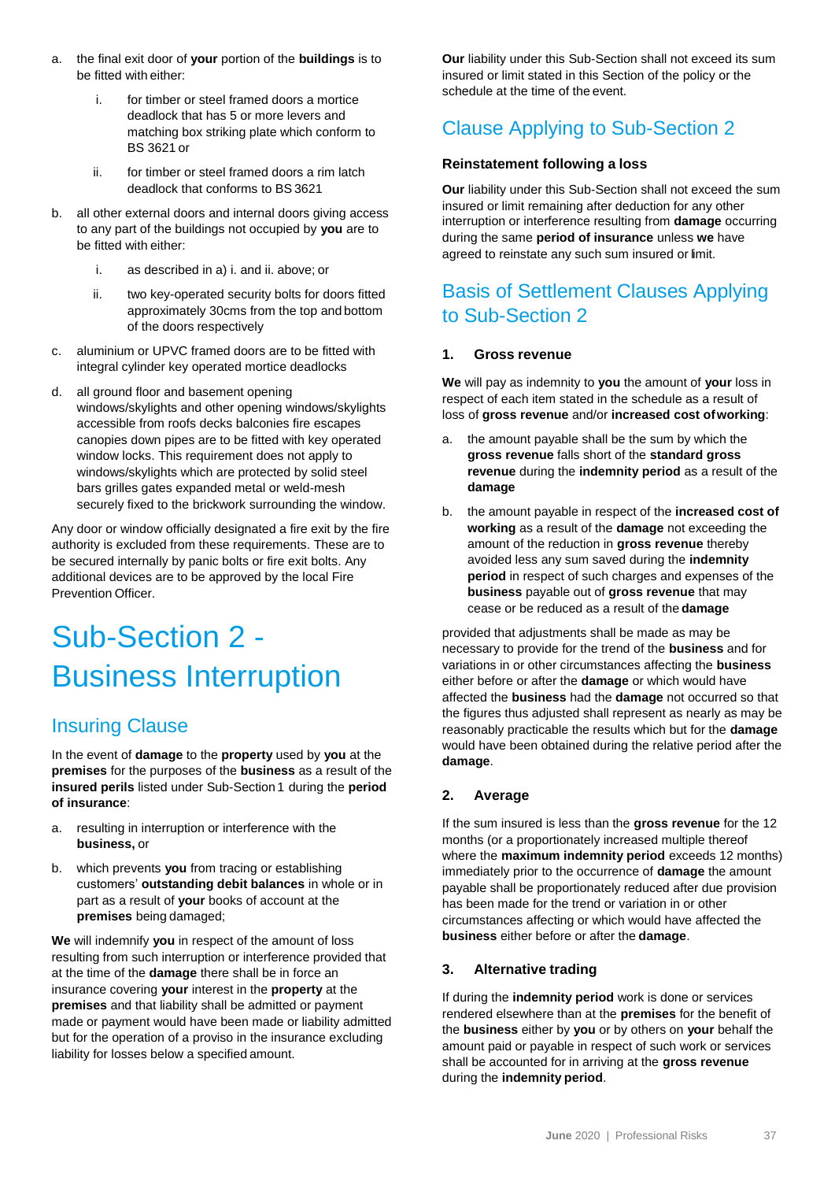a. the final exit door of **your** portion of the **buildings** is to be fitted with either:

   i. for timber or steel framed doors a mortice deadlock that has 5 or more levers and matching box striking plate which conform to BS 3621 or

   ii. for timber or steel framed doors a rim latch deadlock that conforms to BS 3621

b. all other external doors and internal doors giving access to any part of the buildings not occupied by **you** are to be fitted with either:

   i. as described in a) i. and ii. above; or

   ii. two key-operated security bolts for doors fitted approximately 30cms from the top and bottom of the doors respectively

c. aluminium or UPVC framed doors are to be fitted with integral cylinder key operated mortice deadlocks

d. all ground floor and basement opening windows/skylights and other opening windows/skylights accessible from roofs decks balconies fire escapes canopies down pipes are to be fitted with key operated window locks. This requirement does not apply to windows/skylights which are protected by solid steel bars grilles gates expanded metal or weld-mesh securely fixed to the brickwork surrounding the window.

Any door or window officially designated a fire exit by the fire authority is excluded from these requirements. These are to be secured internally by panic bolts or fire exit bolts. Any additional devices are to be approved by the local Fire Prevention Officer.

# Sub-Section 2 - Business Interruption

## Insuring Clause

In the event of **damage** to the **property** used by **you** at the **premises** for the purposes of the **business** as a result of the **insured perils** listed under Sub-Section 1 during the **period of insurance**:

a. resulting in interruption or interference with the **business,** or

b. which prevents **you** from tracing or establishing customers' **outstanding debit balances** in whole or in part as a result of **your** books of account at the **premises** being damaged;

**We** will indemnify **you** in respect of the amount of loss resulting from such interruption or interference provided that at the time of the **damage** there shall be in force an insurance covering **your** interest in the **property** at the **premises** and that liability shall be admitted or payment made or payment would have been made or liability admitted but for the operation of a proviso in the insurance excluding liability for losses below a specified amount.

**Our** liability under this Sub-Section shall not exceed its sum insured or limit stated in this Section of the policy or the schedule at the time of the event.

## Clause Applying to Sub-Section 2

### Reinstatement following a loss

**Our** liability under this Sub-Section shall not exceed the sum insured or limit remaining after deduction for any other interruption or interference resulting from **damage** occurring during the same **period of insurance** unless **we** have agreed to reinstate any such sum insured or limit.

## Basis of Settlement Clauses Applying to Sub-Section 2

### 1. Gross revenue

**We** will pay as indemnity to **you** the amount of **your** loss in respect of each item stated in the schedule as a result of loss of **gross revenue** and/or **increased cost of working**:

a. the amount payable shall be the sum by which the **gross revenue** falls short of the **standard gross revenue** during the **indemnity period** as a result of the **damage**

b. the amount payable in respect of the **increased cost of working** as a result of the **damage** not exceeding the amount of the reduction in **gross revenue** thereby avoided less any sum saved during the **indemnity period** in respect of such charges and expenses of the **business** payable out of **gross revenue** that may cease or be reduced as a result of the **damage**

provided that adjustments shall be made as may be necessary to provide for the trend of the **business** and for variations in or other circumstances affecting the **business** either before or after the **damage** or which would have affected the **business** had the **damage** not occurred so that the figures thus adjusted shall represent as nearly as may be reasonably practicable the results which but for the **damage** would have been obtained during the relative period after the **damage**.

### 2. Average

If the sum insured is less than the **gross revenue** for the 12 months (or a proportionately increased multiple thereof where the **maximum indemnity period** exceeds 12 months) immediately prior to the occurrence of **damage** the amount payable shall be proportionately reduced after due provision has been made for the trend or variation in or other circumstances affecting or which would have affected the **business** either before or after the **damage**.

### 3. Alternative trading

If during the **indemnity period** work is done or services rendered elsewhere than at the **premises** for the benefit of the **business** either by **you** or by others on **your** behalf the amount paid or payable in respect of such work or services shall be accounted for in arriving at the **gross revenue** during the **indemnity period**.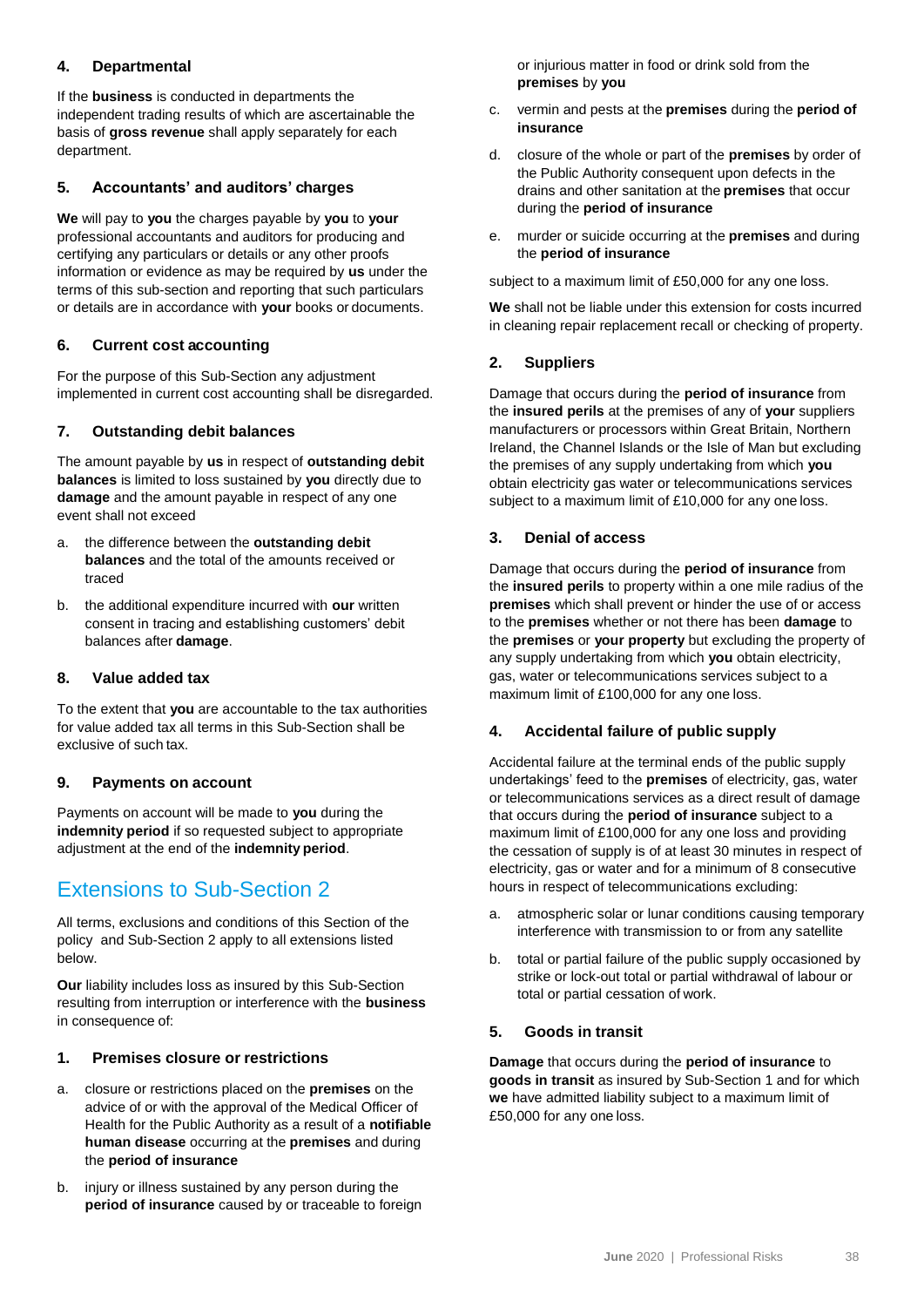### 4. Departmental

If the **business** is conducted in departments the independent trading results of which are ascertainable the basis of **gross revenue** shall apply separately for each department.

### 5. Accountants' and auditors' charges

**We** will pay to **you** the charges payable by **you** to **your** professional accountants and auditors for producing and certifying any particulars or details or any other proofs information or evidence as may be required by **us** under the terms of this sub-section and reporting that such particulars or details are in accordance with **your** books or documents.

### 6. Current cost accounting

For the purpose of this Sub-Section any adjustment implemented in current cost accounting shall be disregarded.

### 7. Outstanding debit balances

The amount payable by **us** in respect of **outstanding debit balances** is limited to loss sustained by **you** directly due to **damage** and the amount payable in respect of any one event shall not exceed

a. the difference between the **outstanding debit balances** and the total of the amounts received or traced

b. the additional expenditure incurred with **our** written consent in tracing and establishing customers' debit balances after **damage**.

### 8. Value added tax

To the extent that **you** are accountable to the tax authorities for value added tax all terms in this Sub-Section shall be exclusive of such tax.

### 9. Payments on account

Payments on account will be made to **you** during the **indemnity period** if so requested subject to appropriate adjustment at the end of the **indemnity period**.

## Extensions to Sub-Section 2

All terms, exclusions and conditions of this Section of the policy and Sub-Section 2 apply to all extensions listed below.

**Our** liability includes loss as insured by this Sub-Section resulting from interruption or interference with the **business** in consequence of:

### 1. Premises closure or restrictions

a. closure or restrictions placed on the **premises** on the advice of or with the approval of the Medical Officer of Health for the Public Authority as a result of a **notifiable human disease** occurring at the **premises** and during the **period of insurance**

b. injury or illness sustained by any person during the **period of insurance** caused by or traceable to foreign or injurious matter in food or drink sold from the **premises** by **you**

c. vermin and pests at the **premises** during the **period of insurance**

d. closure of the whole or part of the **premises** by order of the Public Authority consequent upon defects in the drains and other sanitation at the **premises** that occur during the **period of insurance**

e. murder or suicide occurring at the **premises** and during the **period of insurance**

subject to a maximum limit of £50,000 for any one loss.

**We** shall not be liable under this extension for costs incurred in cleaning repair replacement recall or checking of property.

### 2. Suppliers

Damage that occurs during the **period of insurance** from the **insured perils** at the premises of any of **your** suppliers manufacturers or processors within Great Britain, Northern Ireland, the Channel Islands or the Isle of Man but excluding the premises of any supply undertaking from which **you** obtain electricity gas water or telecommunications services subject to a maximum limit of £10,000 for any one loss.

### 3. Denial of access

Damage that occurs during the **period of insurance** from the **insured perils** to property within a one mile radius of the **premises** which shall prevent or hinder the use of or access to the **premises** whether or not there has been **damage** to the **premises** or **your property** but excluding the property of any supply undertaking from which **you** obtain electricity, gas, water or telecommunications services subject to a maximum limit of £100,000 for any one loss.

### 4. Accidental failure of public supply

Accidental failure at the terminal ends of the public supply undertakings' feed to the **premises** of electricity, gas, water or telecommunications services as a direct result of damage that occurs during the **period of insurance** subject to a maximum limit of £100,000 for any one loss and providing the cessation of supply is of at least 30 minutes in respect of electricity, gas or water and for a minimum of 8 consecutive hours in respect of telecommunications excluding:

a. atmospheric solar or lunar conditions causing temporary interference with transmission to or from any satellite

b. total or partial failure of the public supply occasioned by strike or lock-out total or partial withdrawal of labour or total or partial cessation of work.

### 5. Goods in transit

**Damage** that occurs during the **period of insurance** to **goods in transit** as insured by Sub-Section 1 and for which **we** have admitted liability subject to a maximum limit of £50,000 for any one loss.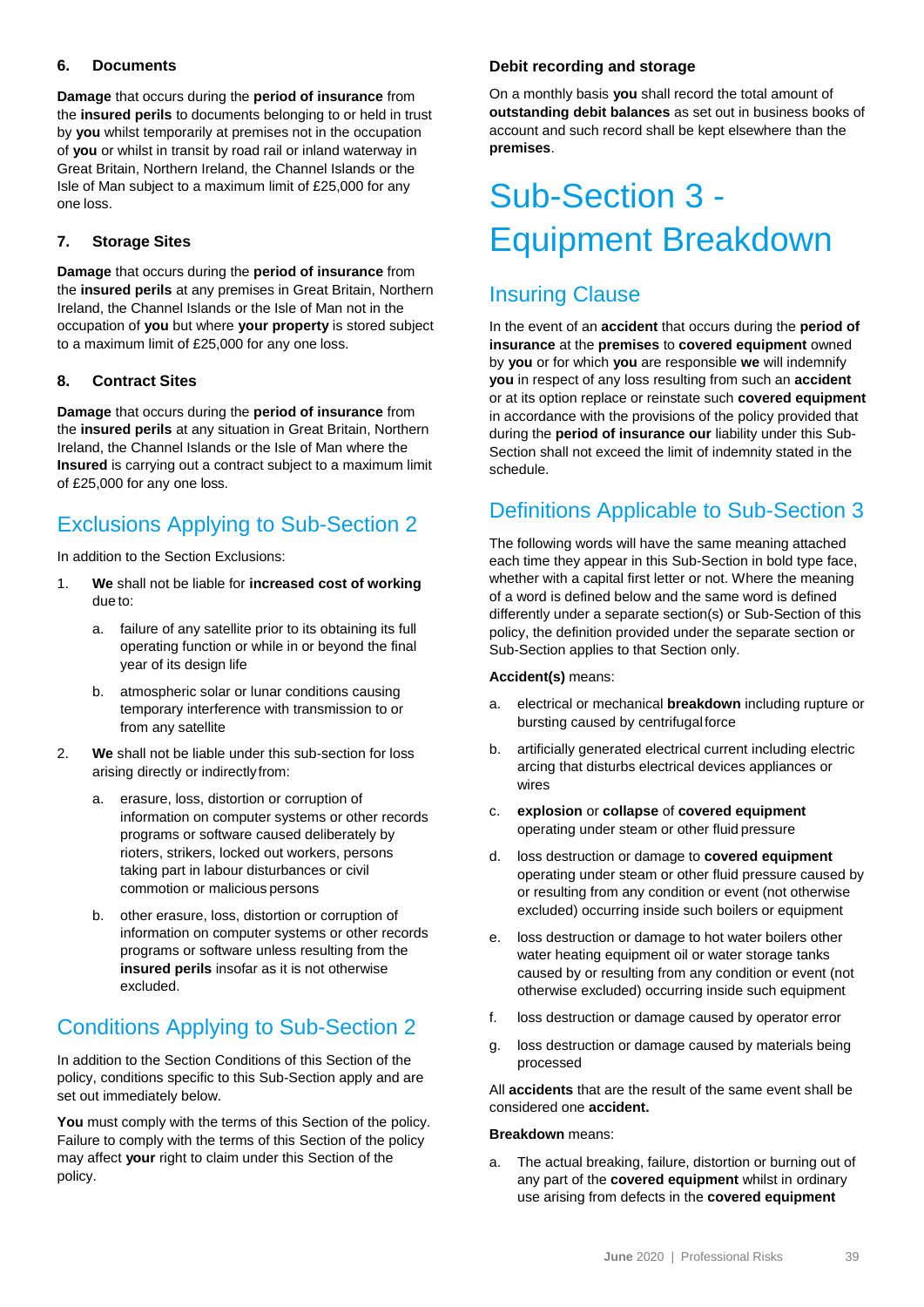### 6. Documents

**Damage** that occurs during the **period of insurance** from the **insured perils** to documents belonging to or held in trust by **you** whilst temporarily at premises not in the occupation of **you** or whilst in transit by road rail or inland waterway in Great Britain, Northern Ireland, the Channel Islands or the Isle of Man subject to a maximum limit of £25,000 for any one loss.

### 7. Storage Sites

**Damage** that occurs during the **period of insurance** from the **insured perils** at any premises in Great Britain, Northern Ireland, the Channel Islands or the Isle of Man not in the occupation of **you** but where **your property** is stored subject to a maximum limit of £25,000 for any one loss.

### 8. Contract Sites

**Damage** that occurs during the **period of insurance** from the **insured perils** at any situation in Great Britain, Northern Ireland, the Channel Islands or the Isle of Man where the **Insured** is carrying out a contract subject to a maximum limit of £25,000 for any one loss.

## Exclusions Applying to Sub-Section 2

In addition to the Section Exclusions:

1. **We** shall not be liable for **increased cost of working** due to:

    a. failure of any satellite prior to its obtaining its full operating function or while in or beyond the final year of its design life

    b. atmospheric solar or lunar conditions causing temporary interference with transmission to or from any satellite

2. **We** shall not be liable under this sub-section for loss arising directly or indirectly from:

    a. erasure, loss, distortion or corruption of information on computer systems or other records programs or software caused deliberately by rioters, strikers, locked out workers, persons taking part in labour disturbances or civil commotion or malicious persons

    b. other erasure, loss, distortion or corruption of information on computer systems or other records programs or software unless resulting from the **insured perils** insofar as it is not otherwise excluded.

## Conditions Applying to Sub-Section 2

In addition to the Section Conditions of this Section of the policy, conditions specific to this Sub-Section apply and are set out immediately below.

**You** must comply with the terms of this Section of the policy. Failure to comply with the terms of this Section of the policy may affect **your** right to claim under this Section of the policy.

**Debit recording and storage**

On a monthly basis **you** shall record the total amount of **outstanding debit balances** as set out in business books of account and such record shall be kept elsewhere than the **premises**.

# Sub-Section 3 - Equipment Breakdown

## Insuring Clause

In the event of an **accident** that occurs during the **period of insurance** at the **premises** to **covered equipment** owned by **you** or for which **you** are responsible **we** will indemnify **you** in respect of any loss resulting from such an **accident** or at its option replace or reinstate such **covered equipment** in accordance with the provisions of the policy provided that during the **period of insurance our** liability under this Sub-Section shall not exceed the limit of indemnity stated in the schedule.

## Definitions Applicable to Sub-Section 3

The following words will have the same meaning attached each time they appear in this Sub-Section in bold type face, whether with a capital first letter or not. Where the meaning of a word is defined below and the same word is defined differently under a separate section(s) or Sub-Section of this policy, the definition provided under the separate section or Sub-Section applies to that Section only.

**Accident(s)** means:

a. electrical or mechanical **breakdown** including rupture or bursting caused by centrifugal force

b. artificially generated electrical current including electric arcing that disturbs electrical devices appliances or wires

c. **explosion** or **collapse** of **covered equipment** operating under steam or other fluid pressure

d. loss destruction or damage to **covered equipment** operating under steam or other fluid pressure caused by or resulting from any condition or event (not otherwise excluded) occurring inside such boilers or equipment

e. loss destruction or damage to hot water boilers other water heating equipment oil or water storage tanks caused by or resulting from any condition or event (not otherwise excluded) occurring inside such equipment

f. loss destruction or damage caused by operator error

g. loss destruction or damage caused by materials being processed

All **accidents** that are the result of the same event shall be considered one **accident.**

**Breakdown** means:

a. The actual breaking, failure, distortion or burning out of any part of the **covered equipment** whilst in ordinary use arising from defects in the **covered equipment**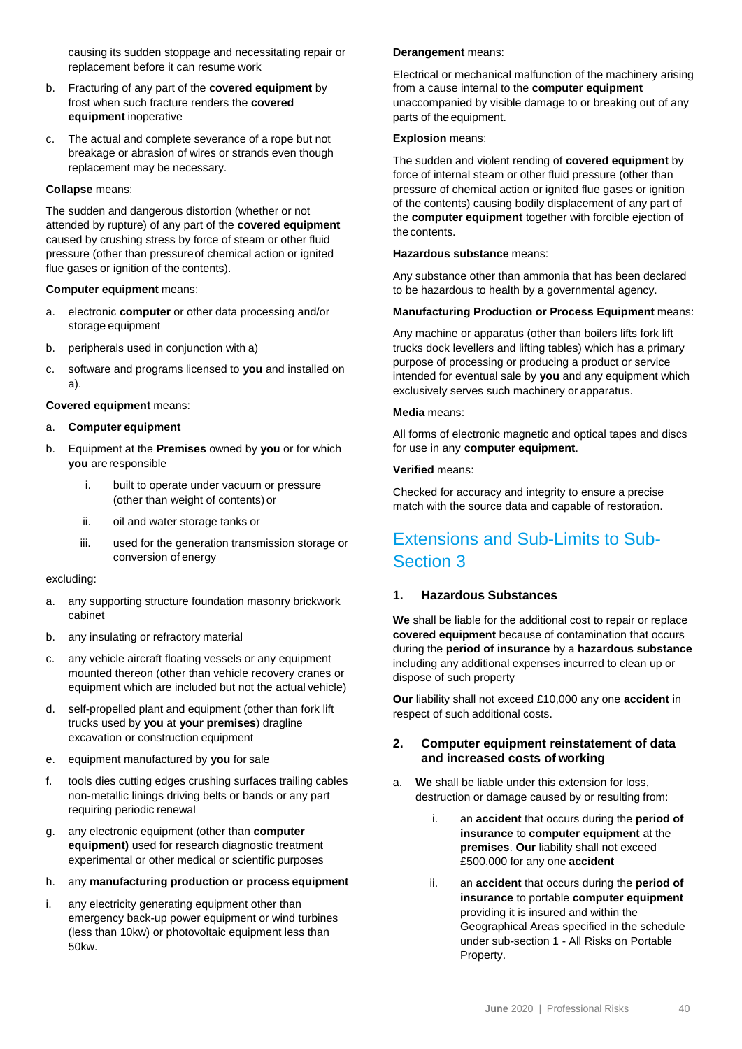causing its sudden stoppage and necessitating repair or replacement before it can resume work

b. Fracturing of any part of the **covered equipment** by frost when such fracture renders the **covered equipment** inoperative

c. The actual and complete severance of a rope but not breakage or abrasion of wires or strands even though replacement may be necessary.

**Collapse** means:

The sudden and dangerous distortion (whether or not attended by rupture) of any part of the **covered equipment** caused by crushing stress by force of steam or other fluid pressure (other than pressure of chemical action or ignited flue gases or ignition of the contents).

**Computer equipment** means:

a. electronic **computer** or other data processing and/or storage equipment

b. peripherals used in conjunction with a)

c. software and programs licensed to **you** and installed on a).

**Covered equipment** means:

a. **Computer equipment**

b. Equipment at the **Premises** owned by **you** or for which **you** are responsible

   i. built to operate under vacuum or pressure (other than weight of contents) or

   ii. oil and water storage tanks or

   iii. used for the generation transmission storage or conversion of energy

excluding:

a. any supporting structure foundation masonry brickwork cabinet

b. any insulating or refractory material

c. any vehicle aircraft floating vessels or any equipment mounted thereon (other than vehicle recovery cranes or equipment which are included but not the actual vehicle)

d. self-propelled plant and equipment (other than fork lift trucks used by **you** at **your premises**) dragline excavation or construction equipment

e. equipment manufactured by **you** for sale

f. tools dies cutting edges crushing surfaces trailing cables non-metallic linings driving belts or bands or any part requiring periodic renewal

g. any electronic equipment (other than **computer equipment)** used for research diagnostic treatment experimental or other medical or scientific purposes

h. any **manufacturing production or process equipment**

i. any electricity generating equipment other than emergency back-up power equipment or wind turbines (less than 10kw) or photovoltaic equipment less than 50kw.

**Derangement** means:

Electrical or mechanical malfunction of the machinery arising from a cause internal to the **computer equipment** unaccompanied by visible damage to or breaking out of any parts of the equipment.

**Explosion** means:

The sudden and violent rending of **covered equipment** by force of internal steam or other fluid pressure (other than pressure of chemical action or ignited flue gases or ignition of the contents) causing bodily displacement of any part of the **computer equipment** together with forcible ejection of the contents.

**Hazardous substance** means:

Any substance other than ammonia that has been declared to be hazardous to health by a governmental agency.

**Manufacturing Production or Process Equipment** means:

Any machine or apparatus (other than boilers lifts fork lift trucks dock levellers and lifting tables) which has a primary purpose of processing or producing a product or service intended for eventual sale by **you** and any equipment which exclusively serves such machinery or apparatus.

**Media** means:

All forms of electronic magnetic and optical tapes and discs for use in any **computer equipment**.

**Verified** means:

Checked for accuracy and integrity to ensure a precise match with the source data and capable of restoration.

## Extensions and Sub-Limits to Sub-Section 3

### 1. Hazardous Substances

**We** shall be liable for the additional cost to repair or replace **covered equipment** because of contamination that occurs during the **period of insurance** by a **hazardous substance** including any additional expenses incurred to clean up or dispose of such property

**Our** liability shall not exceed £10,000 any one **accident** in respect of such additional costs.

### 2. Computer equipment reinstatement of data and increased costs of working

a. **We** shall be liable under this extension for loss, destruction or damage caused by or resulting from:

   i. an **accident** that occurs during the **period of insurance** to **computer equipment** at the **premises**. **Our** liability shall not exceed £500,000 for any one **accident**

   ii. an **accident** that occurs during the **period of insurance** to portable **computer equipment** providing it is insured and within the Geographical Areas specified in the schedule under sub-section 1 - All Risks on Portable Property.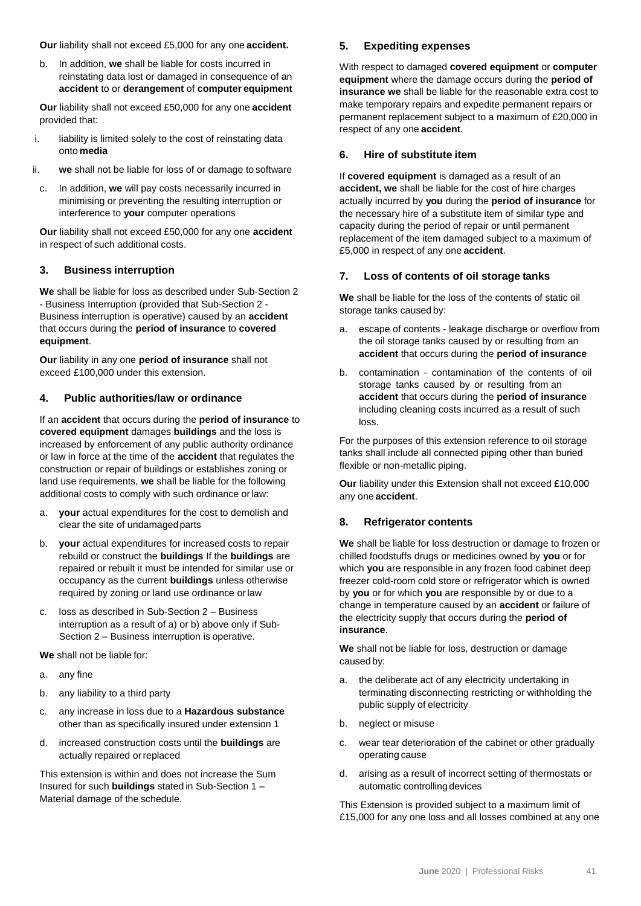**Our** liability shall not exceed £5,000 for any one **accident.**

b. In addition, **we** shall be liable for costs incurred in reinstating data lost or damaged in consequence of an **accident** to or **derangement** of **computer equipment**

**Our** liability shall not exceed £50,000 for any one **accident** provided that:

i. liability is limited solely to the cost of reinstating data onto **media**

ii. **we** shall not be liable for loss of or damage to software

c. In addition, **we** will pay costs necessarily incurred in minimising or preventing the resulting interruption or interference to **your** computer operations

**Our** liability shall not exceed £50,000 for any one **accident** in respect of such additional costs.

### 3. Business interruption

**We** shall be liable for loss as described under Sub-Section 2 - Business Interruption (provided that Sub-Section 2 - Business interruption is operative) caused by an **accident** that occurs during the **period of insurance** to **covered equipment**.

**Our** liability in any one **period of insurance** shall not exceed £100,000 under this extension.

### 4. Public authorities/law or ordinance

If an **accident** that occurs during the **period of insurance** to **covered equipment** damages **buildings** and the loss is increased by enforcement of any public authority ordinance or law in force at the time of the **accident** that regulates the construction or repair of buildings or establishes zoning or land use requirements, **we** shall be liable for the following additional costs to comply with such ordinance or law:

a. **your** actual expenditures for the cost to demolish and clear the site of undamaged parts

b. **your** actual expenditures for increased costs to repair rebuild or construct the **buildings** If the **buildings** are repaired or rebuilt it must be intended for similar use or occupancy as the current **buildings** unless otherwise required by zoning or land use ordinance or law

c. loss as described in Sub-Section 2 – Business interruption as a result of a) or b) above only if Sub-Section 2 – Business interruption is operative.

**We** shall not be liable for:

a. any fine

b. any liability to a third party

c. any increase in loss due to a **Hazardous substance** other than as specifically insured under extension 1

d. increased construction costs until the **buildings** are actually repaired or replaced

This extension is within and does not increase the Sum Insured for such **buildings** stated in Sub-Section 1 – Material damage of the schedule.

### 5. Expediting expenses

With respect to damaged **covered equipment** or **computer equipment** where the damage occurs during the **period of insurance we** shall be liable for the reasonable extra cost to make temporary repairs and expedite permanent repairs or permanent replacement subject to a maximum of £20,000 in respect of any one **accident**.

### 6. Hire of substitute item

If **covered equipment** is damaged as a result of an **accident, we** shall be liable for the cost of hire charges actually incurred by **you** during the **period of insurance** for the necessary hire of a substitute item of similar type and capacity during the period of repair or until permanent replacement of the item damaged subject to a maximum of £5,000 in respect of any one **accident**.

### 7. Loss of contents of oil storage tanks

**We** shall be liable for the loss of the contents of static oil storage tanks caused by:

a. escape of contents - leakage discharge or overflow from the oil storage tanks caused by or resulting from an **accident** that occurs during the **period of insurance**

b. contamination - contamination of the contents of oil storage tanks caused by or resulting from an **accident** that occurs during the **period of insurance** including cleaning costs incurred as a result of such loss.

For the purposes of this extension reference to oil storage tanks shall include all connected piping other than buried flexible or non-metallic piping.

**Our** liability under this Extension shall not exceed £10,000 any one **accident**.

### 8. Refrigerator contents

**We** shall be liable for loss destruction or damage to frozen or chilled foodstuffs drugs or medicines owned by **you** or for which **you** are responsible in any frozen food cabinet deep freezer cold-room cold store or refrigerator which is owned by **you** or for which **you** are responsible by or due to a change in temperature caused by an **accident** or failure of the electricity supply that occurs during the **period of insurance**.

**We** shall not be liable for loss, destruction or damage caused by:

a. the deliberate act of any electricity undertaking in terminating disconnecting restricting or withholding the public supply of electricity

b. neglect or misuse

c. wear tear deterioration of the cabinet or other gradually operating cause

d. arising as a result of incorrect setting of thermostats or automatic controlling devices

This Extension is provided subject to a maximum limit of £15,000 for any one loss and all losses combined at any one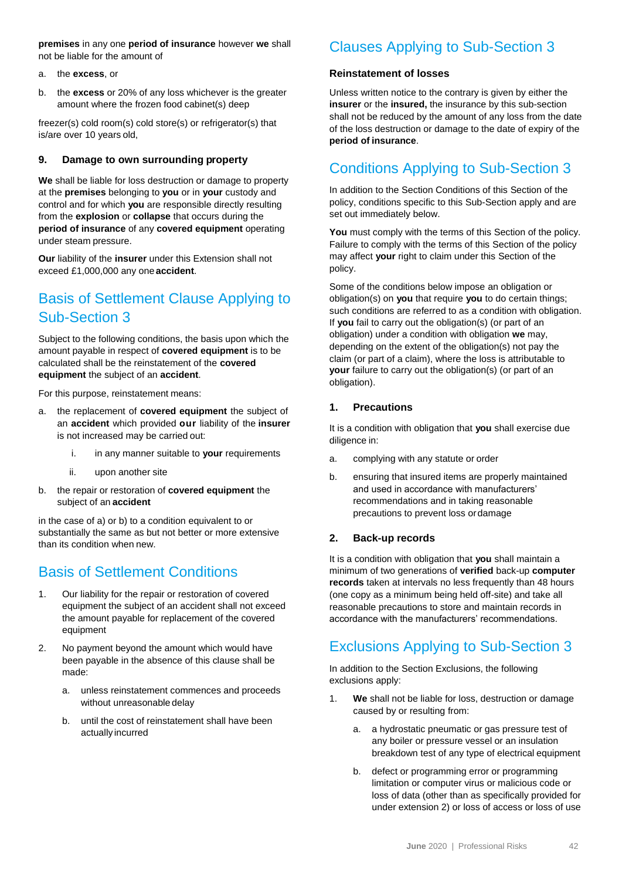**premises** in any one **period of insurance** however **we** shall not be liable for the amount of

a. the **excess**, or

b. the **excess** or 20% of any loss whichever is the greater amount where the frozen food cabinet(s) deep

freezer(s) cold room(s) cold store(s) or refrigerator(s) that is/are over 10 years old,

**9. Damage to own surrounding property**

**We** shall be liable for loss destruction or damage to property at the **premises** belonging to **you** or in **your** custody and control and for which **you** are responsible directly resulting from the **explosion** or **collapse** that occurs during the **period of insurance** of any **covered equipment** operating under steam pressure.

**Our** liability of the **insurer** under this Extension shall not exceed £1,000,000 any one **accident**.

## Basis of Settlement Clause Applying to Sub-Section 3

Subject to the following conditions, the basis upon which the amount payable in respect of **covered equipment** is to be calculated shall be the reinstatement of the **covered equipment** the subject of an **accident**.

For this purpose, reinstatement means:

a. the replacement of **covered equipment** the subject of an **accident** which provided **our** liability of the **insurer** is not increased may be carried out:

    i. in any manner suitable to **your** requirements

    ii. upon another site

b. the repair or restoration of **covered equipment** the subject of an **accident**

in the case of a) or b) to a condition equivalent to or substantially the same as but not better or more extensive than its condition when new.

## Basis of Settlement Conditions

1. Our liability for the repair or restoration of covered equipment the subject of an accident shall not exceed the amount payable for replacement of the covered equipment

2. No payment beyond the amount which would have been payable in the absence of this clause shall be made:

    a. unless reinstatement commences and proceeds without unreasonable delay

    b. until the cost of reinstatement shall have been actually incurred

## Clauses Applying to Sub-Section 3

**Reinstatement of losses**

Unless written notice to the contrary is given by either the **insurer** or the **insured,** the insurance by this sub-section shall not be reduced by the amount of any loss from the date of the loss destruction or damage to the date of expiry of the **period of insurance**.

## Conditions Applying to Sub-Section 3

In addition to the Section Conditions of this Section of the policy, conditions specific to this Sub-Section apply and are set out immediately below.

**You** must comply with the terms of this Section of the policy. Failure to comply with the terms of this Section of the policy may affect **your** right to claim under this Section of the policy.

Some of the conditions below impose an obligation or obligation(s) on **you** that require **you** to do certain things; such conditions are referred to as a condition with obligation. If **you** fail to carry out the obligation(s) (or part of an obligation) under a condition with obligation **we** may, depending on the extent of the obligation(s) not pay the claim (or part of a claim), where the loss is attributable to **your** failure to carry out the obligation(s) (or part of an obligation).

**1. Precautions**

It is a condition with obligation that **you** shall exercise due diligence in:

a. complying with any statute or order

b. ensuring that insured items are properly maintained and used in accordance with manufacturers' recommendations and in taking reasonable precautions to prevent loss or damage

**2. Back-up records**

It is a condition with obligation that **you** shall maintain a minimum of two generations of **verified** back-up **computer records** taken at intervals no less frequently than 48 hours (one copy as a minimum being held off-site) and take all reasonable precautions to store and maintain records in accordance with the manufacturers' recommendations.

## Exclusions Applying to Sub-Section 3

In addition to the Section Exclusions, the following exclusions apply:

1. **We** shall not be liable for loss, destruction or damage caused by or resulting from:

    a. a hydrostatic pneumatic or gas pressure test of any boiler or pressure vessel or an insulation breakdown test of any type of electrical equipment

    b. defect or programming error or programming limitation or computer virus or malicious code or loss of data (other than as specifically provided for under extension 2) or loss of access or loss of use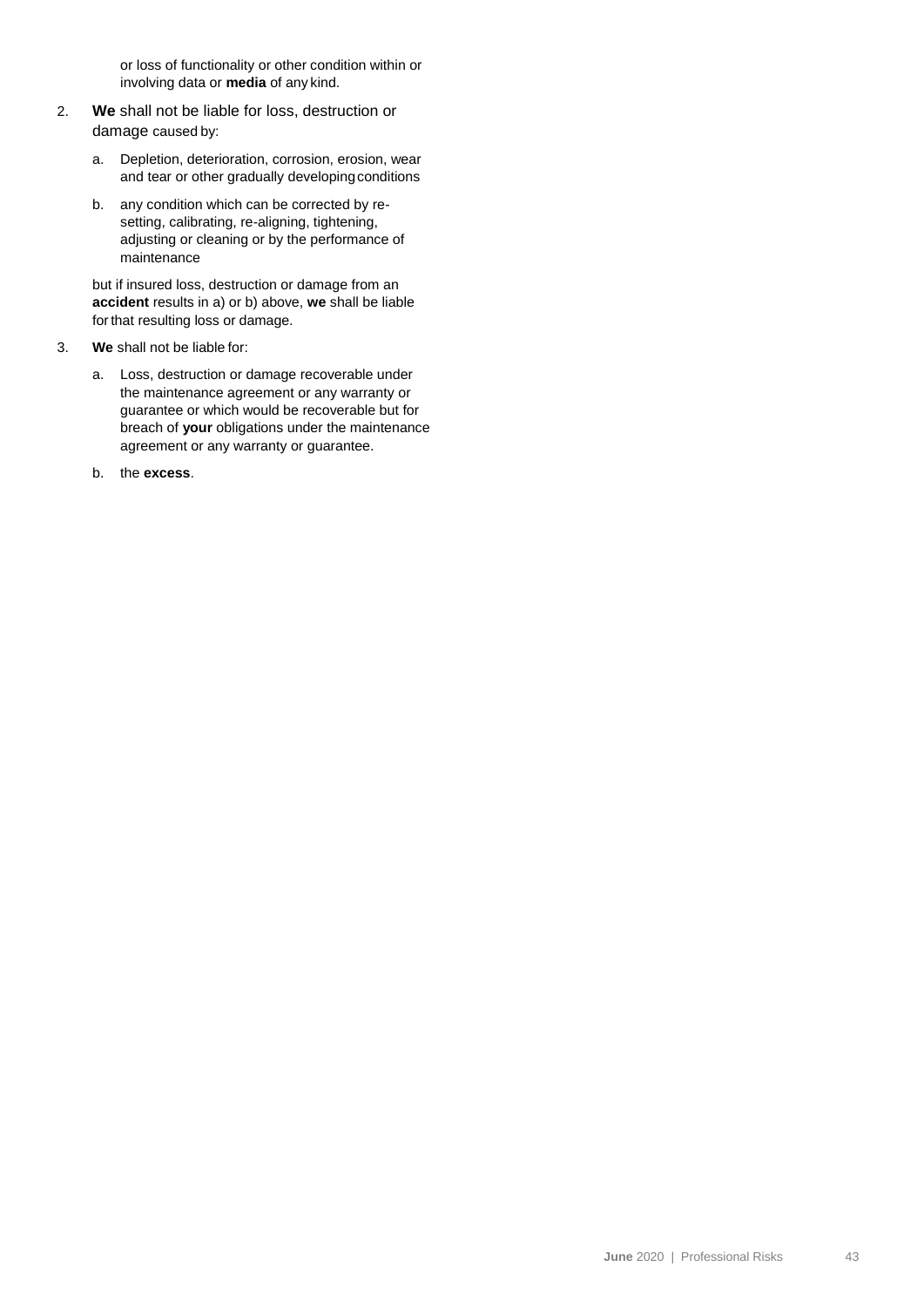or loss of functionality or other condition within or involving data or **media** of any kind.

2. **We** shall not be liable for loss, destruction or damage caused by:

   a. Depletion, deterioration, corrosion, erosion, wear and tear or other gradually developing conditions

   b. any condition which can be corrected by re-setting, calibrating, re-aligning, tightening, adjusting or cleaning or by the performance of maintenance

   but if insured loss, destruction or damage from an **accident** results in a) or b) above, **we** shall be liable for that resulting loss or damage.

3. **We** shall not be liable for:

   a. Loss, destruction or damage recoverable under the maintenance agreement or any warranty or guarantee or which would be recoverable but for breach of **your** obligations under the maintenance agreement or any warranty or guarantee.

   b. the **excess**.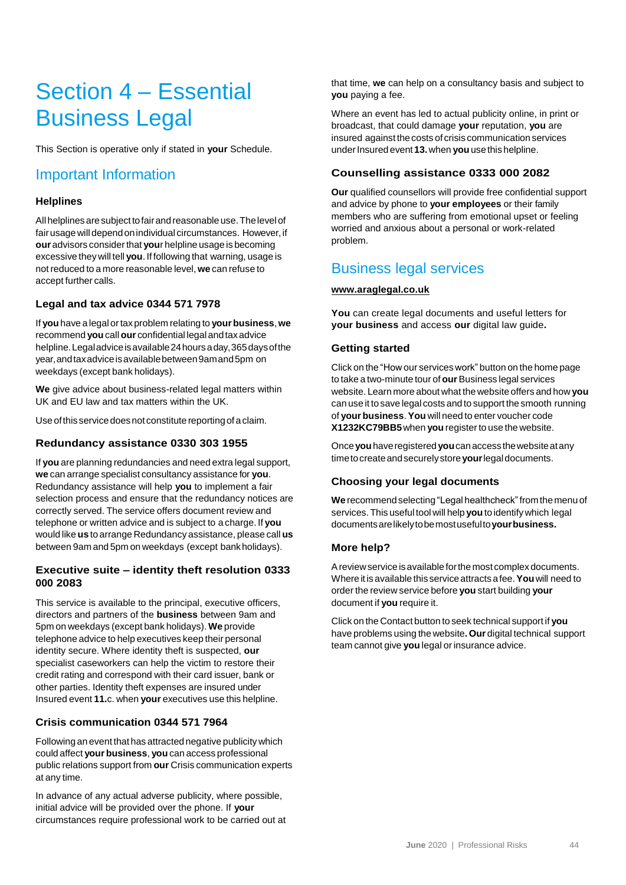# Section 4 – Essential Business Legal

This Section is operative only if stated in **your** Schedule.

## Important Information

### Helplines

All helplines are subject to fair and reasonable use. The level of fair usage will depend on individual circumstances. However, if **our** advisors consider that **your** helpline usage is becoming excessive they will tell **you**. If following that warning, usage is not reduced to a more reasonable level, **we** can refuse to accept further calls.

### Legal and tax advice 0344 571 7978

If **you** have a legal or tax problem relating to **your business**, **we** recommend **you** call **our** confidential legal and tax advice helpline. Legal advice is available 24 hours a day, 365 days of the year, and tax advice is available between 9am and 5pm on weekdays (except bank holidays).

**We** give advice about business-related legal matters within UK and EU law and tax matters within the UK.

Use of this service does not constitute reporting of a claim.

### Redundancy assistance 0330 303 1955

If **you** are planning redundancies and need extra legal support, **we** can arrange specialist consultancy assistance for **you**. Redundancy assistance will help **you** to implement a fair selection process and ensure that the redundancy notices are correctly served. The service offers document review and telephone or written advice and is subject to a charge. If **you** would like **us** to arrange Redundancy assistance, please call **us** between 9am and 5pm on weekdays (except bank holidays).

### Executive suite – identity theft resolution 0333 000 2083

This service is available to the principal, executive officers, directors and partners of the **business** between 9am and 5pm on weekdays (except bank holidays). **We** provide telephone advice to help executives keep their personal identity secure. Where identity theft is suspected, **our** specialist caseworkers can help the victim to restore their credit rating and correspond with their card issuer, bank or other parties. Identity theft expenses are insured under Insured event **11.**c. when **your** executives use this helpline.

### Crisis communication 0344 571 7964

Following an event that has attracted negative publicity which could affect **your business**, **you** can access professional public relations support from **our** Crisis communication experts at any time.

In advance of any actual adverse publicity, where possible, initial advice will be provided over the phone. If **your** circumstances require professional work to be carried out at that time, **we** can help on a consultancy basis and subject to **you** paying a fee.

Where an event has led to actual publicity online, in print or broadcast, that could damage **your** reputation, **you** are insured against the costs of crisis communication services under Insured event **13.** when **you** use this helpline.

### Counselling assistance 0333 000 2082

**Our** qualified counsellors will provide free confidential support and advice by phone to **your employees** or their family members who are suffering from emotional upset or feeling worried and anxious about a personal or work-related problem.

## Business legal services

**www.araglegal.co.uk**

**You** can create legal documents and useful letters for **your business** and access **our** digital law guide**.**

### Getting started

Click on the "How our services work" button on the home page to take a two-minute tour of **our** Business legal services website. Learn more about what the website offers and how **you** can use it to save legal costs and to support the smooth running of **your business**. **You** will need to enter voucher code **X1232KC79BB5** when **you** register to use the website.

Once **you** have registered **you** can access the website at any time to create and securely store **your** legal documents.

### Choosing your legal documents

**We** recommend selecting "Legal healthcheck" from the menu of services. This useful tool will help **you** to identify which legal documents are likely to be most useful to **your business.**

### More help?

A review service is available for the most complex documents. Where it is available this service attracts a fee. **You** will need to order the review service before **you** start building **your** document if **you** require it.

Click on the Contact button to seek technical support if **you** have problems using the website**. Our** digital technical support team cannot give **you** legal or insurance advice.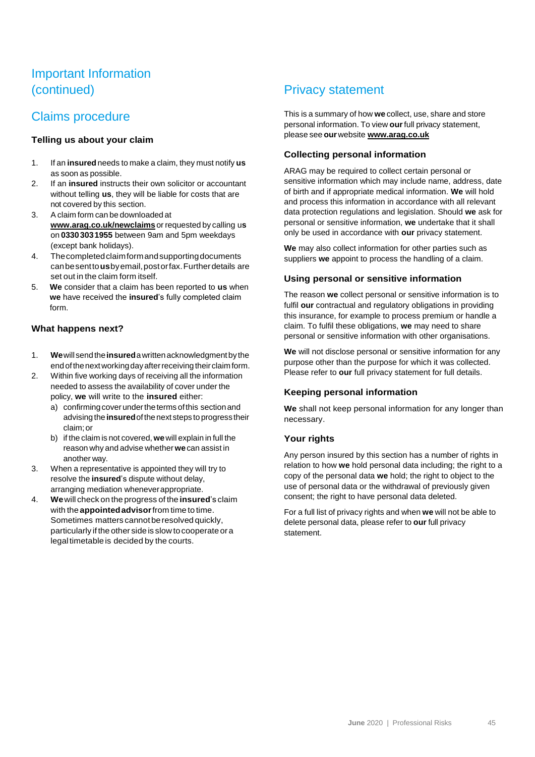# Important Information (continued)

## Claims procedure

### Telling us about your claim

1. If an **insured** needs to make a claim, they must notify **us** as soon as possible.
2. If an **insured** instructs their own solicitor or accountant without telling **us**, they will be liable for costs that are not covered by this section.
3. A claim form can be downloaded at **www.arag.co.uk/newclaims** or requested by calling u**s** on **0330 303 1955** between 9am and 5pm weekdays (except bank holidays).
4. The completed claim form and supporting documents can be sent to **us** by email, post or fax. Further details are set out in the claim form itself.
5. **We** consider that a claim has been reported to **us** when **we** have received the **insured**'s fully completed claim form.

### What happens next?

1. **We** will send the **insured** a written acknowledgment by the end of the next working day after receiving their claim form.
2. Within five working days of receiving all the information needed to assess the availability of cover under the policy, **we** will write to the **insured** either:
   a) confirming cover under the terms of this section and advising the **insured** of the next steps to progress their claim; or
   b) if the claim is not covered, **we** will explain in full the reason why and advise whether **we** can assist in another way.
3. When a representative is appointed they will try to resolve the **insured**'s dispute without delay, arranging mediation whenever appropriate.
4. **We** will check on the progress of the **insured**'s claim with the **appointed advisor** from time to time. Sometimes matters cannot be resolved quickly, particularly if the other side is slow to cooperate or a legal timetable is decided by the courts.

## Privacy statement

This is a summary of how **we** collect, use, share and store personal information. To view **our** full privacy statement, please see **our** website **www.arag.co.uk**

### Collecting personal information

ARAG may be required to collect certain personal or sensitive information which may include name, address, date of birth and if appropriate medical information. **We** will hold and process this information in accordance with all relevant data protection regulations and legislation. Should **we** ask for personal or sensitive information, **we** undertake that it shall only be used in accordance with **our** privacy statement.

**We** may also collect information for other parties such as suppliers **we** appoint to process the handling of a claim.

### Using personal or sensitive information

The reason **we** collect personal or sensitive information is to fulfil **our** contractual and regulatory obligations in providing this insurance, for example to process premium or handle a claim. To fulfil these obligations, **we** may need to share personal or sensitive information with other organisations.

**We** will not disclose personal or sensitive information for any purpose other than the purpose for which it was collected. Please refer to **our** full privacy statement for full details.

### Keeping personal information

**We** shall not keep personal information for any longer than necessary.

### Your rights

Any person insured by this section has a number of rights in relation to how **we** hold personal data including; the right to a copy of the personal data **we** hold; the right to object to the use of personal data or the withdrawal of previously given consent; the right to have personal data deleted.

For a full list of privacy rights and when **we** will not be able to delete personal data, please refer to **our** full privacy statement.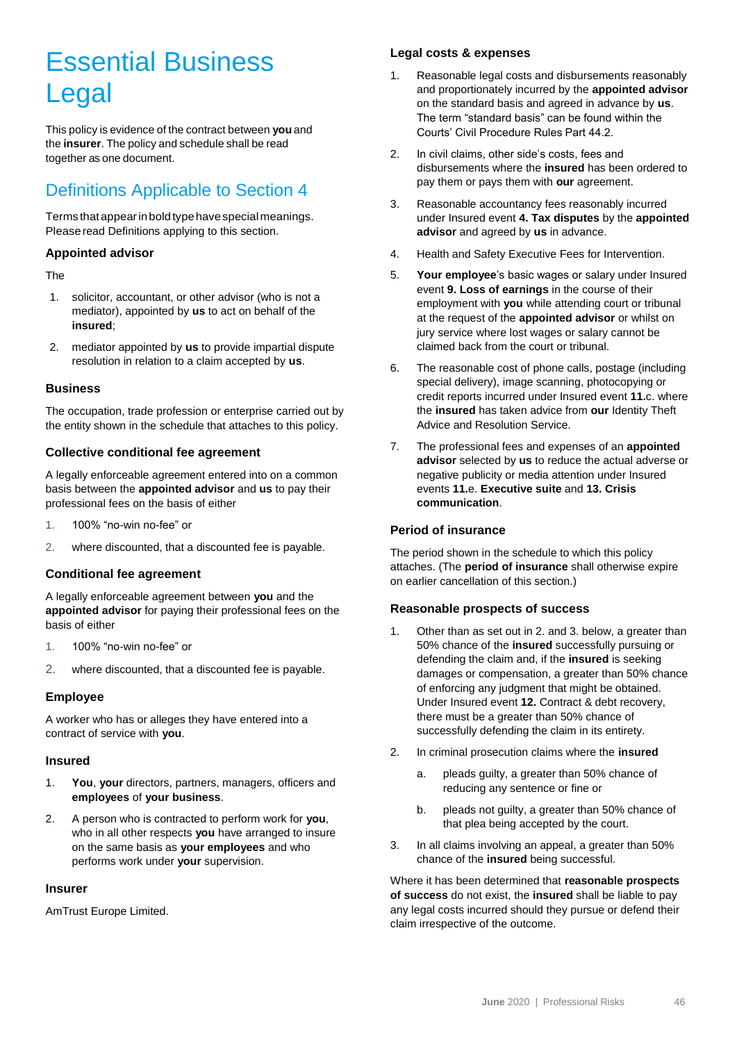# Essential Business Legal

This policy is evidence of the contract between **you** and the **insurer**. The policy and schedule shall be read together as one document.

## Definitions Applicable to Section 4

Terms that appear in bold type have special meanings. Please read Definitions applying to this section.

### Appointed advisor

The

1. solicitor, accountant, or other advisor (who is not a mediator), appointed by **us** to act on behalf of the **insured**;
2. mediator appointed by **us** to provide impartial dispute resolution in relation to a claim accepted by **us**.

### Business

The occupation, trade profession or enterprise carried out by the entity shown in the schedule that attaches to this policy.

### Collective conditional fee agreement

A legally enforceable agreement entered into on a common basis between the **appointed advisor** and **us** to pay their professional fees on the basis of either

1. 100% "no-win no-fee" or
2. where discounted, that a discounted fee is payable.

### Conditional fee agreement

A legally enforceable agreement between **you** and the **appointed advisor** for paying their professional fees on the basis of either

1. 100% "no-win no-fee" or
2. where discounted, that a discounted fee is payable.

### Employee

A worker who has or alleges they have entered into a contract of service with **you**.

### Insured

1. **You**, **your** directors, partners, managers, officers and **employees** of **your business**.
2. A person who is contracted to perform work for **you**, who in all other respects **you** have arranged to insure on the same basis as **your employees** and who performs work under **your** supervision.

### Insurer

AmTrust Europe Limited.

### Legal costs & expenses

1. Reasonable legal costs and disbursements reasonably and proportionately incurred by the **appointed advisor** on the standard basis and agreed in advance by **us**. The term "standard basis" can be found within the Courts' Civil Procedure Rules Part 44.2.
2. In civil claims, other side's costs, fees and disbursements where the **insured** has been ordered to pay them or pays them with **our** agreement.
3. Reasonable accountancy fees reasonably incurred under Insured event **4. Tax disputes** by the **appointed advisor** and agreed by **us** in advance.
4. Health and Safety Executive Fees for Intervention.
5. **Your employee**'s basic wages or salary under Insured event **9. Loss of earnings** in the course of their employment with **you** while attending court or tribunal at the request of the **appointed advisor** or whilst on jury service where lost wages or salary cannot be claimed back from the court or tribunal.
6. The reasonable cost of phone calls, postage (including special delivery), image scanning, photocopying or credit reports incurred under Insured event **11.**c. where the **insured** has taken advice from **our** Identity Theft Advice and Resolution Service.
7. The professional fees and expenses of an **appointed advisor** selected by **us** to reduce the actual adverse or negative publicity or media attention under Insured events **11.**e. **Executive suite** and **13. Crisis communication**.

### Period of insurance

The period shown in the schedule to which this policy attaches. (The **period of insurance** shall otherwise expire on earlier cancellation of this section.)

### Reasonable prospects of success

1. Other than as set out in 2. and 3. below, a greater than 50% chance of the **insured** successfully pursuing or defending the claim and, if the **insured** is seeking damages or compensation, a greater than 50% chance of enforcing any judgment that might be obtained. Under Insured event **12.** Contract & debt recovery, there must be a greater than 50% chance of successfully defending the claim in its entirety.
2. In criminal prosecution claims where the **insured**
   a. pleads guilty, a greater than 50% chance of reducing any sentence or fine or
   b. pleads not guilty, a greater than 50% chance of that plea being accepted by the court.
3. In all claims involving an appeal, a greater than 50% chance of the **insured** being successful.

Where it has been determined that **reasonable prospects of success** do not exist, the **insured** shall be liable to pay any legal costs incurred should they pursue or defend their claim irrespective of the outcome.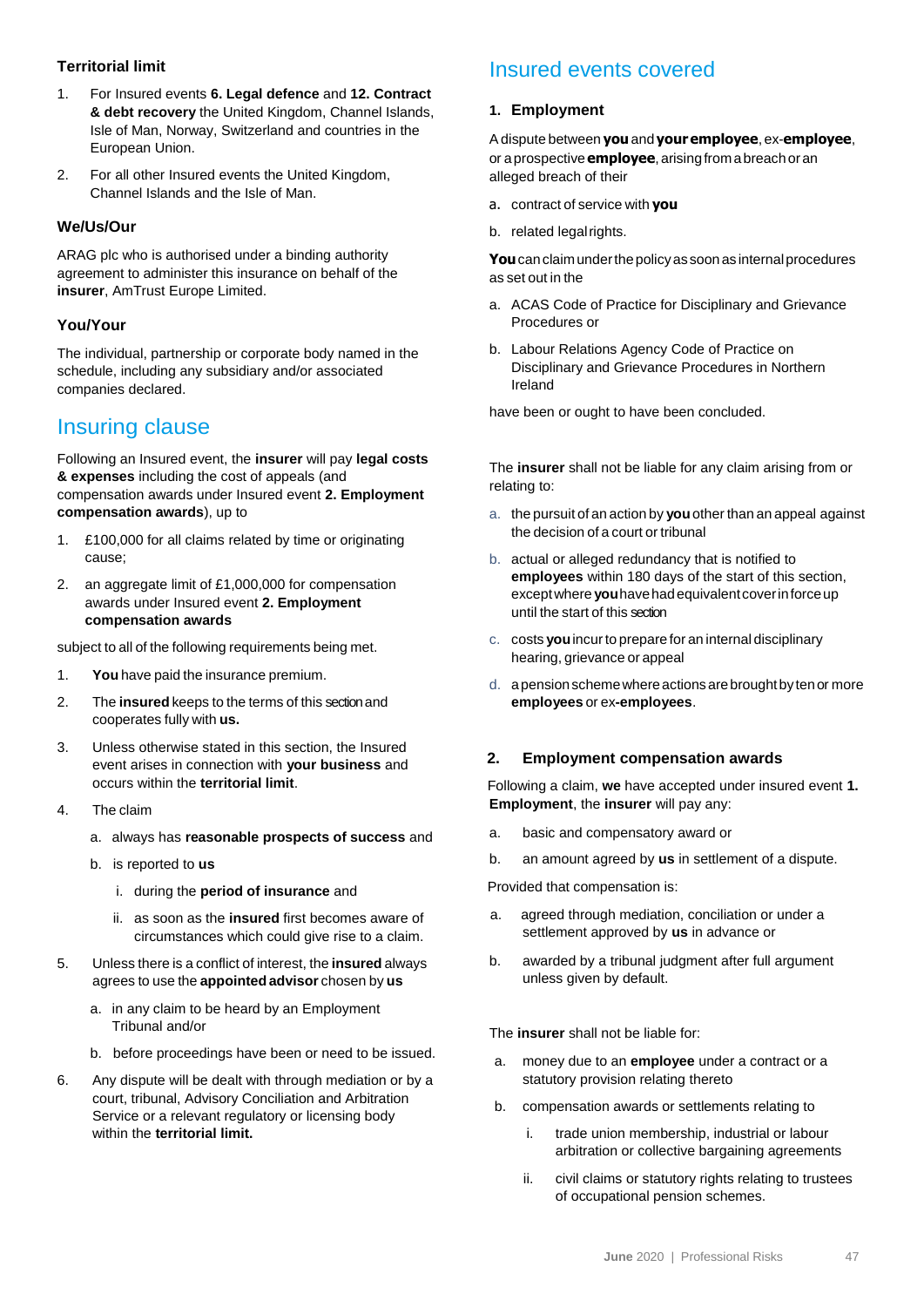### Territorial limit

1. For Insured events **6. Legal defence** and **12. Contract & debt recovery** the United Kingdom, Channel Islands, Isle of Man, Norway, Switzerland and countries in the European Union.
2. For all other Insured events the United Kingdom, Channel Islands and the Isle of Man.

### We/Us/Our

ARAG plc who is authorised under a binding authority agreement to administer this insurance on behalf of the **insurer**, AmTrust Europe Limited.

### You/Your

The individual, partnership or corporate body named in the schedule, including any subsidiary and/or associated companies declared.

## Insuring clause

Following an Insured event, the **insurer** will pay **legal costs & expenses** including the cost of appeals (and compensation awards under Insured event **2. Employment compensation awards**), up to

1. £100,000 for all claims related by time or originating cause;
2. an aggregate limit of £1,000,000 for compensation awards under Insured event **2. Employment compensation awards**

subject to all of the following requirements being met.

1. **You** have paid the insurance premium.
2. The **insured** keeps to the terms of this section and cooperates fully with **us.**
3. Unless otherwise stated in this section, the Insured event arises in connection with **your business** and occurs within the **territorial limit**.
4. The claim
   a. always has **reasonable prospects of success** and
   b. is reported to **us**
      i. during the **period of insurance** and
      ii. as soon as the **insured** first becomes aware of circumstances which could give rise to a claim.
5. Unless there is a conflict of interest, the **insured** always agrees to use the **appointed advisor** chosen by **us**
   a. in any claim to be heard by an Employment Tribunal and/or
   b. before proceedings have been or need to be issued.
6. Any dispute will be dealt with through mediation or by a court, tribunal, Advisory Conciliation and Arbitration Service or a relevant regulatory or licensing body within the **territorial limit.**

## Insured events covered

### 1. Employment

A dispute between **you** and **your employee**, ex-**employee**, or a prospective **employee**, arising from a breach or an alleged breach of their

a. contract of service with **you**
b. related legal rights.

**You** can claim under the policy as soon as internal procedures as set out in the

a. ACAS Code of Practice for Disciplinary and Grievance Procedures or
b. Labour Relations Agency Code of Practice on Disciplinary and Grievance Procedures in Northern Ireland

have been or ought to have been concluded.

The **insurer** shall not be liable for any claim arising from or relating to:

a. the pursuit of an action by **you** other than an appeal against the decision of a court or tribunal
b. actual or alleged redundancy that is notified to **employees** within 180 days of the start of this section, except where **you** have had equivalent cover in force up until the start of this section
c. costs **you** incur to prepare for an internal disciplinary hearing, grievance or appeal
d. a pension scheme where actions are brought by ten or more **employees** or ex-**employees**.

### 2. Employment compensation awards

Following a claim, **we** have accepted under insured event **1. Employment**, the **insurer** will pay any:

a. basic and compensatory award or
b. an amount agreed by **us** in settlement of a dispute.

Provided that compensation is:

a. agreed through mediation, conciliation or under a settlement approved by **us** in advance or
b. awarded by a tribunal judgment after full argument unless given by default.

The **insurer** shall not be liable for:

a. money due to an **employee** under a contract or a statutory provision relating thereto
b. compensation awards or settlements relating to
   i. trade union membership, industrial or labour arbitration or collective bargaining agreements
   ii. civil claims or statutory rights relating to trustees of occupational pension schemes.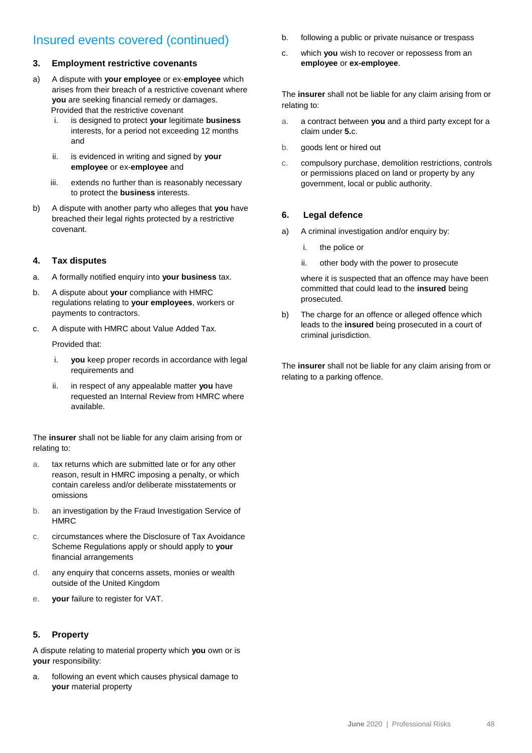## Insured events covered (continued)

### 3. Employment restrictive covenants

a) A dispute with **your employee** or ex-**employee** which arises from their breach of a restrictive covenant where **you** are seeking financial remedy or damages. Provided that the restrictive covenant
   - i. is designed to protect **your** legitimate **business** interests, for a period not exceeding 12 months and
   - ii. is evidenced in writing and signed by **your employee** or ex-**employee** and
   - iii. extends no further than is reasonably necessary to protect the **business** interests.

b) A dispute with another party who alleges that **you** have breached their legal rights protected by a restrictive covenant.

### 4. Tax disputes

a. A formally notified enquiry into **your business** tax.

b. A dispute about **your** compliance with HMRC regulations relating to **your employees**, workers or payments to contractors.

c. A dispute with HMRC about Value Added Tax.

   Provided that:

   - i. **you** keep proper records in accordance with legal requirements and
   - ii. in respect of any appealable matter **you** have requested an Internal Review from HMRC where available.

The **insurer** shall not be liable for any claim arising from or relating to:

a. tax returns which are submitted late or for any other reason, result in HMRC imposing a penalty, or which contain careless and/or deliberate misstatements or omissions

b. an investigation by the Fraud Investigation Service of HMRC

c. circumstances where the Disclosure of Tax Avoidance Scheme Regulations apply or should apply to **your** financial arrangements

d. any enquiry that concerns assets, monies or wealth outside of the United Kingdom

e. **your** failure to register for VAT.

### 5. Property

A dispute relating to material property which **you** own or is **your** responsibility:

a. following an event which causes physical damage to **your** material property

b. following a public or private nuisance or trespass

c. which **you** wish to recover or repossess from an **employee** or **ex-employee**.

The **insurer** shall not be liable for any claim arising from or relating to:

a. a contract between **you** and a third party except for a claim under **5.**c.

b. goods lent or hired out

c. compulsory purchase, demolition restrictions, controls or permissions placed on land or property by any government, local or public authority.

### 6. Legal defence

a) A criminal investigation and/or enquiry by:

   - i. the police or
   - ii. other body with the power to prosecute

   where it is suspected that an offence may have been committed that could lead to the **insured** being prosecuted.

b) The charge for an offence or alleged offence which leads to the **insured** being prosecuted in a court of criminal jurisdiction.

The **insurer** shall not be liable for any claim arising from or relating to a parking offence.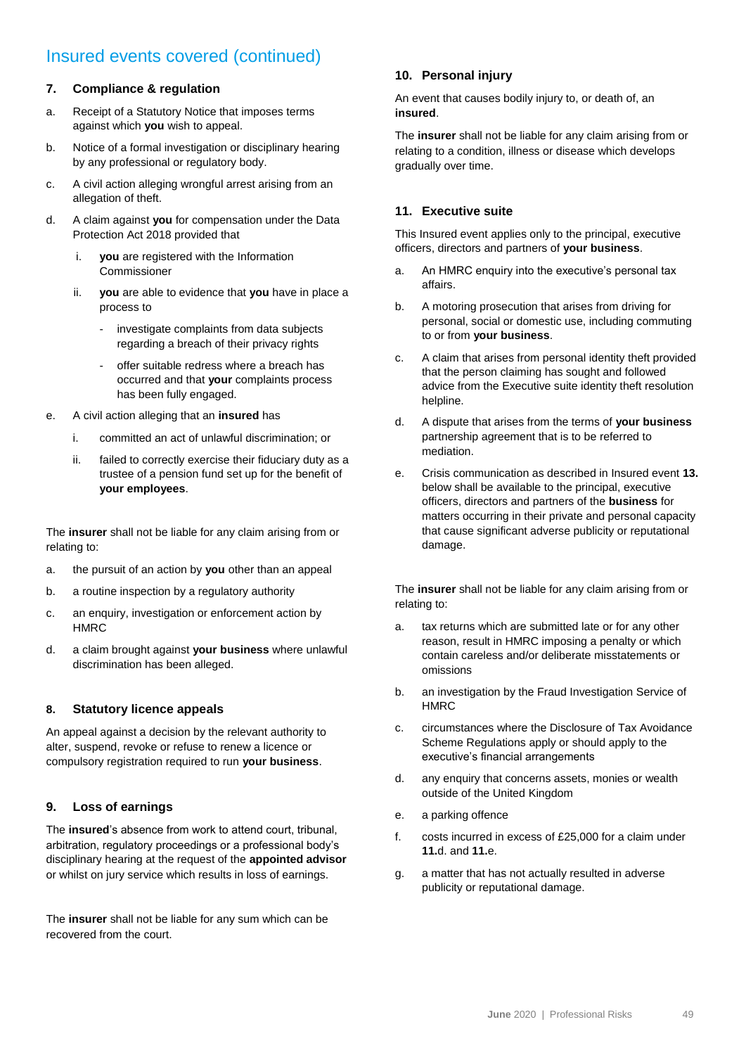## Insured events covered (continued)

### 7. Compliance & regulation

a. Receipt of a Statutory Notice that imposes terms against which **you** wish to appeal.

b. Notice of a formal investigation or disciplinary hearing by any professional or regulatory body.

c. A civil action alleging wrongful arrest arising from an allegation of theft.

d. A claim against **you** for compensation under the Data Protection Act 2018 provided that

   i. **you** are registered with the Information Commissioner

   ii. **you** are able to evidence that **you** have in place a process to

      - investigate complaints from data subjects regarding a breach of their privacy rights
      - offer suitable redress where a breach has occurred and that **your** complaints process has been fully engaged.

e. A civil action alleging that an **insured** has

   i. committed an act of unlawful discrimination; or

   ii. failed to correctly exercise their fiduciary duty as a trustee of a pension fund set up for the benefit of **your employees**.

The **insurer** shall not be liable for any claim arising from or relating to:

a. the pursuit of an action by **you** other than an appeal

b. a routine inspection by a regulatory authority

c. an enquiry, investigation or enforcement action by HMRC

d. a claim brought against **your business** where unlawful discrimination has been alleged.

### 8. Statutory licence appeals

An appeal against a decision by the relevant authority to alter, suspend, revoke or refuse to renew a licence or compulsory registration required to run **your business**.

### 9. Loss of earnings

The **insured**'s absence from work to attend court, tribunal, arbitration, regulatory proceedings or a professional body's disciplinary hearing at the request of the **appointed advisor** or whilst on jury service which results in loss of earnings.

The **insurer** shall not be liable for any sum which can be recovered from the court.

### 10. Personal injury

An event that causes bodily injury to, or death of, an **insured**.

The **insurer** shall not be liable for any claim arising from or relating to a condition, illness or disease which develops gradually over time.

### 11. Executive suite

This Insured event applies only to the principal, executive officers, directors and partners of **your business**.

a. An HMRC enquiry into the executive's personal tax affairs.

b. A motoring prosecution that arises from driving for personal, social or domestic use, including commuting to or from **your business**.

c. A claim that arises from personal identity theft provided that the person claiming has sought and followed advice from the Executive suite identity theft resolution helpline.

d. A dispute that arises from the terms of **your business** partnership agreement that is to be referred to mediation.

e. Crisis communication as described in Insured event **13.** below shall be available to the principal, executive officers, directors and partners of the **business** for matters occurring in their private and personal capacity that cause significant adverse publicity or reputational damage.

The **insurer** shall not be liable for any claim arising from or relating to:

a. tax returns which are submitted late or for any other reason, result in HMRC imposing a penalty or which contain careless and/or deliberate misstatements or omissions

b. an investigation by the Fraud Investigation Service of HMRC

c. circumstances where the Disclosure of Tax Avoidance Scheme Regulations apply or should apply to the executive's financial arrangements

d. any enquiry that concerns assets, monies or wealth outside of the United Kingdom

e. a parking offence

f. costs incurred in excess of £25,000 for a claim under **11.**d. and **11.**e.

g. a matter that has not actually resulted in adverse publicity or reputational damage.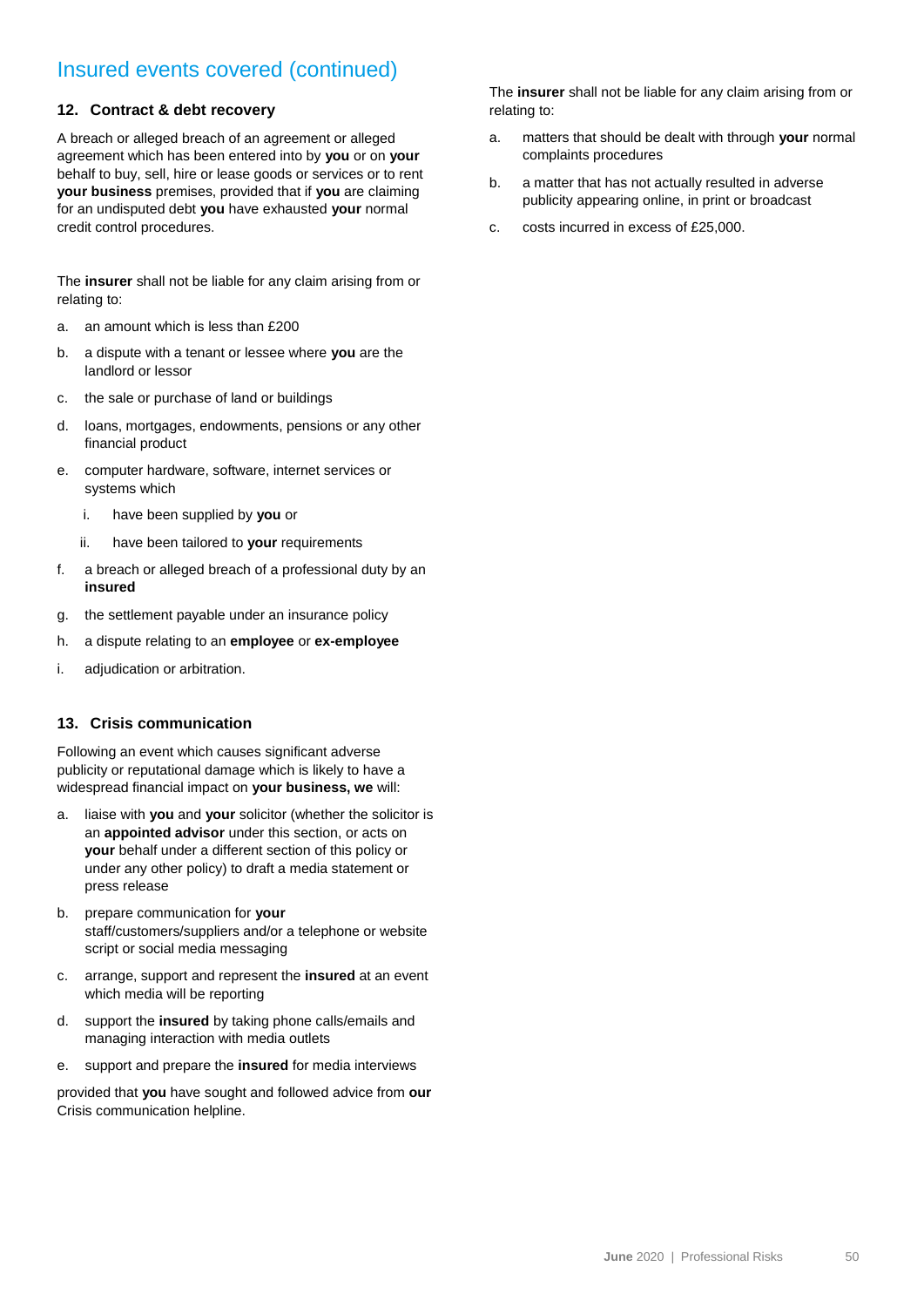# Insured events covered (continued)

### 12. Contract & debt recovery

A breach or alleged breach of an agreement or alleged agreement which has been entered into by **you** or on **your** behalf to buy, sell, hire or lease goods or services or to rent **your business** premises, provided that if **you** are claiming for an undisputed debt **you** have exhausted **your** normal credit control procedures.

The **insurer** shall not be liable for any claim arising from or relating to:

a. an amount which is less than £200

b. a dispute with a tenant or lessee where **you** are the landlord or lessor

c. the sale or purchase of land or buildings

d. loans, mortgages, endowments, pensions or any other financial product

e. computer hardware, software, internet services or systems which

   i. have been supplied by **you** or

   ii. have been tailored to **your** requirements

f. a breach or alleged breach of a professional duty by an **insured**

g. the settlement payable under an insurance policy

h. a dispute relating to an **employee** or **ex-employee**

i. adjudication or arbitration.

### 13. Crisis communication

Following an event which causes significant adverse publicity or reputational damage which is likely to have a widespread financial impact on **your business, we** will:

a. liaise with **you** and **your** solicitor (whether the solicitor is an **appointed advisor** under this section, or acts on **your** behalf under a different section of this policy or under any other policy) to draft a media statement or press release

b. prepare communication for **your** staff/customers/suppliers and/or a telephone or website script or social media messaging

c. arrange, support and represent the **insured** at an event which media will be reporting

d. support the **insured** by taking phone calls/emails and managing interaction with media outlets

e. support and prepare the **insured** for media interviews

provided that **you** have sought and followed advice from **our** Crisis communication helpline.

The **insurer** shall not be liable for any claim arising from or relating to:

a. matters that should be dealt with through **your** normal complaints procedures

b. a matter that has not actually resulted in adverse publicity appearing online, in print or broadcast

c. costs incurred in excess of £25,000.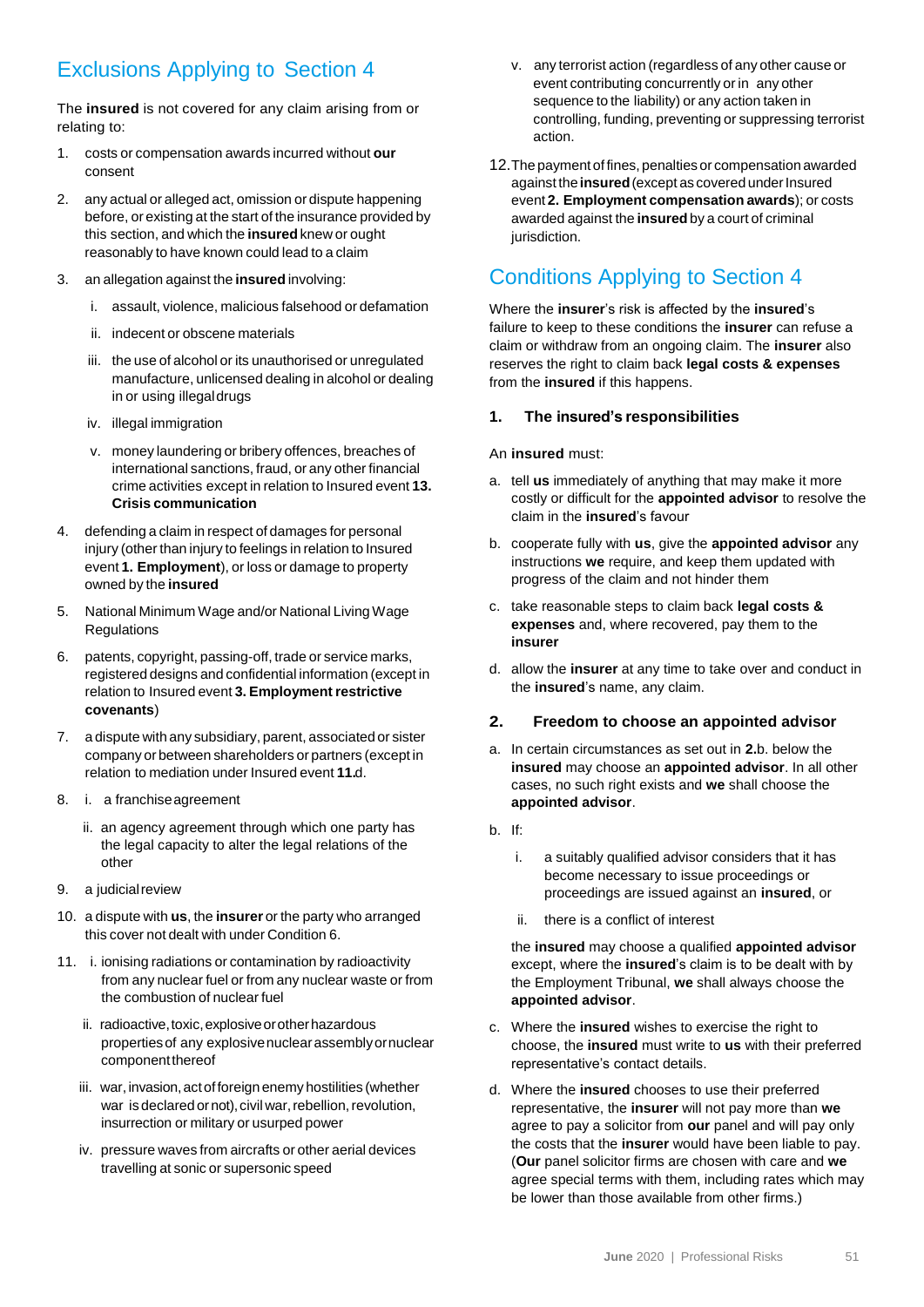## Exclusions Applying to Section 4

The **insured** is not covered for any claim arising from or relating to:

1. costs or compensation awards incurred without **our** consent
2. any actual or alleged act, omission or dispute happening before, or existing at the start of the insurance provided by this section, and which the **insured** knew or ought reasonably to have known could lead to a claim
3. an allegation against the **insured** involving:
   i. assault, violence, malicious falsehood or defamation
   ii. indecent or obscene materials
   iii. the use of alcohol or its unauthorised or unregulated manufacture, unlicensed dealing in alcohol or dealing in or using illegal drugs
   iv. illegal immigration
   v. money laundering or bribery offences, breaches of international sanctions, fraud, or any other financial crime activities except in relation to Insured event **13. Crisis communication**
4. defending a claim in respect of damages for personal injury (other than injury to feelings in relation to Insured event **1. Employment**), or loss or damage to property owned by the **insured**
5. National Minimum Wage and/or National Living Wage Regulations
6. patents, copyright, passing-off, trade or service marks, registered designs and confidential information (except in relation to Insured event **3. Employment restrictive covenants**)
7. a dispute with any subsidiary, parent, associated or sister company or between shareholders or partners (except in relation to mediation under Insured event **11.**d.
8. i. a franchise agreement
   ii. an agency agreement through which one party has the legal capacity to alter the legal relations of the other
9. a judicial review
10. a dispute with **us**, the **insurer** or the party who arranged this cover not dealt with under Condition 6.
11. i. ionising radiations or contamination by radioactivity from any nuclear fuel or from any nuclear waste or from the combustion of nuclear fuel
    ii. radioactive, toxic, explosive or other hazardous properties of any explosive nuclear assembly or nuclear component thereof
    iii. war, invasion, act of foreign enemy hostilities (whether war is declared or not), civil war, rebellion, revolution, insurrection or military or usurped power
    iv. pressure waves from aircrafts or other aerial devices travelling at sonic or supersonic speed
    v. any terrorist action (regardless of any other cause or event contributing concurrently or in any other sequence to the liability) or any action taken in controlling, funding, preventing or suppressing terrorist action.
12. The payment of fines, penalties or compensation awarded against the **insured** (except as covered under Insured event **2. Employment compensation awards**); or costs awarded against the **insured** by a court of criminal jurisdiction.

## Conditions Applying to Section 4

Where the **insurer**'s risk is affected by the **insured**'s failure to keep to these conditions the **insurer** can refuse a claim or withdraw from an ongoing claim. The **insurer** also reserves the right to claim back **legal costs & expenses** from the **insured** if this happens.

### 1. The insured's responsibilities

An **insured** must:

a. tell **us** immediately of anything that may make it more costly or difficult for the **appointed advisor** to resolve the claim in the **insured**'s favour
b. cooperate fully with **us**, give the **appointed advisor** any instructions **we** require, and keep them updated with progress of the claim and not hinder them
c. take reasonable steps to claim back **legal costs & expenses** and, where recovered, pay them to the **insurer**
d. allow the **insurer** at any time to take over and conduct in the **insured**'s name, any claim.

### 2. Freedom to choose an appointed advisor

a. In certain circumstances as set out in **2.**b. below the **insured** may choose an **appointed advisor**. In all other cases, no such right exists and **we** shall choose the **appointed advisor**.
b. If:
   i. a suitably qualified advisor considers that it has become necessary to issue proceedings or proceedings are issued against an **insured**, or
   ii. there is a conflict of interest

   the **insured** may choose a qualified **appointed advisor** except, where the **insured**'s claim is to be dealt with by the Employment Tribunal, **we** shall always choose the **appointed advisor**.
c. Where the **insured** wishes to exercise the right to choose, the **insured** must write to **us** with their preferred representative's contact details.
d. Where the **insured** chooses to use their preferred representative, the **insurer** will not pay more than **we** agree to pay a solicitor from **our** panel and will pay only the costs that the **insurer** would have been liable to pay. (**Our** panel solicitor firms are chosen with care and **we** agree special terms with them, including rates which may be lower than those available from other firms.)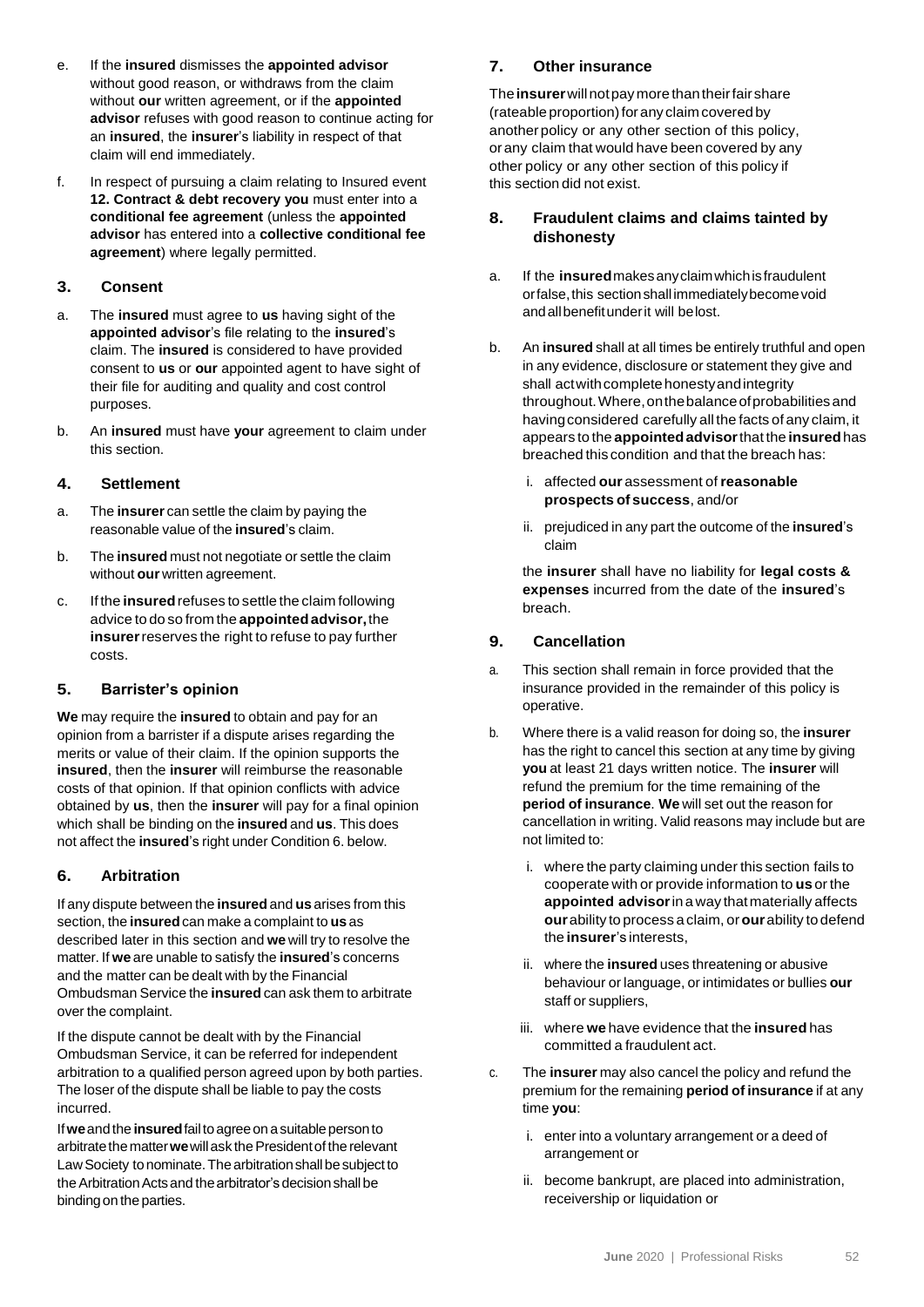e. If the **insured** dismisses the **appointed advisor** without good reason, or withdraws from the claim without **our** written agreement, or if the **appointed advisor** refuses with good reason to continue acting for an **insured**, the **insurer**'s liability in respect of that claim will end immediately.

f. In respect of pursuing a claim relating to Insured event **12. Contract & debt recovery you** must enter into a **conditional fee agreement** (unless the **appointed advisor** has entered into a **collective conditional fee agreement**) where legally permitted.

## 3. Consent

a. The **insured** must agree to **us** having sight of the **appointed advisor**'s file relating to the **insured**'s claim. The **insured** is considered to have provided consent to **us** or **our** appointed agent to have sight of their file for auditing and quality and cost control purposes.

b. An **insured** must have **your** agreement to claim under this section.

## 4. Settlement

a. The **insurer** can settle the claim by paying the reasonable value of the **insured**'s claim.

b. The **insured** must not negotiate or settle the claim without **our** written agreement.

c. If the **insured** refuses to settle the claim following advice to do so from the **appointed advisor,** the **insurer** reserves the right to refuse to pay further costs.

## 5. Barrister's opinion

**We** may require the **insured** to obtain and pay for an opinion from a barrister if a dispute arises regarding the merits or value of their claim. If the opinion supports the **insured**, then the **insurer** will reimburse the reasonable costs of that opinion. If that opinion conflicts with advice obtained by **us**, then the **insurer** will pay for a final opinion which shall be binding on the **insured** and **us**. This does not affect the **insured**'s right under Condition 6. below.

## 6. Arbitration

If any dispute between the **insured** and **us** arises from this section, the **insured** can make a complaint to **us** as described later in this section and **we** will try to resolve the matter. If **we** are unable to satisfy the **insured**'s concerns and the matter can be dealt with by the Financial Ombudsman Service the **insured** can ask them to arbitrate over the complaint.

If the dispute cannot be dealt with by the Financial Ombudsman Service, it can be referred for independent arbitration to a qualified person agreed upon by both parties. The loser of the dispute shall be liable to pay the costs incurred.

If **we** and the **insured** fail to agree on a suitable person to arbitrate the matter **we** will ask the President of the relevant Law Society to nominate. The arbitration shall be subject to the Arbitration Acts and the arbitrator's decision shall be binding on the parties.

## 7. Other insurance

The **insurer** will not pay more than their fair share (rateable proportion) for any claim covered by another policy or any other section of this policy, or any claim that would have been covered by any other policy or any other section of this policy if this section did not exist.

## 8. Fraudulent claims and claims tainted by dishonesty

a. If the **insured** makes any claim which is fraudulent or false, this section shall immediately become void and all benefit under it will be lost.

b. An **insured** shall at all times be entirely truthful and open in any evidence, disclosure or statement they give and shall act with complete honesty and integrity throughout. Where, on the balance of probabilities and having considered carefully all the facts of any claim, it appears to the **appointed advisor** that the **insured** has breached this condition and that the breach has:

   i. affected **our** assessment of **reasonable prospects of success**, and/or

   ii. prejudiced in any part the outcome of the **insured**'s claim

   the **insurer** shall have no liability for **legal costs & expenses** incurred from the date of the **insured**'s breach.

## 9. Cancellation

a. This section shall remain in force provided that the insurance provided in the remainder of this policy is operative.

b. Where there is a valid reason for doing so, the **insurer** has the right to cancel this section at any time by giving **you** at least 21 days written notice. The **insurer** will refund the premium for the time remaining of the **period of insurance**. **We** will set out the reason for cancellation in writing. Valid reasons may include but are not limited to:

   i. where the party claiming under this section fails to cooperate with or provide information to **us** or the **appointed advisor** in a way that materially affects **our** ability to process a claim, or **our** ability to defend the **insurer**'s interests,

   ii. where the **insured** uses threatening or abusive behaviour or language, or intimidates or bullies **our** staff or suppliers,

   iii. where **we** have evidence that the **insured** has committed a fraudulent act.

c. The **insurer** may also cancel the policy and refund the premium for the remaining **period of insurance** if at any time **you**:

   i. enter into a voluntary arrangement or a deed of arrangement or

   ii. become bankrupt, are placed into administration, receivership or liquidation or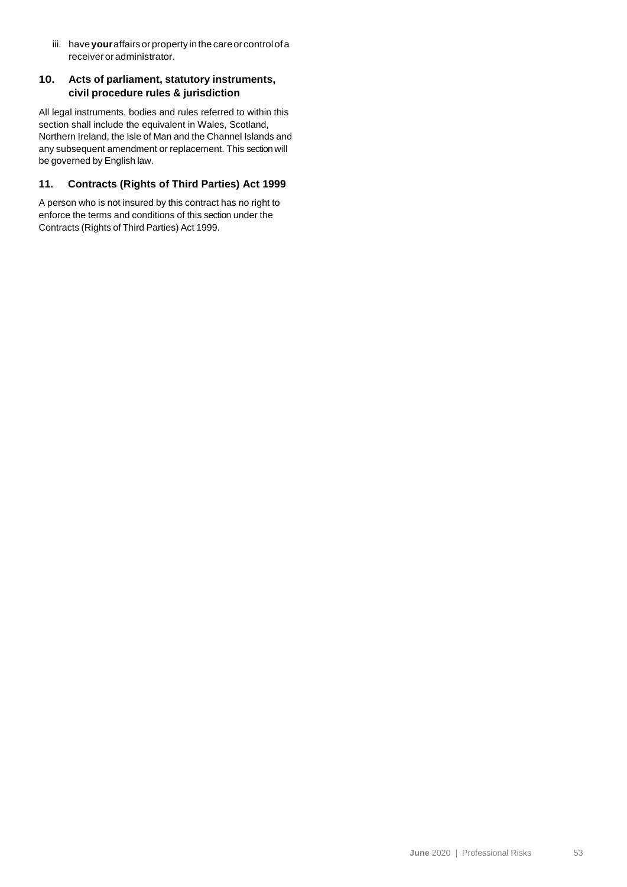iii. have **your** affairs or property in the care or control of a receiver or administrator.

## 10. Acts of parliament, statutory instruments, civil procedure rules & jurisdiction

All legal instruments, bodies and rules referred to within this section shall include the equivalent in Wales, Scotland, Northern Ireland, the Isle of Man and the Channel Islands and any subsequent amendment or replacement. This section will be governed by English law.

## 11. Contracts (Rights of Third Parties) Act 1999

A person who is not insured by this contract has no right to enforce the terms and conditions of this section under the Contracts (Rights of Third Parties) Act 1999.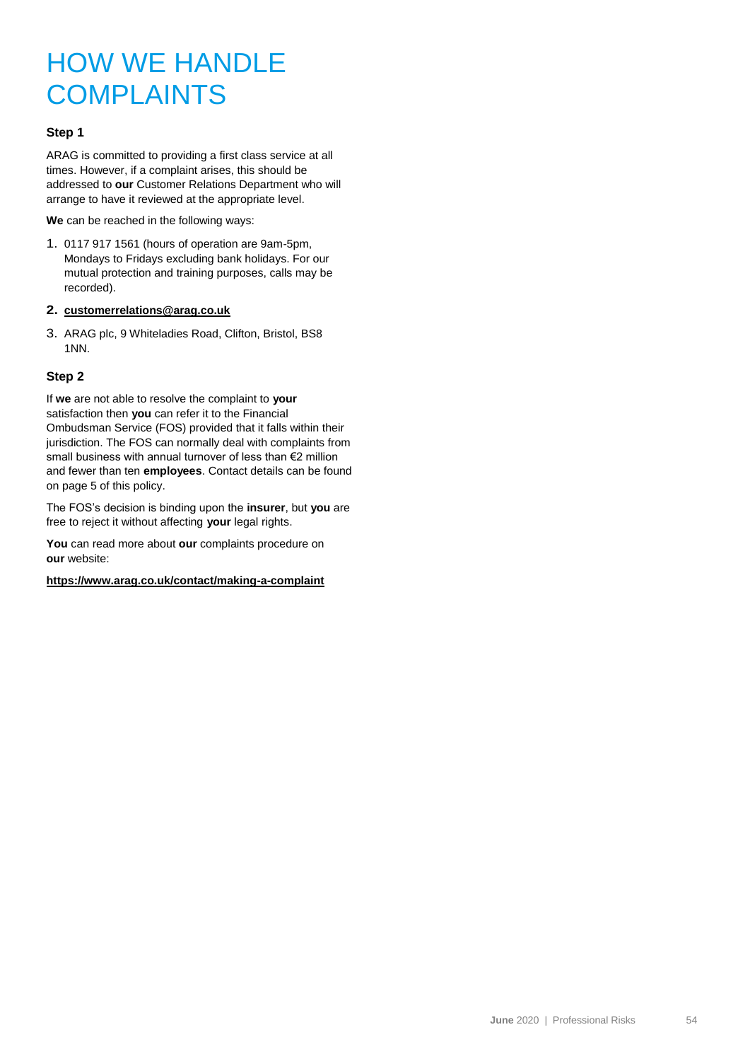# HOW WE HANDLE COMPLAINTS

**Step 1**

ARAG is committed to providing a first class service at all times. However, if a complaint arises, this should be addressed to **our** Customer Relations Department who will arrange to have it reviewed at the appropriate level.

**We** can be reached in the following ways:

1. 0117 917 1561 (hours of operation are 9am-5pm, Mondays to Fridays excluding bank holidays. For our mutual protection and training purposes, calls may be recorded).
2. **customerrelations@arag.co.uk**
3. ARAG plc, 9 Whiteladies Road, Clifton, Bristol, BS8 1NN.

**Step 2**

If **we** are not able to resolve the complaint to **your** satisfaction then **you** can refer it to the Financial Ombudsman Service (FOS) provided that it falls within their jurisdiction. The FOS can normally deal with complaints from small business with annual turnover of less than €2 million and fewer than ten **employees**. Contact details can be found on page 5 of this policy.

The FOS's decision is binding upon the **insurer**, but **you** are free to reject it without affecting **your** legal rights.

**You** can read more about **our** complaints procedure on **our** website:

**https://www.arag.co.uk/contact/making-a-complaint**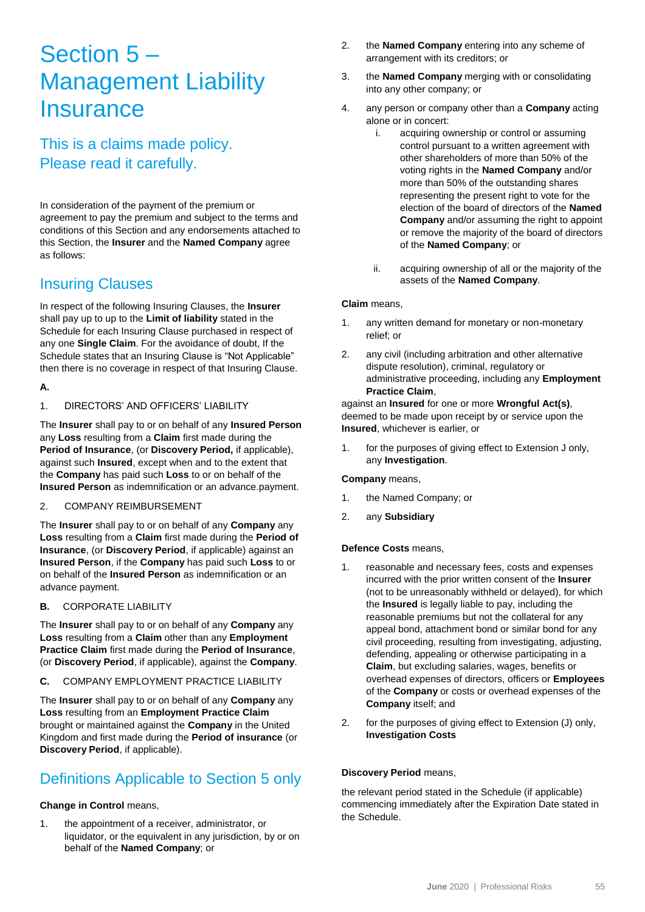# Section 5 – Management Liability Insurance

## This is a claims made policy. Please read it carefully.

In consideration of the payment of the premium or agreement to pay the premium and subject to the terms and conditions of this Section and any endorsements attached to this Section, the **Insurer** and the **Named Company** agree as follows:

## Insuring Clauses

In respect of the following Insuring Clauses, the **Insurer** shall pay up to up to the **Limit of liability** stated in the Schedule for each Insuring Clause purchased in respect of any one **Single Claim**. For the avoidance of doubt, If the Schedule states that an Insuring Clause is "Not Applicable" then there is no coverage in respect of that Insuring Clause.

**A.**

1. DIRECTORS' AND OFFICERS' LIABILITY

The **Insurer** shall pay to or on behalf of any **Insured Person** any **Loss** resulting from a **Claim** first made during the **Period of Insurance**, (or **Discovery Period,** if applicable), against such **Insured**, except when and to the extent that the **Company** has paid such **Loss** to or on behalf of the **Insured Person** as indemnification or an advance.payment.

2. COMPANY REIMBURSEMENT

The **Insurer** shall pay to or on behalf of any **Company** any **Loss** resulting from a **Claim** first made during the **Period of Insurance**, (or **Discovery Period**, if applicable) against an **Insured Person**, if the **Company** has paid such **Loss** to or on behalf of the **Insured Person** as indemnification or an advance payment.

**B.** CORPORATE LIABILITY

The **Insurer** shall pay to or on behalf of any **Company** any **Loss** resulting from a **Claim** other than any **Employment Practice Claim** first made during the **Period of Insurance**, (or **Discovery Period**, if applicable), against the **Company**.

**C.** COMPANY EMPLOYMENT PRACTICE LIABILITY

The **Insurer** shall pay to or on behalf of any **Company** any **Loss** resulting from an **Employment Practice Claim** brought or maintained against the **Company** in the United Kingdom and first made during the **Period of insurance** (or **Discovery Period**, if applicable).

## Definitions Applicable to Section 5 only

**Change in Control** means,

1. the appointment of a receiver, administrator, or liquidator, or the equivalent in any jurisdiction, by or on behalf of the **Named Company**; or
2. the **Named Company** entering into any scheme of arrangement with its creditors; or
3. the **Named Company** merging with or consolidating into any other company; or
4. any person or company other than a **Company** acting alone or in concert:
   i. acquiring ownership or control or assuming control pursuant to a written agreement with other shareholders of more than 50% of the voting rights in the **Named Company** and/or more than 50% of the outstanding shares representing the present right to vote for the election of the board of directors of the **Named Company** and/or assuming the right to appoint or remove the majority of the board of directors of the **Named Company**; or
   ii. acquiring ownership of all or the majority of the assets of the **Named Company**.

**Claim** means,

1. any written demand for monetary or non-monetary relief; or
2. any civil (including arbitration and other alternative dispute resolution), criminal, regulatory or administrative proceeding, including any **Employment Practice Claim**,

against an **Insured** for one or more **Wrongful Act(s)**, deemed to be made upon receipt by or service upon the **Insured**, whichever is earlier, or

1. for the purposes of giving effect to Extension J only, any **Investigation**.

**Company** means,

1. the Named Company; or
2. any **Subsidiary**

**Defence Costs** means,

1. reasonable and necessary fees, costs and expenses incurred with the prior written consent of the **Insurer** (not to be unreasonably withheld or delayed), for which the **Insured** is legally liable to pay, including the reasonable premiums but not the collateral for any appeal bond, attachment bond or similar bond for any civil proceeding, resulting from investigating, adjusting, defending, appealing or otherwise participating in a **Claim**, but excluding salaries, wages, benefits or overhead expenses of directors, officers or **Employees** of the **Company** or costs or overhead expenses of the **Company** itself; and
2. for the purposes of giving effect to Extension (J) only, **Investigation Costs**

**Discovery Period** means,

the relevant period stated in the Schedule (if applicable) commencing immediately after the Expiration Date stated in the Schedule.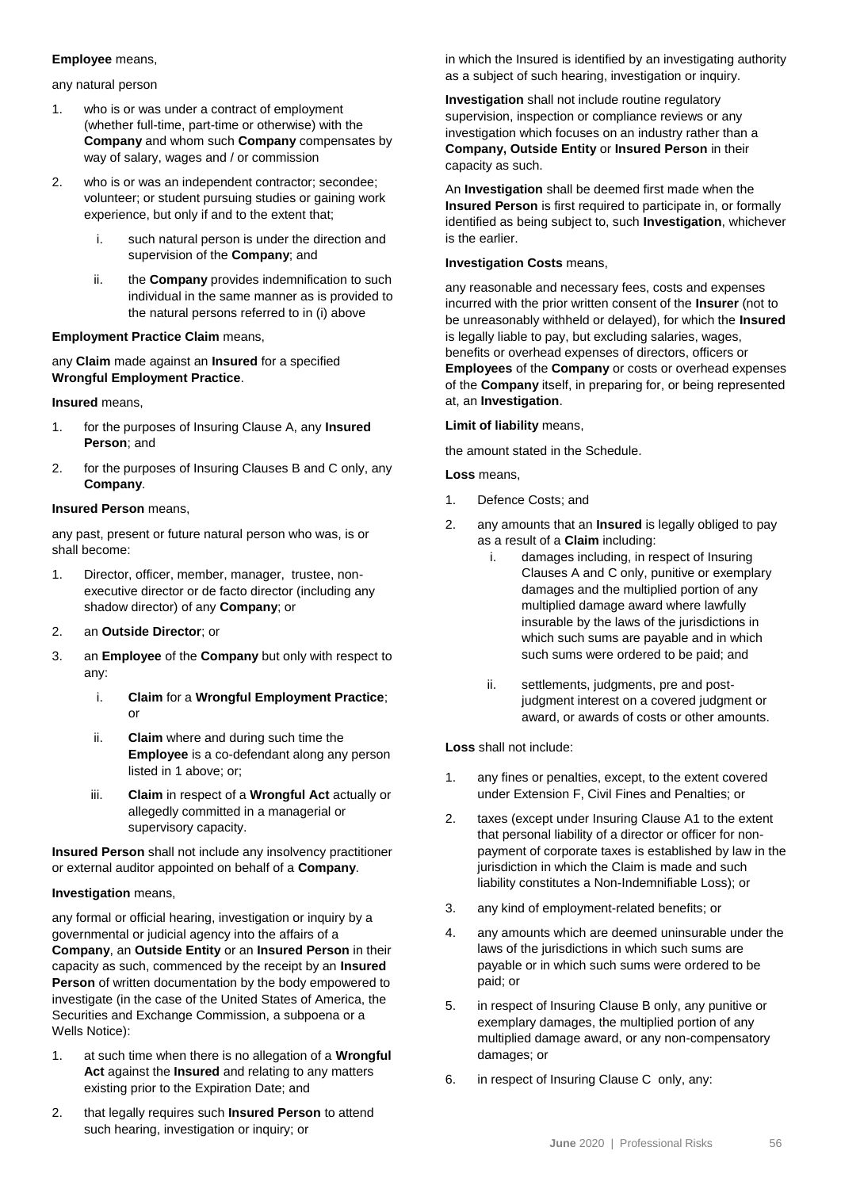**Employee** means,

any natural person

1. who is or was under a contract of employment (whether full-time, part-time or otherwise) with the **Company** and whom such **Company** compensates by way of salary, wages and / or commission
2. who is or was an independent contractor; secondee; volunteer; or student pursuing studies or gaining work experience, but only if and to the extent that;
    i. such natural person is under the direction and supervision of the **Company**; and
    ii. the **Company** provides indemnification to such individual in the same manner as is provided to the natural persons referred to in (i) above

**Employment Practice Claim** means,

any **Claim** made against an **Insured** for a specified **Wrongful Employment Practice**.

**Insured** means,

1. for the purposes of Insuring Clause A, any **Insured Person**; and
2. for the purposes of Insuring Clauses B and C only, any **Company**.

**Insured Person** means,

any past, present or future natural person who was, is or shall become:

1. Director, officer, member, manager, trustee, non-executive director or de facto director (including any shadow director) of any **Company**; or
2. an **Outside Director**; or
3. an **Employee** of the **Company** but only with respect to any:
    i. **Claim** for a **Wrongful Employment Practice**; or
    ii. **Claim** where and during such time the **Employee** is a co-defendant along any person listed in 1 above; or;
    iii. **Claim** in respect of a **Wrongful Act** actually or allegedly committed in a managerial or supervisory capacity.

**Insured Person** shall not include any insolvency practitioner or external auditor appointed on behalf of a **Company**.

**Investigation** means,

any formal or official hearing, investigation or inquiry by a governmental or judicial agency into the affairs of a **Company**, an **Outside Entity** or an **Insured Person** in their capacity as such, commenced by the receipt by an **Insured Person** of written documentation by the body empowered to investigate (in the case of the United States of America, the Securities and Exchange Commission, a subpoena or a Wells Notice):

1. at such time when there is no allegation of a **Wrongful Act** against the **Insured** and relating to any matters existing prior to the Expiration Date; and
2. that legally requires such **Insured Person** to attend such hearing, investigation or inquiry; or

in which the Insured is identified by an investigating authority as a subject of such hearing, investigation or inquiry.

**Investigation** shall not include routine regulatory supervision, inspection or compliance reviews or any investigation which focuses on an industry rather than a **Company, Outside Entity** or **Insured Person** in their capacity as such.

An **Investigation** shall be deemed first made when the **Insured Person** is first required to participate in, or formally identified as being subject to, such **Investigation**, whichever is the earlier.

**Investigation Costs** means,

any reasonable and necessary fees, costs and expenses incurred with the prior written consent of the **Insurer** (not to be unreasonably withheld or delayed), for which the **Insured** is legally liable to pay, but excluding salaries, wages, benefits or overhead expenses of directors, officers or **Employees** of the **Company** or costs or overhead expenses of the **Company** itself, in preparing for, or being represented at, an **Investigation**.

**Limit of liability** means,

the amount stated in the Schedule.

**Loss** means,

1. Defence Costs; and
2. any amounts that an **Insured** is legally obliged to pay as a result of a **Claim** including:
    i. damages including, in respect of Insuring Clauses A and C only, punitive or exemplary damages and the multiplied portion of any multiplied damage award where lawfully insurable by the laws of the jurisdictions in which such sums are payable and in which such sums were ordered to be paid; and
    ii. settlements, judgments, pre and post-judgment interest on a covered judgment or award, or awards of costs or other amounts.

**Loss** shall not include:

1. any fines or penalties, except, to the extent covered under Extension F, Civil Fines and Penalties; or
2. taxes (except under Insuring Clause A1 to the extent that personal liability of a director or officer for non-payment of corporate taxes is established by law in the jurisdiction in which the Claim is made and such liability constitutes a Non-Indemnifiable Loss); or
3. any kind of employment-related benefits; or
4. any amounts which are deemed uninsurable under the laws of the jurisdictions in which such sums are payable or in which such sums were ordered to be paid; or
5. in respect of Insuring Clause B only, any punitive or exemplary damages, the multiplied portion of any multiplied damage award, or any non-compensatory damages; or
6. in respect of Insuring Clause C only, any: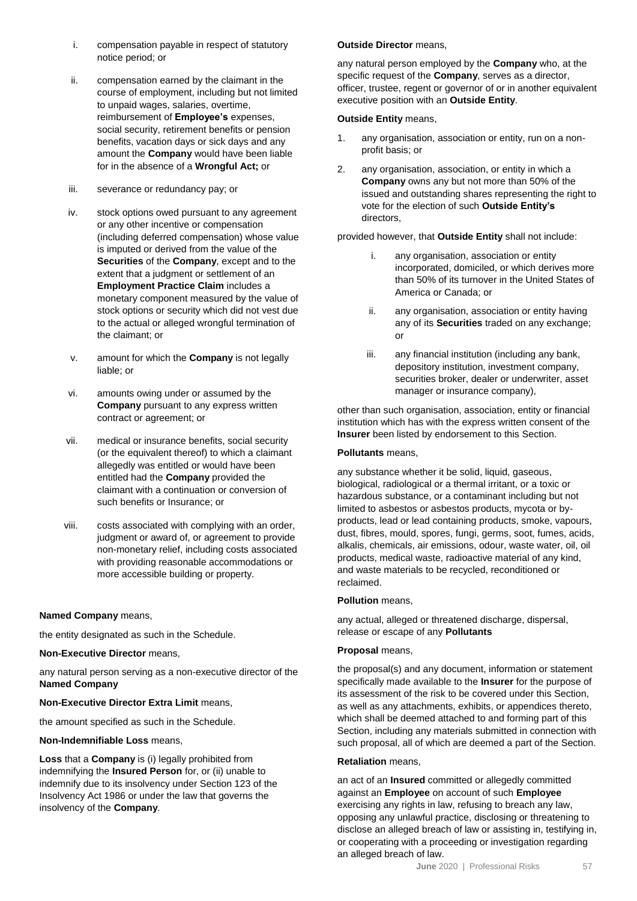i. compensation payable in respect of statutory notice period; or

ii. compensation earned by the claimant in the course of employment, including but not limited to unpaid wages, salaries, overtime, reimbursement of **Employee's** expenses, social security, retirement benefits or pension benefits, vacation days or sick days and any amount the **Company** would have been liable for in the absence of a **Wrongful Act;** or

iii. severance or redundancy pay; or

iv. stock options owed pursuant to any agreement or any other incentive or compensation (including deferred compensation) whose value is imputed or derived from the value of the **Securities** of the **Company**, except and to the extent that a judgment or settlement of an **Employment Practice Claim** includes a monetary component measured by the value of stock options or security which did not vest due to the actual or alleged wrongful termination of the claimant; or

v. amount for which the **Company** is not legally liable; or

vi. amounts owing under or assumed by the **Company** pursuant to any express written contract or agreement; or

vii. medical or insurance benefits, social security (or the equivalent thereof) to which a claimant allegedly was entitled or would have been entitled had the **Company** provided the claimant with a continuation or conversion of such benefits or Insurance; or

viii. costs associated with complying with an order, judgment or award of, or agreement to provide non-monetary relief, including costs associated with providing reasonable accommodations or more accessible building or property.

**Named Company** means,

the entity designated as such in the Schedule.

**Non-Executive Director** means,

any natural person serving as a non-executive director of the **Named Company**

**Non-Executive Director Extra Limit** means,

the amount specified as such in the Schedule.

**Non-Indemnifiable Loss** means,

**Loss** that a **Company** is (i) legally prohibited from indemnifying the **Insured Person** for, or (ii) unable to indemnify due to its insolvency under Section 123 of the Insolvency Act 1986 or under the law that governs the insolvency of the **Company**.

**Outside Director** means,

any natural person employed by the **Company** who, at the specific request of the **Company**, serves as a director, officer, trustee, regent or governor of or in another equivalent executive position with an **Outside Entity**.

**Outside Entity** means,

1. any organisation, association or entity, run on a non-profit basis; or
2. any organisation, association, or entity in which a **Company** owns any but not more than 50% of the issued and outstanding shares representing the right to vote for the election of such **Outside Entity's** directors,

provided however, that **Outside Entity** shall not include:

i. any organisation, association or entity incorporated, domiciled, or which derives more than 50% of its turnover in the United States of America or Canada; or

ii. any organisation, association or entity having any of its **Securities** traded on any exchange; or

iii. any financial institution (including any bank, depository institution, investment company, securities broker, dealer or underwriter, asset manager or insurance company),

other than such organisation, association, entity or financial institution which has with the express written consent of the **Insurer** been listed by endorsement to this Section.

**Pollutants** means,

any substance whether it be solid, liquid, gaseous, biological, radiological or a thermal irritant, or a toxic or hazardous substance, or a contaminant including but not limited to asbestos or asbestos products, mycota or by-products, lead or lead containing products, smoke, vapours, dust, fibres, mould, spores, fungi, germs, soot, fumes, acids, alkalis, chemicals, air emissions, odour, waste water, oil, oil products, medical waste, radioactive material of any kind, and waste materials to be recycled, reconditioned or reclaimed.

**Pollution** means,

any actual, alleged or threatened discharge, dispersal, release or escape of any **Pollutants**

**Proposal** means,

the proposal(s) and any document, information or statement specifically made available to the **Insurer** for the purpose of its assessment of the risk to be covered under this Section, as well as any attachments, exhibits, or appendices thereto, which shall be deemed attached to and forming part of this Section, including any materials submitted in connection with such proposal, all of which are deemed a part of the Section.

**Retaliation** means,

an act of an **Insured** committed or allegedly committed against an **Employee** on account of such **Employee** exercising any rights in law, refusing to breach any law, opposing any unlawful practice, disclosing or threatening to disclose an alleged breach of law or assisting in, testifying in, or cooperating with a proceeding or investigation regarding an alleged breach of law.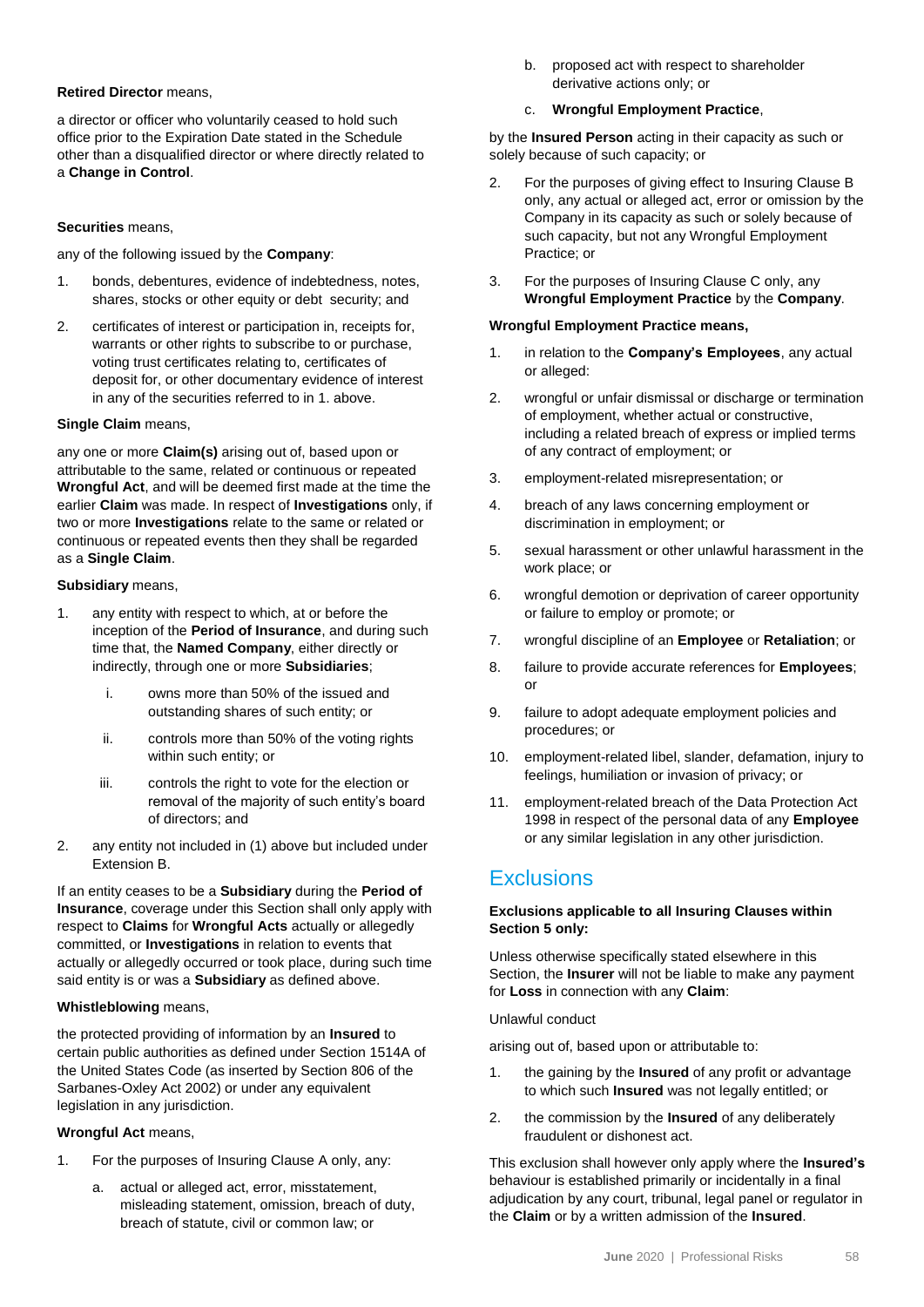**Retired Director** means,

a director or officer who voluntarily ceased to hold such office prior to the Expiration Date stated in the Schedule other than a disqualified director or where directly related to a **Change in Control**.

**Securities** means,

any of the following issued by the **Company**:

1. bonds, debentures, evidence of indebtedness, notes, shares, stocks or other equity or debt security; and
2. certificates of interest or participation in, receipts for, warrants or other rights to subscribe to or purchase, voting trust certificates relating to, certificates of deposit for, or other documentary evidence of interest in any of the securities referred to in 1. above.

**Single Claim** means,

any one or more **Claim(s)** arising out of, based upon or attributable to the same, related or continuous or repeated **Wrongful Act**, and will be deemed first made at the time the earlier **Claim** was made. In respect of **Investigations** only, if two or more **Investigations** relate to the same or related or continuous or repeated events then they shall be regarded as a **Single Claim**.

**Subsidiary** means,

1. any entity with respect to which, at or before the inception of the **Period of Insurance**, and during such time that, the **Named Company**, either directly or indirectly, through one or more **Subsidiaries**;
   i. owns more than 50% of the issued and outstanding shares of such entity; or
   ii. controls more than 50% of the voting rights within such entity; or
   iii. controls the right to vote for the election or removal of the majority of such entity's board of directors; and
2. any entity not included in (1) above but included under Extension B.

If an entity ceases to be a **Subsidiary** during the **Period of Insurance**, coverage under this Section shall only apply with respect to **Claims** for **Wrongful Acts** actually or allegedly committed, or **Investigations** in relation to events that actually or allegedly occurred or took place, during such time said entity is or was a **Subsidiary** as defined above.

**Whistleblowing** means,

the protected providing of information by an **Insured** to certain public authorities as defined under Section 1514A of the United States Code (as inserted by Section 806 of the Sarbanes-Oxley Act 2002) or under any equivalent legislation in any jurisdiction.

**Wrongful Act** means,

1. For the purposes of Insuring Clause A only, any:
   a. actual or alleged act, error, misstatement, misleading statement, omission, breach of duty, breach of statute, civil or common law; or
   b. proposed act with respect to shareholder derivative actions only; or
   c. **Wrongful Employment Practice**,

   by the **Insured Person** acting in their capacity as such or solely because of such capacity; or
2. For the purposes of giving effect to Insuring Clause B only, any actual or alleged act, error or omission by the Company in its capacity as such or solely because of such capacity, but not any Wrongful Employment Practice; or
3. For the purposes of Insuring Clause C only, any **Wrongful Employment Practice** by the **Company**.

**Wrongful Employment Practice means,**

1. in relation to the **Company's Employees**, any actual or alleged:
2. wrongful or unfair dismissal or discharge or termination of employment, whether actual or constructive, including a related breach of express or implied terms of any contract of employment; or
3. employment-related misrepresentation; or
4. breach of any laws concerning employment or discrimination in employment; or
5. sexual harassment or other unlawful harassment in the work place; or
6. wrongful demotion or deprivation of career opportunity or failure to employ or promote; or
7. wrongful discipline of an **Employee** or **Retaliation**; or
8. failure to provide accurate references for **Employees**; or
9. failure to adopt adequate employment policies and procedures; or
10. employment-related libel, slander, defamation, injury to feelings, humiliation or invasion of privacy; or
11. employment-related breach of the Data Protection Act 1998 in respect of the personal data of any **Employee** or any similar legislation in any other jurisdiction.

# Exclusions

**Exclusions applicable to all Insuring Clauses within Section 5 only:**

Unless otherwise specifically stated elsewhere in this Section, the **Insurer** will not be liable to make any payment for **Loss** in connection with any **Claim**:

Unlawful conduct

arising out of, based upon or attributable to:

1. the gaining by the **Insured** of any profit or advantage to which such **Insured** was not legally entitled; or
2. the commission by the **Insured** of any deliberately fraudulent or dishonest act.

This exclusion shall however only apply where the **Insured's** behaviour is established primarily or incidentally in a final adjudication by any court, tribunal, legal panel or regulator in the **Claim** or by a written admission of the **Insured**.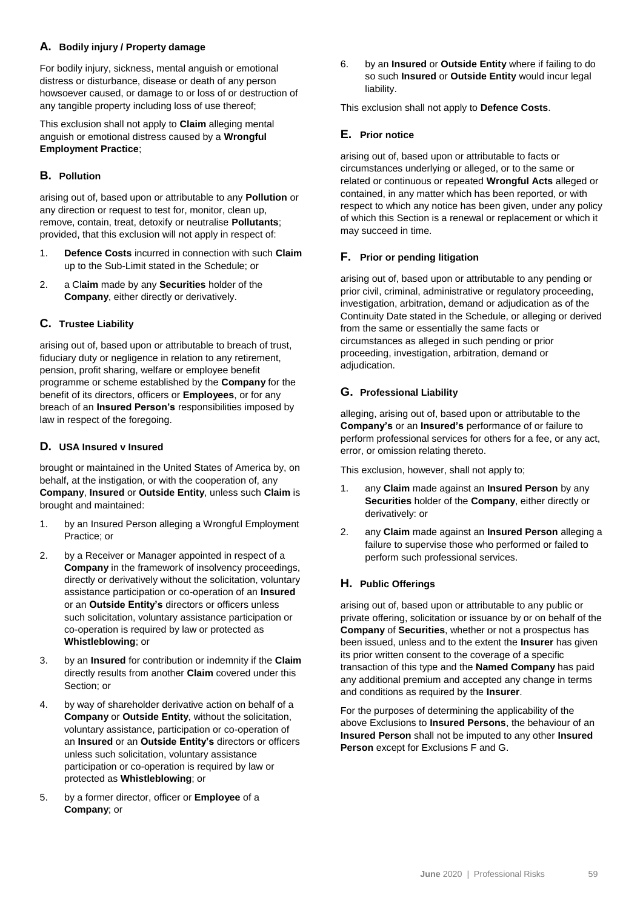### A. Bodily injury / Property damage

For bodily injury, sickness, mental anguish or emotional distress or disturbance, disease or death of any person howsoever caused, or damage to or loss of or destruction of any tangible property including loss of use thereof;

This exclusion shall not apply to **Claim** alleging mental anguish or emotional distress caused by a **Wrongful Employment Practice**;

### B. Pollution

arising out of, based upon or attributable to any **Pollution** or any direction or request to test for, monitor, clean up, remove, contain, treat, detoxify or neutralise **Pollutants**; provided, that this exclusion will not apply in respect of:

1. **Defence Costs** incurred in connection with such **Claim** up to the Sub-Limit stated in the Schedule; or
2. a Cl**aim** made by any **Securities** holder of the **Company**, either directly or derivatively.

### C. Trustee Liability

arising out of, based upon or attributable to breach of trust, fiduciary duty or negligence in relation to any retirement, pension, profit sharing, welfare or employee benefit programme or scheme established by the **Company** for the benefit of its directors, officers or **Employees**, or for any breach of an **Insured Person's** responsibilities imposed by law in respect of the foregoing.

### D. USA Insured v Insured

brought or maintained in the United States of America by, on behalf, at the instigation, or with the cooperation of, any **Company**, **Insured** or **Outside Entity**, unless such **Claim** is brought and maintained:

1. by an Insured Person alleging a Wrongful Employment Practice; or
2. by a Receiver or Manager appointed in respect of a **Company** in the framework of insolvency proceedings, directly or derivatively without the solicitation, voluntary assistance participation or co-operation of an **Insured** or an **Outside Entity's** directors or officers unless such solicitation, voluntary assistance participation or co-operation is required by law or protected as **Whistleblowing**; or
3. by an **Insured** for contribution or indemnity if the **Claim** directly results from another **Claim** covered under this Section; or
4. by way of shareholder derivative action on behalf of a **Company** or **Outside Entity**, without the solicitation, voluntary assistance, participation or co-operation of an **Insured** or an **Outside Entity's** directors or officers unless such solicitation, voluntary assistance participation or co-operation is required by law or protected as **Whistleblowing**; or
5. by a former director, officer or **Employee** of a **Company**; or
6. by an **Insured** or **Outside Entity** where if failing to do so such **Insured** or **Outside Entity** would incur legal liability.

This exclusion shall not apply to **Defence Costs**.

### E. Prior notice

arising out of, based upon or attributable to facts or circumstances underlying or alleged, or to the same or related or continuous or repeated **Wrongful Acts** alleged or contained, in any matter which has been reported, or with respect to which any notice has been given, under any policy of which this Section is a renewal or replacement or which it may succeed in time.

### F. Prior or pending litigation

arising out of, based upon or attributable to any pending or prior civil, criminal, administrative or regulatory proceeding, investigation, arbitration, demand or adjudication as of the Continuity Date stated in the Schedule, or alleging or derived from the same or essentially the same facts or circumstances as alleged in such pending or prior proceeding, investigation, arbitration, demand or adjudication.

### G. Professional Liability

alleging, arising out of, based upon or attributable to the **Company's** or an **Insured's** performance of or failure to perform professional services for others for a fee, or any act, error, or omission relating thereto.

This exclusion, however, shall not apply to;

1. any **Claim** made against an **Insured Person** by any **Securities** holder of the **Company**, either directly or derivatively: or
2. any **Claim** made against an **Insured Person** alleging a failure to supervise those who performed or failed to perform such professional services.

### H. Public Offerings

arising out of, based upon or attributable to any public or private offering, solicitation or issuance by or on behalf of the **Company** of **Securities**, whether or not a prospectus has been issued, unless and to the extent the **Insurer** has given its prior written consent to the coverage of a specific transaction of this type and the **Named Company** has paid any additional premium and accepted any change in terms and conditions as required by the **Insurer**.

For the purposes of determining the applicability of the above Exclusions to **Insured Persons**, the behaviour of an **Insured Person** shall not be imputed to any other **Insured Person** except for Exclusions F and G.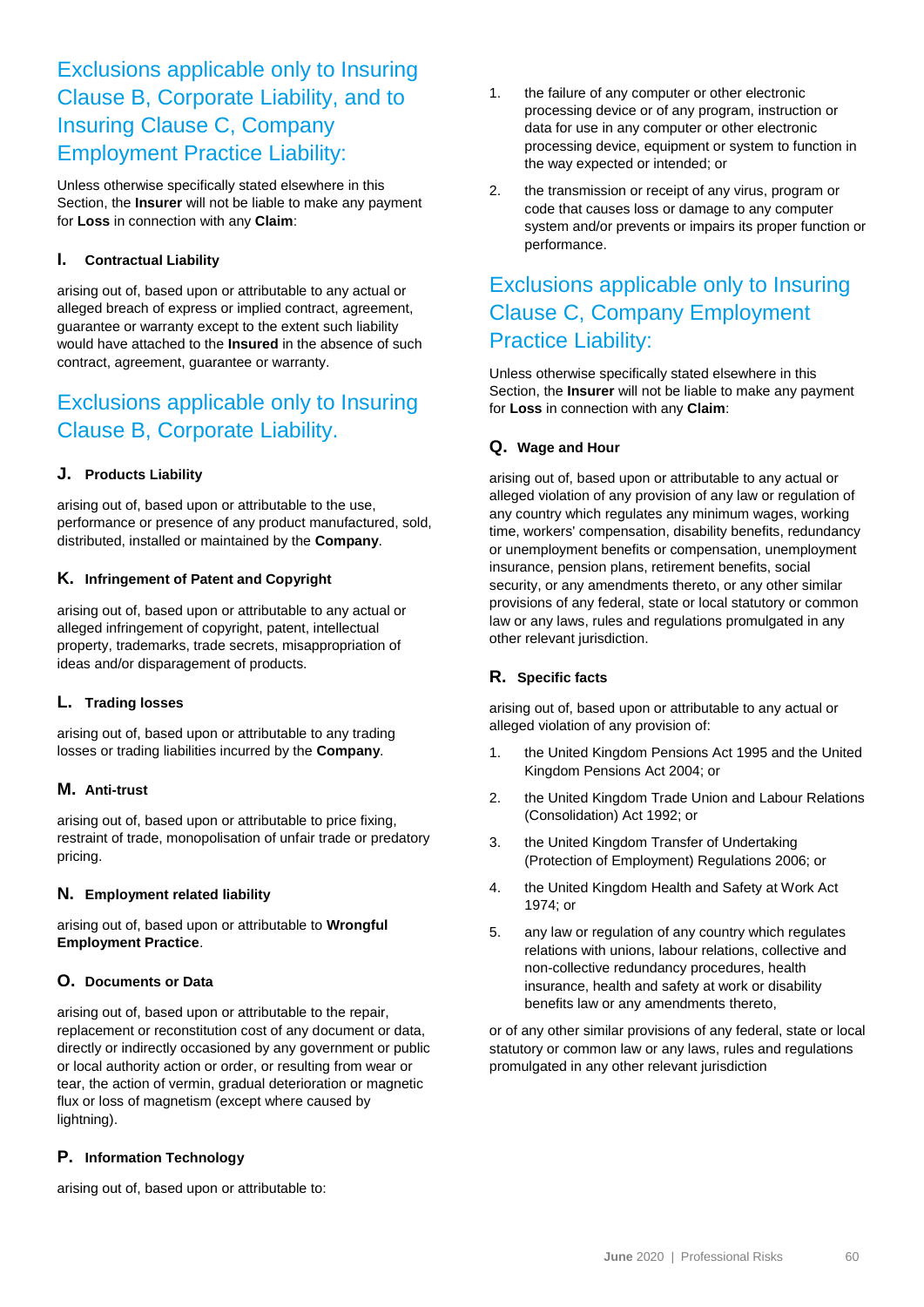## Exclusions applicable only to Insuring Clause B, Corporate Liability, and to Insuring Clause C, Company Employment Practice Liability:

Unless otherwise specifically stated elsewhere in this Section, the **Insurer** will not be liable to make any payment for **Loss** in connection with any **Claim**:

### I. Contractual Liability

arising out of, based upon or attributable to any actual or alleged breach of express or implied contract, agreement, guarantee or warranty except to the extent such liability would have attached to the **Insured** in the absence of such contract, agreement, guarantee or warranty.

## Exclusions applicable only to Insuring Clause B, Corporate Liability.

### J. Products Liability

arising out of, based upon or attributable to the use, performance or presence of any product manufactured, sold, distributed, installed or maintained by the **Company**.

### K. Infringement of Patent and Copyright

arising out of, based upon or attributable to any actual or alleged infringement of copyright, patent, intellectual property, trademarks, trade secrets, misappropriation of ideas and/or disparagement of products.

### L. Trading losses

arising out of, based upon or attributable to any trading losses or trading liabilities incurred by the **Company**.

### M. Anti-trust

arising out of, based upon or attributable to price fixing, restraint of trade, monopolisation of unfair trade or predatory pricing.

### N. Employment related liability

arising out of, based upon or attributable to **Wrongful Employment Practice**.

### O. Documents or Data

arising out of, based upon or attributable to the repair, replacement or reconstitution cost of any document or data, directly or indirectly occasioned by any government or public or local authority action or order, or resulting from wear or tear, the action of vermin, gradual deterioration or magnetic flux or loss of magnetism (except where caused by lightning).

### P. Information Technology

arising out of, based upon or attributable to:

1. the failure of any computer or other electronic processing device or of any program, instruction or data for use in any computer or other electronic processing device, equipment or system to function in the way expected or intended; or
2. the transmission or receipt of any virus, program or code that causes loss or damage to any computer system and/or prevents or impairs its proper function or performance.

## Exclusions applicable only to Insuring Clause C, Company Employment Practice Liability:

Unless otherwise specifically stated elsewhere in this Section, the **Insurer** will not be liable to make any payment for **Loss** in connection with any **Claim**:

### Q. Wage and Hour

arising out of, based upon or attributable to any actual or alleged violation of any provision of any law or regulation of any country which regulates any minimum wages, working time, workers' compensation, disability benefits, redundancy or unemployment benefits or compensation, unemployment insurance, pension plans, retirement benefits, social security, or any amendments thereto, or any other similar provisions of any federal, state or local statutory or common law or any laws, rules and regulations promulgated in any other relevant jurisdiction.

### R. Specific facts

arising out of, based upon or attributable to any actual or alleged violation of any provision of:

1. the United Kingdom Pensions Act 1995 and the United Kingdom Pensions Act 2004; or
2. the United Kingdom Trade Union and Labour Relations (Consolidation) Act 1992; or
3. the United Kingdom Transfer of Undertaking (Protection of Employment) Regulations 2006; or
4. the United Kingdom Health and Safety at Work Act 1974; or
5. any law or regulation of any country which regulates relations with unions, labour relations, collective and non-collective redundancy procedures, health insurance, health and safety at work or disability benefits law or any amendments thereto,

or of any other similar provisions of any federal, state or local statutory or common law or any laws, rules and regulations promulgated in any other relevant jurisdiction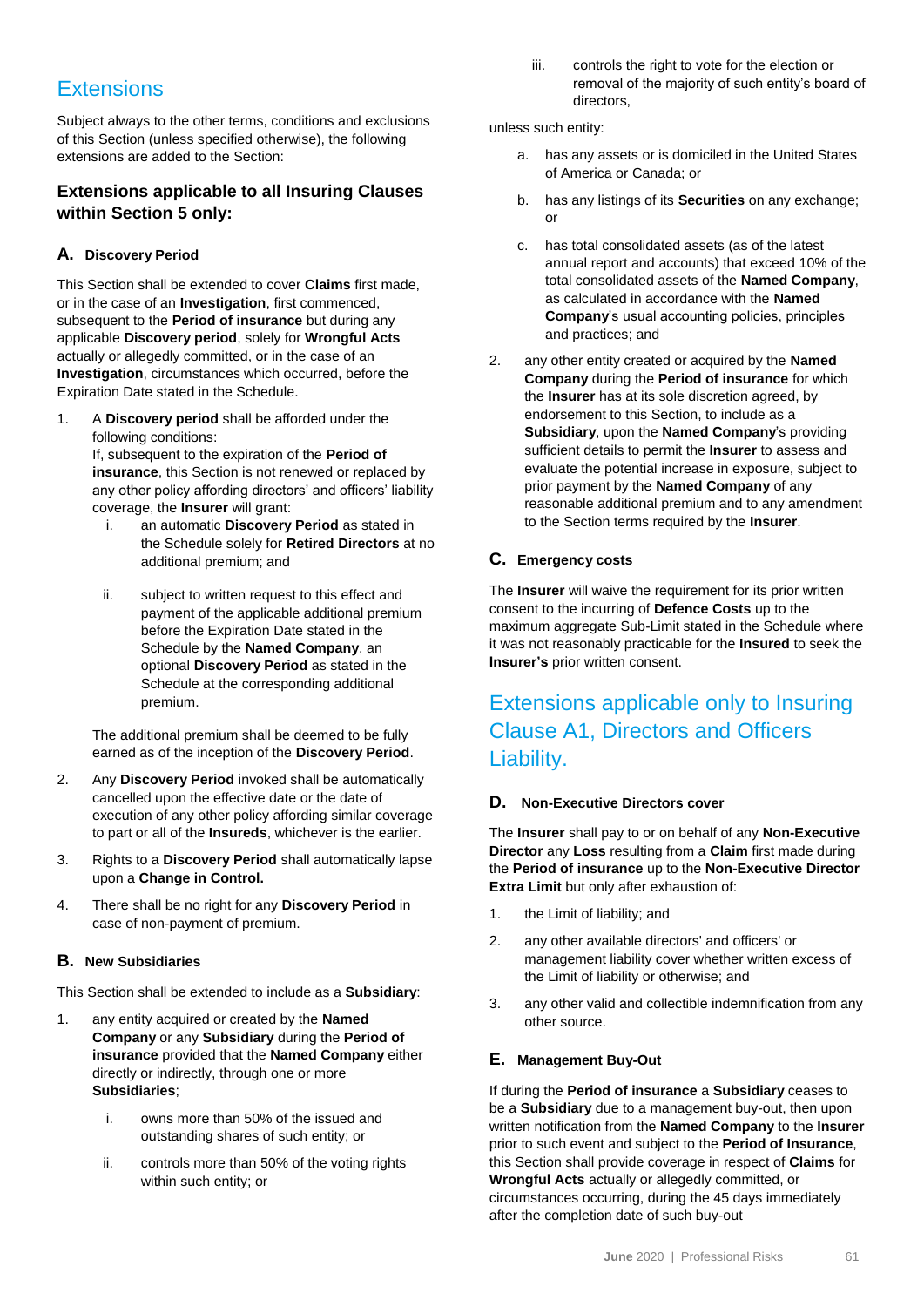# Extensions

Subject always to the other terms, conditions and exclusions of this Section (unless specified otherwise), the following extensions are added to the Section:

## Extensions applicable to all Insuring Clauses within Section 5 only:

### A. Discovery Period

This Section shall be extended to cover **Claims** first made, or in the case of an **Investigation**, first commenced, subsequent to the **Period of insurance** but during any applicable **Discovery period**, solely for **Wrongful Acts** actually or allegedly committed, or in the case of an **Investigation**, circumstances which occurred, before the Expiration Date stated in the Schedule.

1. A **Discovery period** shall be afforded under the following conditions:
   If, subsequent to the expiration of the **Period of insurance**, this Section is not renewed or replaced by any other policy affording directors' and officers' liability coverage, the **Insurer** will grant:
   i. an automatic **Discovery Period** as stated in the Schedule solely for **Retired Directors** at no additional premium; and
   ii. subject to written request to this effect and payment of the applicable additional premium before the Expiration Date stated in the Schedule by the **Named Company**, an optional **Discovery Period** as stated in the Schedule at the corresponding additional premium.

   The additional premium shall be deemed to be fully earned as of the inception of the **Discovery Period**.
2. Any **Discovery Period** invoked shall be automatically cancelled upon the effective date or the date of execution of any other policy affording similar coverage to part or all of the **Insureds**, whichever is the earlier.
3. Rights to a **Discovery Period** shall automatically lapse upon a **Change in Control.**
4. There shall be no right for any **Discovery Period** in case of non-payment of premium.

### B. New Subsidiaries

This Section shall be extended to include as a **Subsidiary**:

1. any entity acquired or created by the **Named Company** or any **Subsidiary** during the **Period of insurance** provided that the **Named Company** either directly or indirectly, through one or more **Subsidiaries**;
   i. owns more than 50% of the issued and outstanding shares of such entity; or
   ii. controls more than 50% of the voting rights within such entity; or
   iii. controls the right to vote for the election or removal of the majority of such entity's board of directors,

   unless such entity:

   a. has any assets or is domiciled in the United States of America or Canada; or
   b. has any listings of its **Securities** on any exchange; or
   c. has total consolidated assets (as of the latest annual report and accounts) that exceed 10% of the total consolidated assets of the **Named Company**, as calculated in accordance with the **Named Company**'s usual accounting policies, principles and practices; and
2. any other entity created or acquired by the **Named Company** during the **Period of insurance** for which the **Insurer** has at its sole discretion agreed, by endorsement to this Section, to include as a **Subsidiary**, upon the **Named Company**'s providing sufficient details to permit the **Insurer** to assess and evaluate the potential increase in exposure, subject to prior payment by the **Named Company** of any reasonable additional premium and to any amendment to the Section terms required by the **Insurer**.

### C. Emergency costs

The **Insurer** will waive the requirement for its prior written consent to the incurring of **Defence Costs** up to the maximum aggregate Sub-Limit stated in the Schedule where it was not reasonably practicable for the **Insured** to seek the **Insurer's** prior written consent.

## Extensions applicable only to Insuring Clause A1, Directors and Officers Liability.

### D. Non-Executive Directors cover

The **Insurer** shall pay to or on behalf of any **Non-Executive Director** any **Loss** resulting from a **Claim** first made during the **Period of insurance** up to the **Non-Executive Director Extra Limit** but only after exhaustion of:

1. the Limit of liability; and
2. any other available directors' and officers' or management liability cover whether written excess of the Limit of liability or otherwise; and
3. any other valid and collectible indemnification from any other source.

### E. Management Buy-Out

If during the **Period of insurance** a **Subsidiary** ceases to be a **Subsidiary** due to a management buy-out, then upon written notification from the **Named Company** to the **Insurer** prior to such event and subject to the **Period of Insurance**, this Section shall provide coverage in respect of **Claims** for **Wrongful Acts** actually or allegedly committed, or circumstances occurring, during the 45 days immediately after the completion date of such buy-out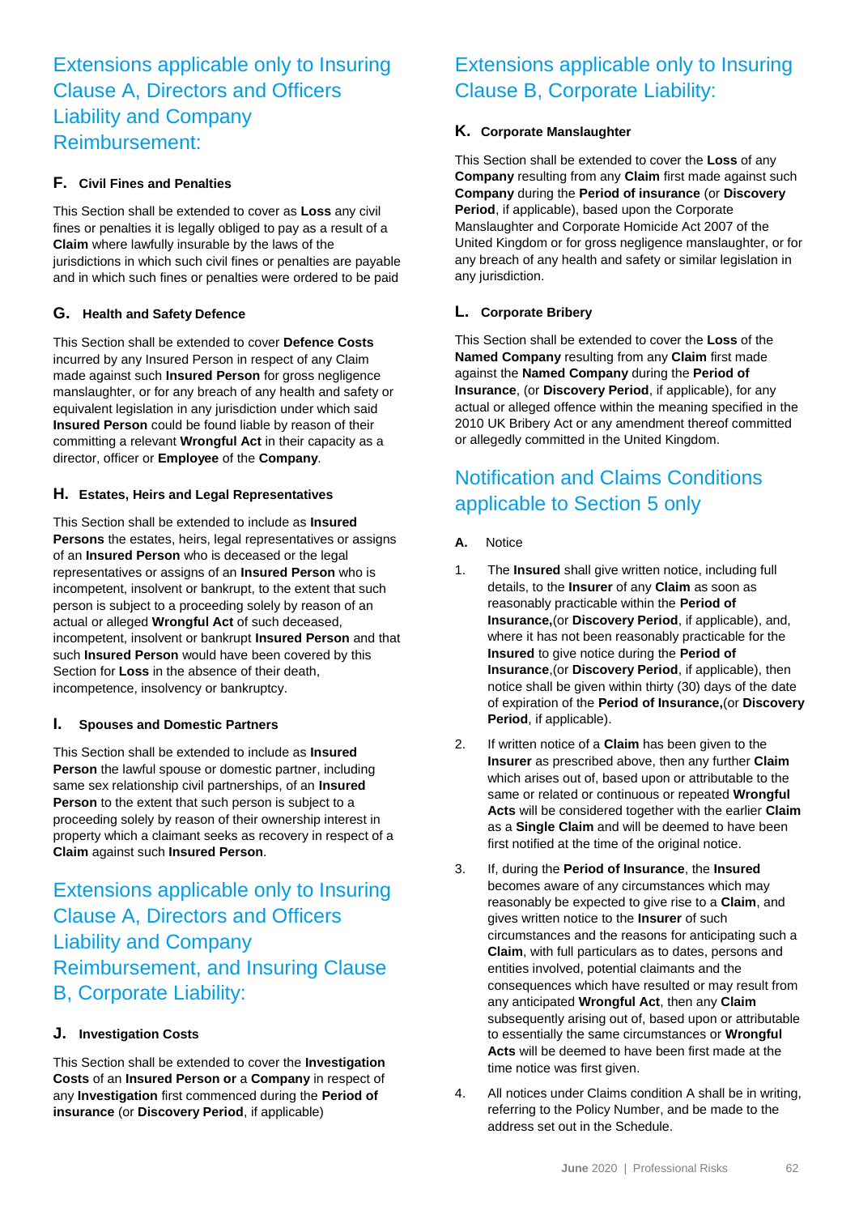## Extensions applicable only to Insuring Clause A, Directors and Officers Liability and Company Reimbursement:

### F. Civil Fines and Penalties

This Section shall be extended to cover as **Loss** any civil fines or penalties it is legally obliged to pay as a result of a **Claim** where lawfully insurable by the laws of the jurisdictions in which such civil fines or penalties are payable and in which such fines or penalties were ordered to be paid

### G. Health and Safety Defence

This Section shall be extended to cover **Defence Costs** incurred by any Insured Person in respect of any Claim made against such **Insured Person** for gross negligence manslaughter, or for any breach of any health and safety or equivalent legislation in any jurisdiction under which said **Insured Person** could be found liable by reason of their committing a relevant **Wrongful Act** in their capacity as a director, officer or **Employee** of the **Company**.

### H. Estates, Heirs and Legal Representatives

This Section shall be extended to include as **Insured Persons** the estates, heirs, legal representatives or assigns of an **Insured Person** who is deceased or the legal representatives or assigns of an **Insured Person** who is incompetent, insolvent or bankrupt, to the extent that such person is subject to a proceeding solely by reason of an actual or alleged **Wrongful Act** of such deceased, incompetent, insolvent or bankrupt **Insured Person** and that such **Insured Person** would have been covered by this Section for **Loss** in the absence of their death, incompetence, insolvency or bankruptcy.

### I. Spouses and Domestic Partners

This Section shall be extended to include as **Insured Person** the lawful spouse or domestic partner, including same sex relationship civil partnerships, of an **Insured Person** to the extent that such person is subject to a proceeding solely by reason of their ownership interest in property which a claimant seeks as recovery in respect of a **Claim** against such **Insured Person**.

## Extensions applicable only to Insuring Clause A, Directors and Officers Liability and Company Reimbursement, and Insuring Clause B, Corporate Liability:

### J. Investigation Costs

This Section shall be extended to cover the **Investigation Costs** of an **Insured Person or** a **Company** in respect of any **Investigation** first commenced during the **Period of insurance** (or **Discovery Period**, if applicable)

## Extensions applicable only to Insuring Clause B, Corporate Liability:

### K. Corporate Manslaughter

This Section shall be extended to cover the **Loss** of any **Company** resulting from any **Claim** first made against such **Company** during the **Period of insurance** (or **Discovery Period**, if applicable), based upon the Corporate Manslaughter and Corporate Homicide Act 2007 of the United Kingdom or for gross negligence manslaughter, or for any breach of any health and safety or similar legislation in any jurisdiction.

### L. Corporate Bribery

This Section shall be extended to cover the **Loss** of the **Named Company** resulting from any **Claim** first made against the **Named Company** during the **Period of Insurance**, (or **Discovery Period**, if applicable), for any actual or alleged offence within the meaning specified in the 2010 UK Bribery Act or any amendment thereof committed or allegedly committed in the United Kingdom.

## Notification and Claims Conditions applicable to Section 5 only

**A.** Notice

1. The **Insured** shall give written notice, including full details, to the **Insurer** of any **Claim** as soon as reasonably practicable within the **Period of Insurance,**(or **Discovery Period**, if applicable), and, where it has not been reasonably practicable for the **Insured** to give notice during the **Period of Insurance**,(or **Discovery Period**, if applicable), then notice shall be given within thirty (30) days of the date of expiration of the **Period of Insurance,**(or **Discovery Period**, if applicable).
2. If written notice of a **Claim** has been given to the **Insurer** as prescribed above, then any further **Claim** which arises out of, based upon or attributable to the same or related or continuous or repeated **Wrongful Acts** will be considered together with the earlier **Claim** as a **Single Claim** and will be deemed to have been first notified at the time of the original notice.
3. If, during the **Period of Insurance**, the **Insured** becomes aware of any circumstances which may reasonably be expected to give rise to a **Claim**, and gives written notice to the **Insurer** of such circumstances and the reasons for anticipating such a **Claim**, with full particulars as to dates, persons and entities involved, potential claimants and the consequences which have resulted or may result from any anticipated **Wrongful Act**, then any **Claim** subsequently arising out of, based upon or attributable to essentially the same circumstances or **Wrongful Acts** will be deemed to have been first made at the time notice was first given.
4. All notices under Claims condition A shall be in writing, referring to the Policy Number, and be made to the address set out in the Schedule.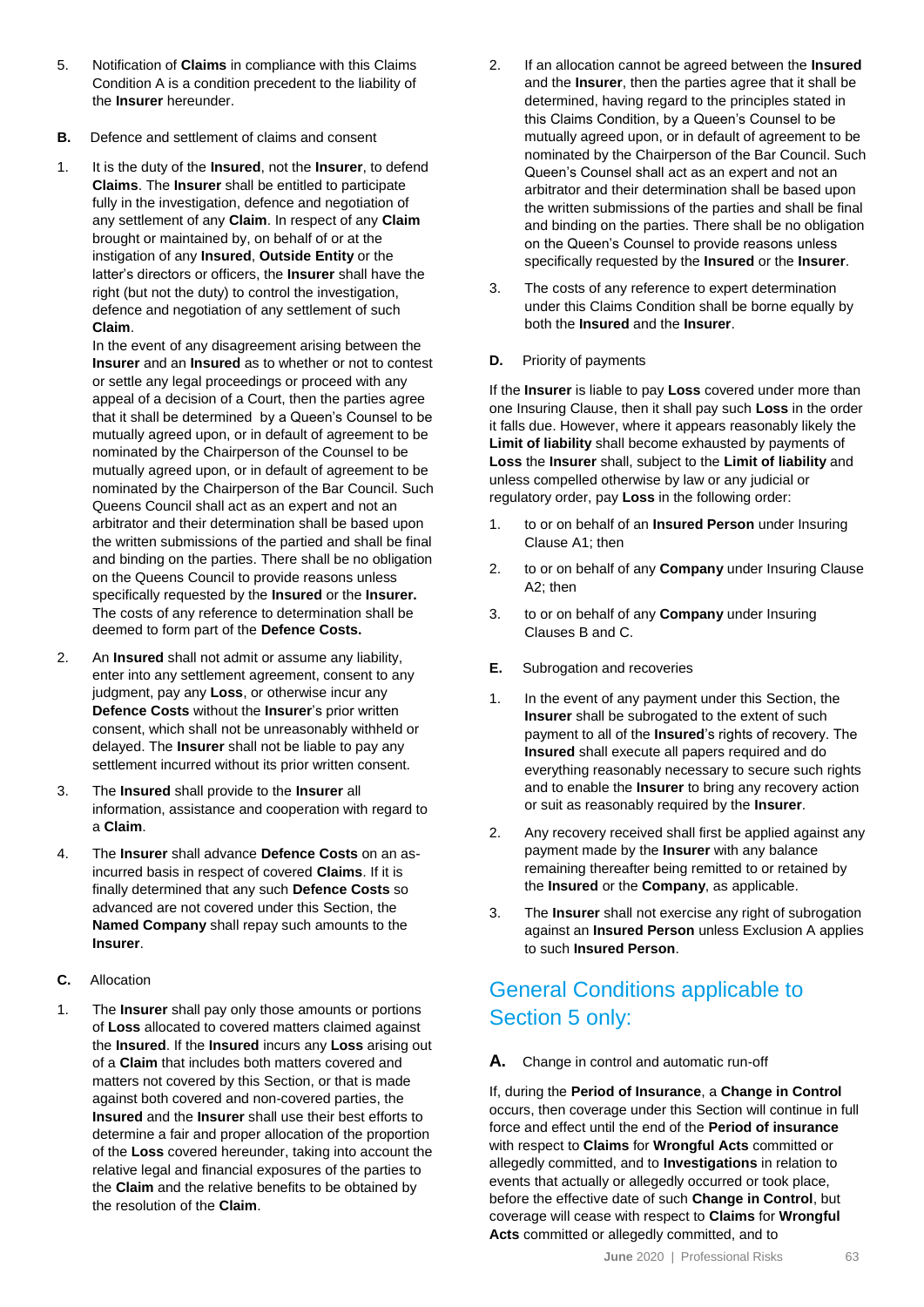5. Notification of **Claims** in compliance with this Claims Condition A is a condition precedent to the liability of the **Insurer** hereunder.

**B.** Defence and settlement of claims and consent

1. It is the duty of the **Insured**, not the **Insurer**, to defend **Claims**. The **Insurer** shall be entitled to participate fully in the investigation, defence and negotiation of any settlement of any **Claim**. In respect of any **Claim** brought or maintained by, on behalf of or at the instigation of any **Insured**, **Outside Entity** or the latter's directors or officers, the **Insurer** shall have the right (but not the duty) to control the investigation, defence and negotiation of any settlement of such **Claim**.

   In the event of any disagreement arising between the **Insurer** and an **Insured** as to whether or not to contest or settle any legal proceedings or proceed with any appeal of a decision of a Court, then the parties agree that it shall be determined by a Queen's Counsel to be mutually agreed upon, or in default of agreement to be nominated by the Chairperson of the Counsel to be mutually agreed upon, or in default of agreement to be nominated by the Chairperson of the Bar Council. Such Queens Council shall act as an expert and not an arbitrator and their determination shall be based upon the written submissions of the partied and shall be final and binding on the parties. There shall be no obligation on the Queens Council to provide reasons unless specifically requested by the **Insured** or the **Insurer.** The costs of any reference to determination shall be deemed to form part of the **Defence Costs.**

2. An **Insured** shall not admit or assume any liability, enter into any settlement agreement, consent to any judgment, pay any **Loss**, or otherwise incur any **Defence Costs** without the **Insurer**'s prior written consent, which shall not be unreasonably withheld or delayed. The **Insurer** shall not be liable to pay any settlement incurred without its prior written consent.

3. The **Insured** shall provide to the **Insurer** all information, assistance and cooperation with regard to a **Claim**.

4. The **Insurer** shall advance **Defence Costs** on an as-incurred basis in respect of covered **Claims**. If it is finally determined that any such **Defence Costs** so advanced are not covered under this Section, the **Named Company** shall repay such amounts to the **Insurer**.

**C.** Allocation

1. The **Insurer** shall pay only those amounts or portions of **Loss** allocated to covered matters claimed against the **Insured**. If the **Insured** incurs any **Loss** arising out of a **Claim** that includes both matters covered and matters not covered by this Section, or that is made against both covered and non-covered parties, the **Insured** and the **Insurer** shall use their best efforts to determine a fair and proper allocation of the proportion of the **Loss** covered hereunder, taking into account the relative legal and financial exposures of the parties to the **Claim** and the relative benefits to be obtained by the resolution of the **Claim**.

2. If an allocation cannot be agreed between the **Insured** and the **Insurer**, then the parties agree that it shall be determined, having regard to the principles stated in this Claims Condition, by a Queen's Counsel to be mutually agreed upon, or in default of agreement to be nominated by the Chairperson of the Bar Council. Such Queen's Counsel shall act as an expert and not an arbitrator and their determination shall be based upon the written submissions of the parties and shall be final and binding on the parties. There shall be no obligation on the Queen's Counsel to provide reasons unless specifically requested by the **Insured** or the **Insurer**.

3. The costs of any reference to expert determination under this Claims Condition shall be borne equally by both the **Insured** and the **Insurer**.

**D.** Priority of payments

If the **Insurer** is liable to pay **Loss** covered under more than one Insuring Clause, then it shall pay such **Loss** in the order it falls due. However, where it appears reasonably likely the **Limit of liability** shall become exhausted by payments of **Loss** the **Insurer** shall, subject to the **Limit of liability** and unless compelled otherwise by law or any judicial or regulatory order, pay **Loss** in the following order:

1. to or on behalf of an **Insured Person** under Insuring Clause A1; then
2. to or on behalf of any **Company** under Insuring Clause A2; then
3. to or on behalf of any **Company** under Insuring Clauses B and C.

**E.** Subrogation and recoveries

1. In the event of any payment under this Section, the **Insurer** shall be subrogated to the extent of such payment to all of the **Insured**'s rights of recovery. The **Insured** shall execute all papers required and do everything reasonably necessary to secure such rights and to enable the **Insurer** to bring any recovery action or suit as reasonably required by the **Insurer**.

2. Any recovery received shall first be applied against any payment made by the **Insurer** with any balance remaining thereafter being remitted to or retained by the **Insured** or the **Company**, as applicable.

3. The **Insurer** shall not exercise any right of subrogation against an **Insured Person** unless Exclusion A applies to such **Insured Person**.

## General Conditions applicable to Section 5 only:

**A.** Change in control and automatic run-off

If, during the **Period of Insurance**, a **Change in Control** occurs, then coverage under this Section will continue in full force and effect until the end of the **Period of insurance** with respect to **Claims** for **Wrongful Acts** committed or allegedly committed, and to **Investigations** in relation to events that actually or allegedly occurred or took place, before the effective date of such **Change in Control**, but coverage will cease with respect to **Claims** for **Wrongful Acts** committed or allegedly committed, and to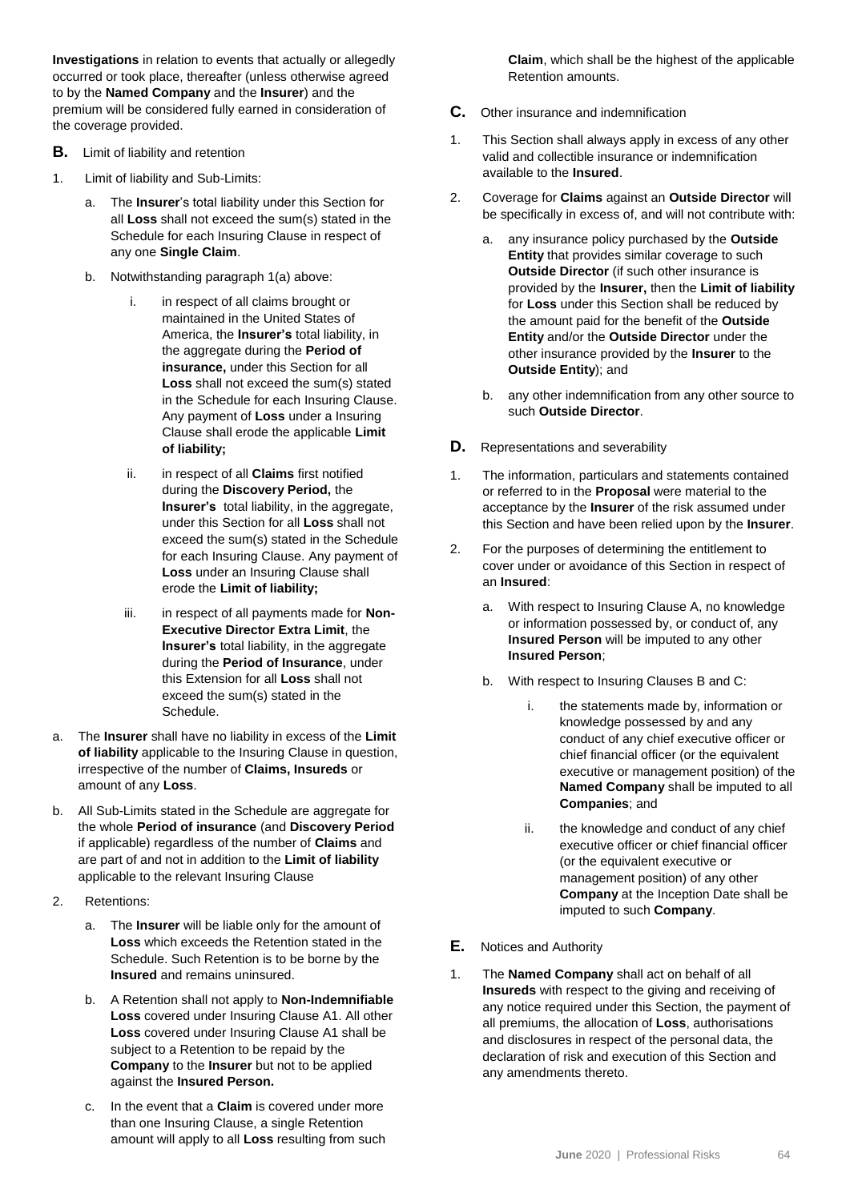**Investigations** in relation to events that actually or allegedly occurred or took place, thereafter (unless otherwise agreed to by the **Named Company** and the **Insurer**) and the premium will be considered fully earned in consideration of the coverage provided.

**B.** Limit of liability and retention

1. Limit of liability and Sub-Limits:

   a. The **Insurer**'s total liability under this Section for all **Loss** shall not exceed the sum(s) stated in the Schedule for each Insuring Clause in respect of any one **Single Claim**.

   b. Notwithstanding paragraph 1(a) above:

      i. in respect of all claims brought or maintained in the United States of America, the **Insurer's** total liability, in the aggregate during the **Period of insurance,** under this Section for all **Loss** shall not exceed the sum(s) stated in the Schedule for each Insuring Clause. Any payment of **Loss** under a Insuring Clause shall erode the applicable **Limit of liability;**

      ii. in respect of all **Claims** first notified during the **Discovery Period,** the **Insurer's** total liability, in the aggregate, under this Section for all **Loss** shall not exceed the sum(s) stated in the Schedule for each Insuring Clause. Any payment of **Loss** under an Insuring Clause shall erode the **Limit of liability;**

      iii. in respect of all payments made for **Non-Executive Director Extra Limit**, the **Insurer's** total liability, in the aggregate during the **Period of Insurance**, under this Extension for all **Loss** shall not exceed the sum(s) stated in the Schedule.

a. The **Insurer** shall have no liability in excess of the **Limit of liability** applicable to the Insuring Clause in question, irrespective of the number of **Claims, Insureds** or amount of any **Loss**.

b. All Sub-Limits stated in the Schedule are aggregate for the whole **Period of insurance** (and **Discovery Period** if applicable) regardless of the number of **Claims** and are part of and not in addition to the **Limit of liability** applicable to the relevant Insuring Clause

2. Retentions:

   a. The **Insurer** will be liable only for the amount of **Loss** which exceeds the Retention stated in the Schedule. Such Retention is to be borne by the **Insured** and remains uninsured.

   b. A Retention shall not apply to **Non-Indemnifiable Loss** covered under Insuring Clause A1. All other **Loss** covered under Insuring Clause A1 shall be subject to a Retention to be repaid by the **Company** to the **Insurer** but not to be applied against the **Insured Person.**

   c. In the event that a **Claim** is covered under more than one Insuring Clause, a single Retention amount will apply to all **Loss** resulting from such **Claim**, which shall be the highest of the applicable Retention amounts.

**C.** Other insurance and indemnification

1. This Section shall always apply in excess of any other valid and collectible insurance or indemnification available to the **Insured**.

2. Coverage for **Claims** against an **Outside Director** will be specifically in excess of, and will not contribute with:

   a. any insurance policy purchased by the **Outside Entity** that provides similar coverage to such **Outside Director** (if such other insurance is provided by the **Insurer,** then the **Limit of liability** for **Loss** under this Section shall be reduced by the amount paid for the benefit of the **Outside Entity** and/or the **Outside Director** under the other insurance provided by the **Insurer** to the **Outside Entity**); and

   b. any other indemnification from any other source to such **Outside Director**.

**D.** Representations and severability

1. The information, particulars and statements contained or referred to in the **Proposal** were material to the acceptance by the **Insurer** of the risk assumed under this Section and have been relied upon by the **Insurer**.

2. For the purposes of determining the entitlement to cover under or avoidance of this Section in respect of an **Insured**:

   a. With respect to Insuring Clause A, no knowledge or information possessed by, or conduct of, any **Insured Person** will be imputed to any other **Insured Person**;

   b. With respect to Insuring Clauses B and C:

      i. the statements made by, information or knowledge possessed by and any conduct of any chief executive officer or chief financial officer (or the equivalent executive or management position) of the **Named Company** shall be imputed to all **Companies**; and

      ii. the knowledge and conduct of any chief executive officer or chief financial officer (or the equivalent executive or management position) of any other **Company** at the Inception Date shall be imputed to such **Company**.

**E.** Notices and Authority

1. The **Named Company** shall act on behalf of all **Insureds** with respect to the giving and receiving of any notice required under this Section, the payment of all premiums, the allocation of **Loss**, authorisations and disclosures in respect of the personal data, the declaration of risk and execution of this Section and any amendments thereto.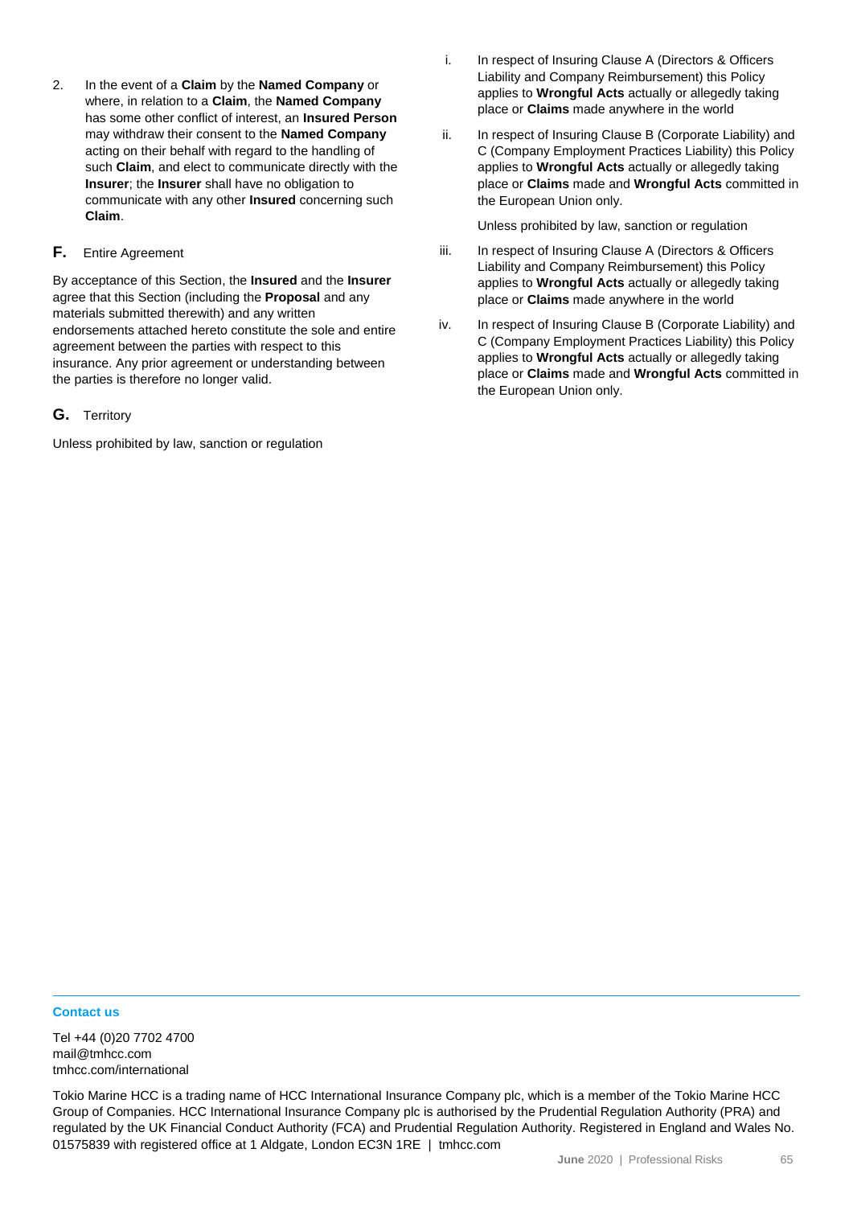2. In the event of a **Claim** by the **Named Company** or where, in relation to a **Claim**, the **Named Company** has some other conflict of interest, an **Insured Person** may withdraw their consent to the **Named Company** acting on their behalf with regard to the handling of such **Claim**, and elect to communicate directly with the **Insurer**; the **Insurer** shall have no obligation to communicate with any other **Insured** concerning such **Claim**.

## F. Entire Agreement

By acceptance of this Section, the **Insured** and the **Insurer** agree that this Section (including the **Proposal** and any materials submitted therewith) and any written endorsements attached hereto constitute the sole and entire agreement between the parties with respect to this insurance. Any prior agreement or understanding between the parties is therefore no longer valid.

## G. Territory

Unless prohibited by law, sanction or regulation

i. In respect of Insuring Clause A (Directors & Officers Liability and Company Reimbursement) this Policy applies to **Wrongful Acts** actually or allegedly taking place or **Claims** made anywhere in the world

ii. In respect of Insuring Clause B (Corporate Liability) and C (Company Employment Practices Liability) this Policy applies to **Wrongful Acts** actually or allegedly taking place or **Claims** made and **Wrongful Acts** committed in the European Union only.

Unless prohibited by law, sanction or regulation

iii. In respect of Insuring Clause A (Directors & Officers Liability and Company Reimbursement) this Policy applies to **Wrongful Acts** actually or allegedly taking place or **Claims** made anywhere in the world

iv. In respect of Insuring Clause B (Corporate Liability) and C (Company Employment Practices Liability) this Policy applies to **Wrongful Acts** actually or allegedly taking place or **Claims** made and **Wrongful Acts** committed in the European Union only.

**Contact us**

Tel +44 (0)20 7702 4700
mail@tmhcc.com
tmhcc.com/international

Tokio Marine HCC is a trading name of HCC International Insurance Company plc, which is a member of the Tokio Marine HCC Group of Companies. HCC International Insurance Company plc is authorised by the Prudential Regulation Authority (PRA) and regulated by the UK Financial Conduct Authority (FCA) and Prudential Regulation Authority. Registered in England and Wales No. 01575839 with registered office at 1 Aldgate, London EC3N 1RE | tmhcc.com